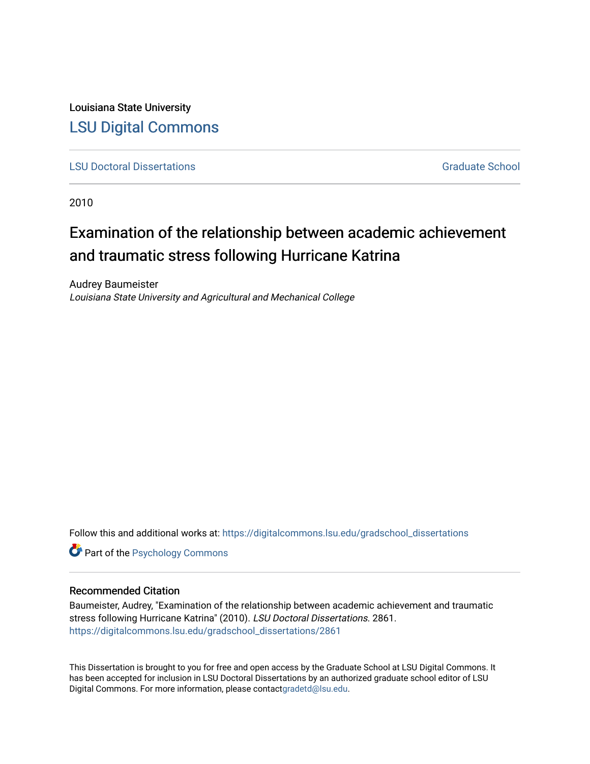Louisiana State University

# LSU Digital Commons

LSU Doctoral Dissertations | Graduate School
---|---

2010

## Examination of the relationship between academic achievement and traumatic stress following Hurricane Katrina

Audrey Baumeister
*Louisiana State University and Agricultural and Mechanical College*

Follow this and additional works at: https://digitalcommons.lsu.edu/gradschool_dissertations

Part of the Psychology Commons

### Recommended Citation

Baumeister, Audrey, "Examination of the relationship between academic achievement and traumatic stress following Hurricane Katrina" (2010). *LSU Doctoral Dissertations*. 2861.
https://digitalcommons.lsu.edu/gradschool_dissertations/2861

This Dissertation is brought to you for free and open access by the Graduate School at LSU Digital Commons. It has been accepted for inclusion in LSU Doctoral Dissertations by an authorized graduate school editor of LSU Digital Commons. For more information, please contactgradetd@lsu.edu.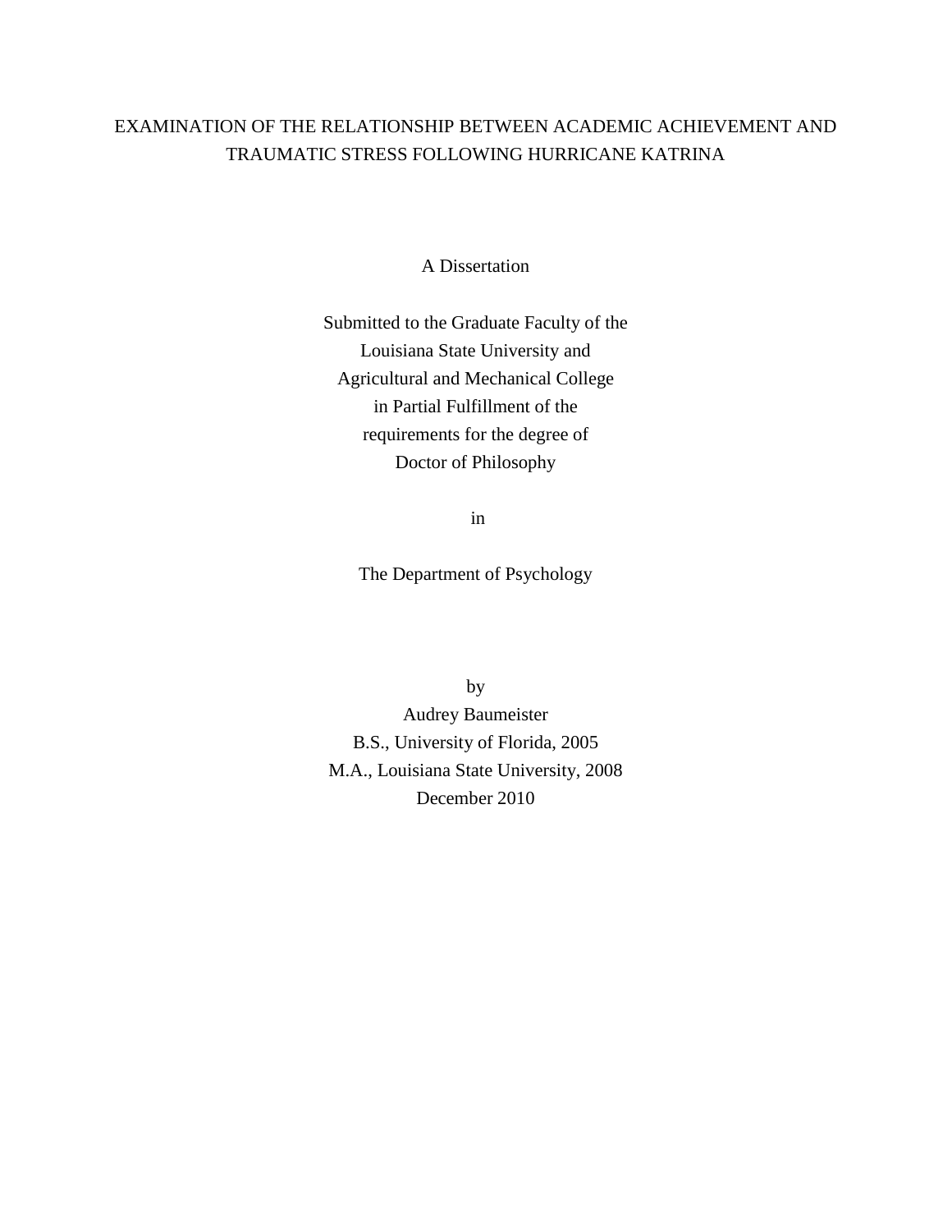# EXAMINATION OF THE RELATIONSHIP BETWEEN ACADEMIC ACHIEVEMENT AND TRAUMATIC STRESS FOLLOWING HURRICANE KATRINA

A Dissertation

Submitted to the Graduate Faculty of the
Louisiana State University and
Agricultural and Mechanical College
in Partial Fulfillment of the
requirements for the degree of
Doctor of Philosophy

in

The Department of Psychology

by
Audrey Baumeister
B.S., University of Florida, 2005
M.A., Louisiana State University, 2008
December 2010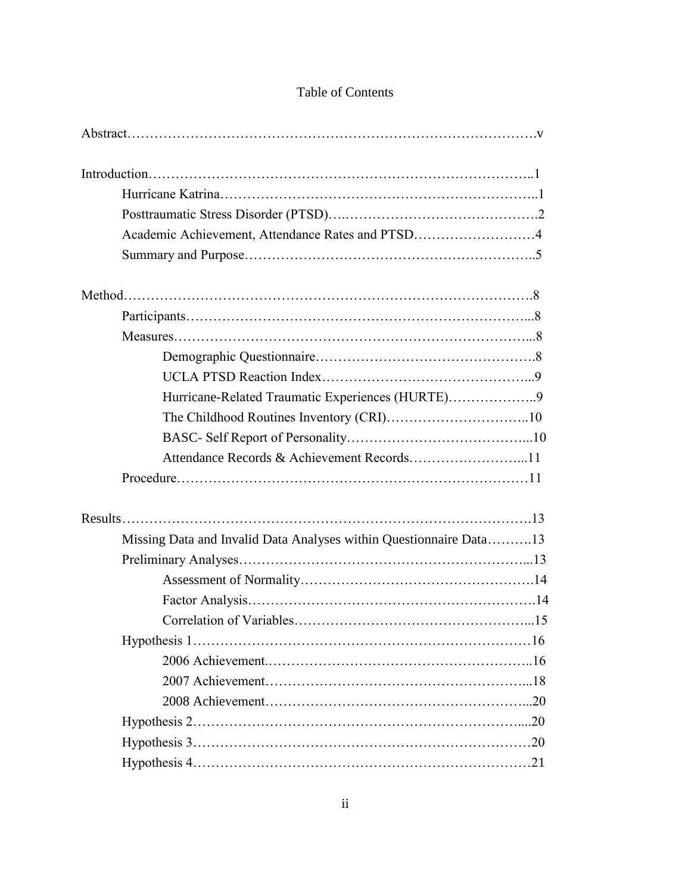# Table of Contents

Abstract……………………………………………………………………………….v

Introduction………………………………………………………………………..1

- Hurricane Katrina…………………………………………………………..1
- Posttraumatic Stress Disorder (PTSD)….…………………………………….2
- Academic Achievement, Attendance Rates and PTSD………………………4
- Summary and Purpose………………………………………………………..5

Method……………………………………………………………………………….8

- Participants……………………………………………………………………...8
- Measures………………………………………………………………………...8
  - Demographic Questionnaire………………………………………….8
  - UCLA PTSD Reaction Index………………………………………...9
  - Hurricane-Related Traumatic Experiences (HURTE)………………..9
  - The Childhood Routines Inventory (CRI)…………………………..10
  - BASC- Self Report of Personality………………………………...10
  - Attendance Records & Achievement Records……………………...11
- Procedure……………………………………………………………………11

Results……………………………………………………………………………….13

- Missing Data and Invalid Data Analyses within Questionnaire Data……….13
- Preliminary Analyses………………………………………………………...13
  - Assessment of Normality…………………………………………….14
  - Factor Analysis……………………………………………………….14
  - Correlation of Variables……………………………………………...15
- Hypothesis 1…………………………………………………………………16
  - 2006 Achievement.…………………………………………………..16
  - 2007 Achievement…………………………………………………...18
  - 2008 Achievement…………………………………………………...20
- Hypothesis 2………………………………………………………………....20
- Hypothesis 3…………………………………………………………………20
- Hypothesis 4…………………………………………………………………21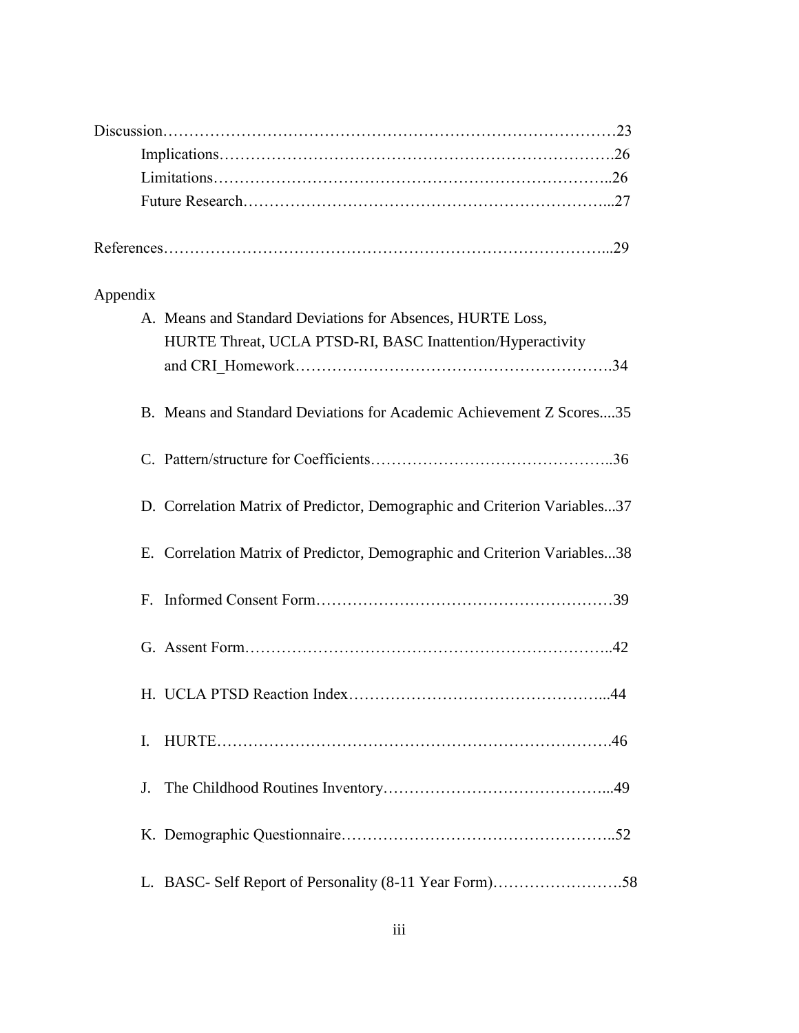Discussion……………………………………………………………………………23

Implications………………………………………………………………….26

Limitations…………………………………………………………………..26

Future Research……………………………………………………………...27

References………………………………………………………………………...29

Appendix

A. Means and Standard Deviations for Absences, HURTE Loss, HURTE Threat, UCLA PTSD-RI, BASC Inattention/Hyperactivity and CRI_Homework…………………………………………………….34

B. Means and Standard Deviations for Academic Achievement Z Scores....35

C. Pattern/structure for Coefficients……………………………………..36

D. Correlation Matrix of Predictor, Demographic and Criterion Variables...37

E. Correlation Matrix of Predictor, Demographic and Criterion Variables...38

F. Informed Consent Form………………………………………………39

G. Assent Form…………………………………………………………..42

H. UCLA PTSD Reaction Index………………………………………...44

I. HURTE………………………………………………………………46

J. The Childhood Routines Inventory…………………………………...49

K. Demographic Questionnaire…………………………………………..52

L. BASC- Self Report of Personality (8-11 Year Form)…………………….58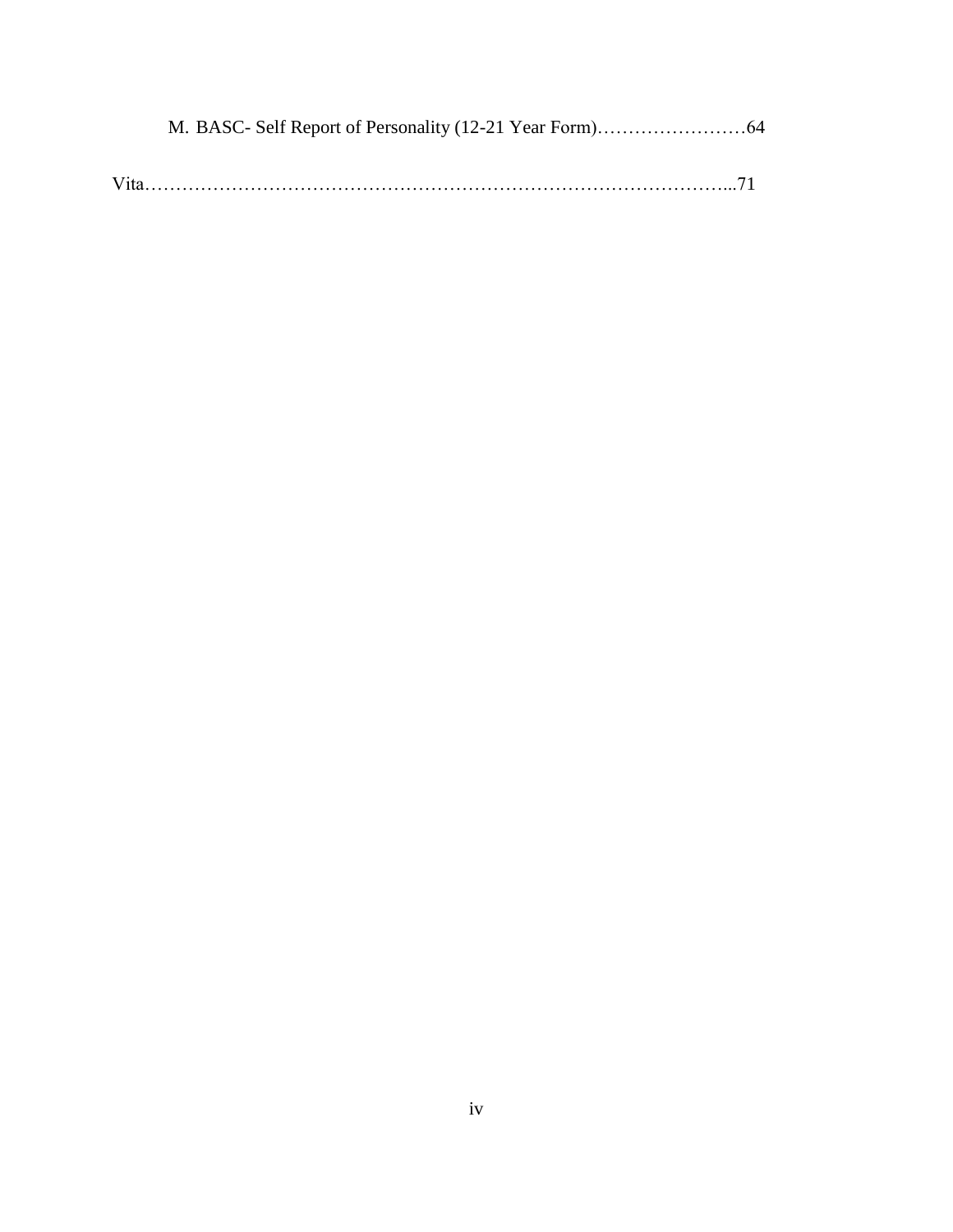M. BASC- Self Report of Personality (12-21 Year Form)……………………64

Vita……………………………………………………………………………...71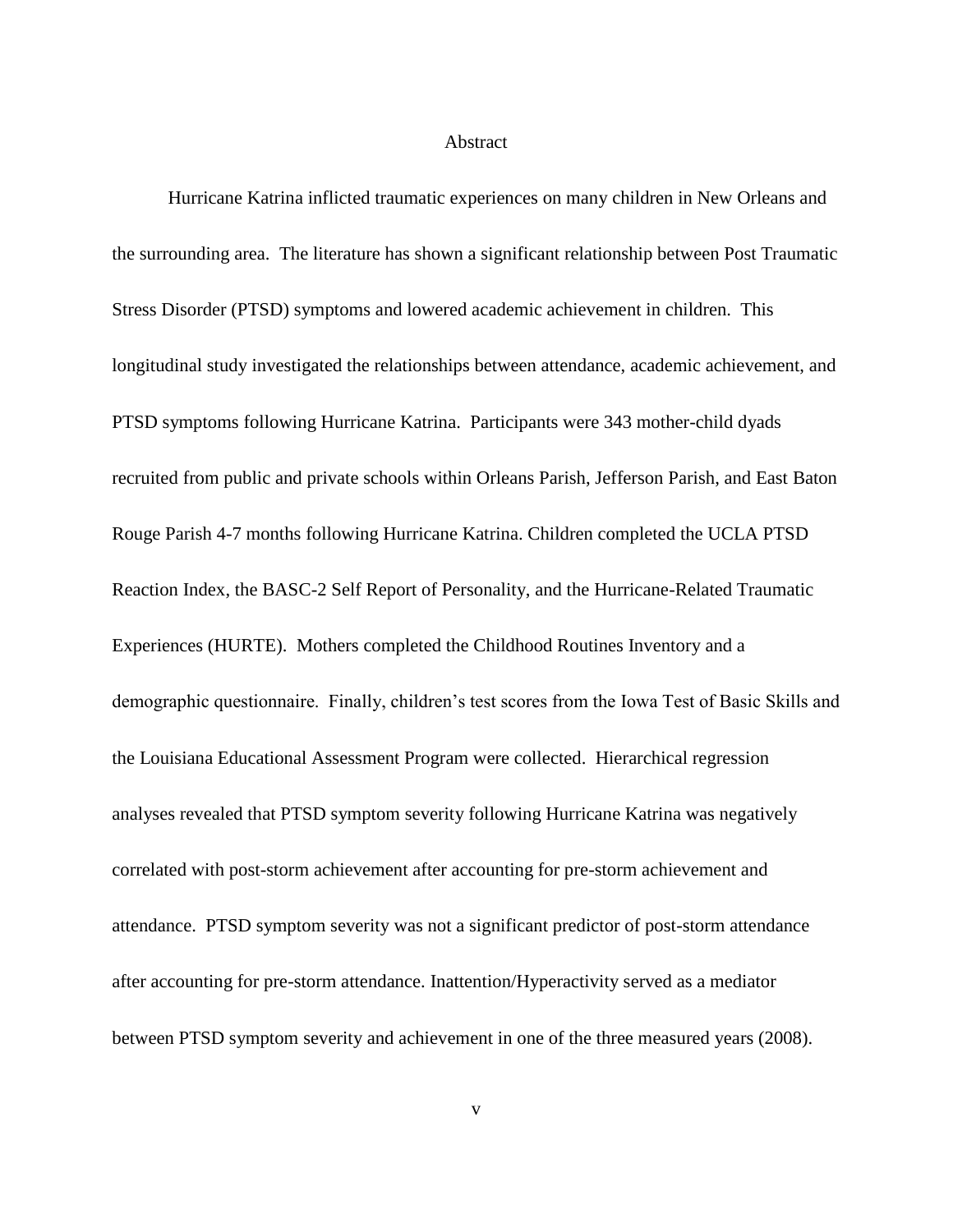# Abstract

Hurricane Katrina inflicted traumatic experiences on many children in New Orleans and the surrounding area. The literature has shown a significant relationship between Post Traumatic Stress Disorder (PTSD) symptoms and lowered academic achievement in children. This longitudinal study investigated the relationships between attendance, academic achievement, and PTSD symptoms following Hurricane Katrina. Participants were 343 mother-child dyads recruited from public and private schools within Orleans Parish, Jefferson Parish, and East Baton Rouge Parish 4-7 months following Hurricane Katrina. Children completed the UCLA PTSD Reaction Index, the BASC-2 Self Report of Personality, and the Hurricane-Related Traumatic Experiences (HURTE). Mothers completed the Childhood Routines Inventory and a demographic questionnaire. Finally, children's test scores from the Iowa Test of Basic Skills and the Louisiana Educational Assessment Program were collected. Hierarchical regression analyses revealed that PTSD symptom severity following Hurricane Katrina was negatively correlated with post-storm achievement after accounting for pre-storm achievement and attendance. PTSD symptom severity was not a significant predictor of post-storm attendance after accounting for pre-storm attendance. Inattention/Hyperactivity served as a mediator between PTSD symptom severity and achievement in one of the three measured years (2008).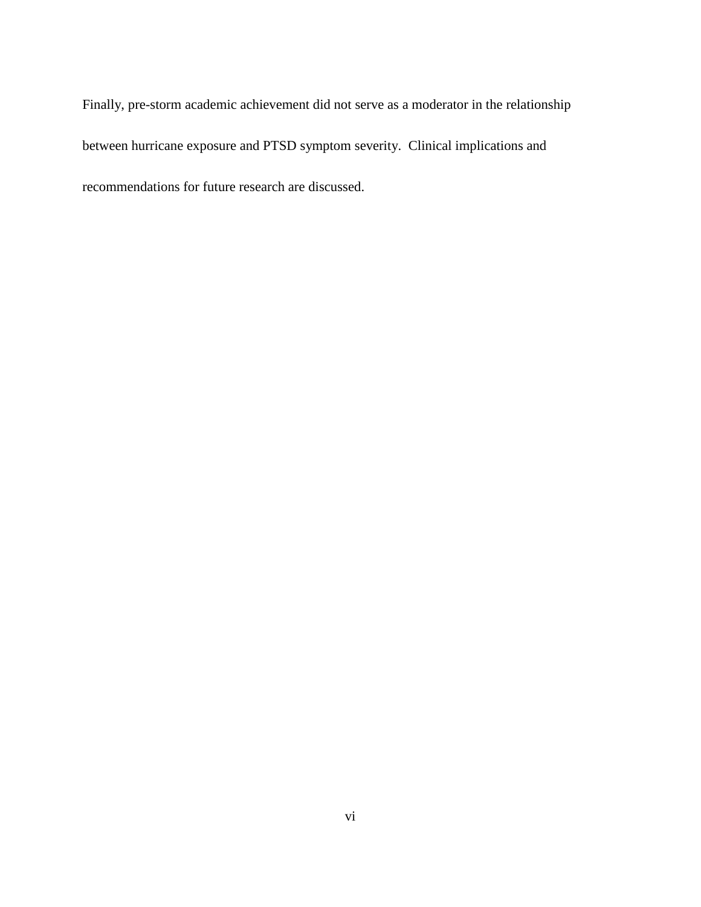Finally, pre-storm academic achievement did not serve as a moderator in the relationship between hurricane exposure and PTSD symptom severity. Clinical implications and recommendations for future research are discussed.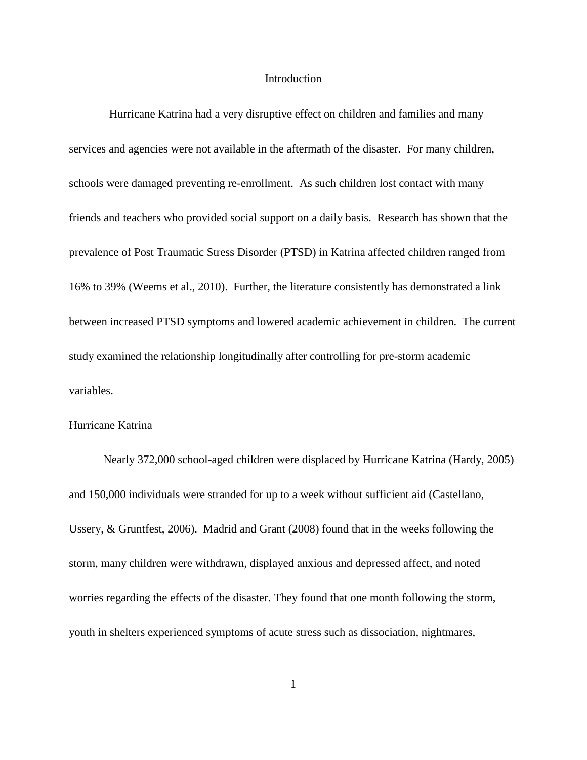# Introduction

Hurricane Katrina had a very disruptive effect on children and families and many services and agencies were not available in the aftermath of the disaster. For many children, schools were damaged preventing re-enrollment. As such children lost contact with many friends and teachers who provided social support on a daily basis. Research has shown that the prevalence of Post Traumatic Stress Disorder (PTSD) in Katrina affected children ranged from 16% to 39% (Weems et al., 2010). Further, the literature consistently has demonstrated a link between increased PTSD symptoms and lowered academic achievement in children. The current study examined the relationship longitudinally after controlling for pre-storm academic variables.

## Hurricane Katrina

Nearly 372,000 school-aged children were displaced by Hurricane Katrina (Hardy, 2005) and 150,000 individuals were stranded for up to a week without sufficient aid (Castellano, Ussery, & Gruntfest, 2006). Madrid and Grant (2008) found that in the weeks following the storm, many children were withdrawn, displayed anxious and depressed affect, and noted worries regarding the effects of the disaster. They found that one month following the storm, youth in shelters experienced symptoms of acute stress such as dissociation, nightmares,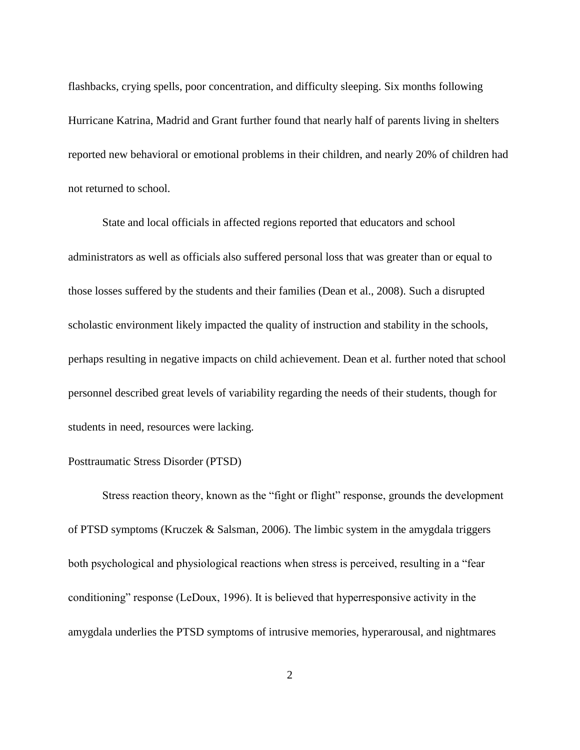flashbacks, crying spells, poor concentration, and difficulty sleeping. Six months following Hurricane Katrina, Madrid and Grant further found that nearly half of parents living in shelters reported new behavioral or emotional problems in their children, and nearly 20% of children had not returned to school.

State and local officials in affected regions reported that educators and school administrators as well as officials also suffered personal loss that was greater than or equal to those losses suffered by the students and their families (Dean et al., 2008). Such a disrupted scholastic environment likely impacted the quality of instruction and stability in the schools, perhaps resulting in negative impacts on child achievement. Dean et al. further noted that school personnel described great levels of variability regarding the needs of their students, though for students in need, resources were lacking.

## Posttraumatic Stress Disorder (PTSD)

Stress reaction theory, known as the "fight or flight" response, grounds the development of PTSD symptoms (Kruczek & Salsman, 2006). The limbic system in the amygdala triggers both psychological and physiological reactions when stress is perceived, resulting in a "fear conditioning" response (LeDoux, 1996). It is believed that hyperresponsive activity in the amygdala underlies the PTSD symptoms of intrusive memories, hyperarousal, and nightmares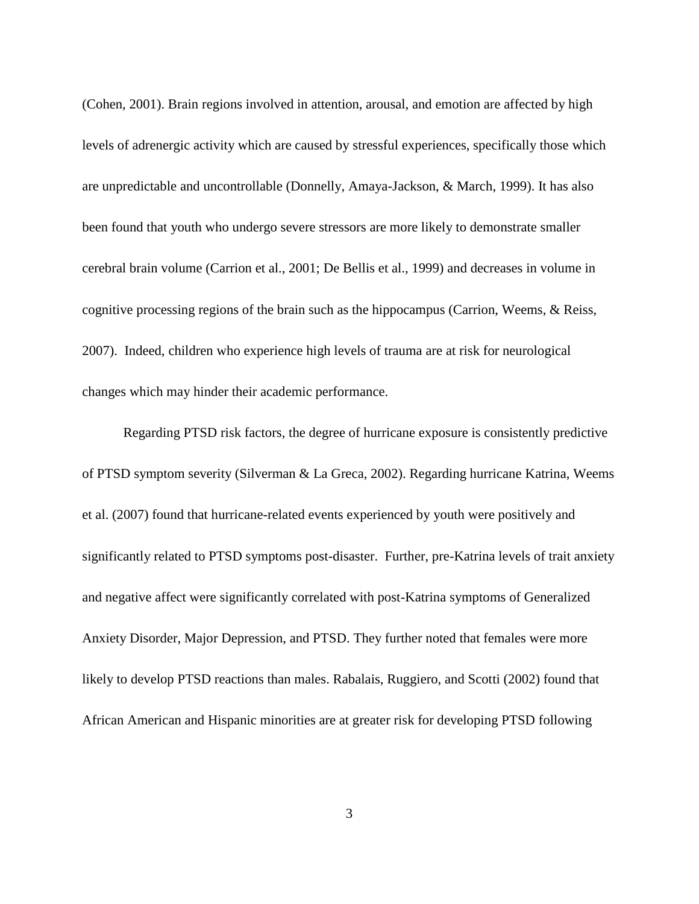(Cohen, 2001). Brain regions involved in attention, arousal, and emotion are affected by high levels of adrenergic activity which are caused by stressful experiences, specifically those which are unpredictable and uncontrollable (Donnelly, Amaya-Jackson, & March, 1999). It has also been found that youth who undergo severe stressors are more likely to demonstrate smaller cerebral brain volume (Carrion et al., 2001; De Bellis et al., 1999) and decreases in volume in cognitive processing regions of the brain such as the hippocampus (Carrion, Weems, & Reiss, 2007). Indeed, children who experience high levels of trauma are at risk for neurological changes which may hinder their academic performance.

Regarding PTSD risk factors, the degree of hurricane exposure is consistently predictive of PTSD symptom severity (Silverman & La Greca, 2002). Regarding hurricane Katrina, Weems et al. (2007) found that hurricane-related events experienced by youth were positively and significantly related to PTSD symptoms post-disaster. Further, pre-Katrina levels of trait anxiety and negative affect were significantly correlated with post-Katrina symptoms of Generalized Anxiety Disorder, Major Depression, and PTSD. They further noted that females were more likely to develop PTSD reactions than males. Rabalais, Ruggiero, and Scotti (2002) found that African American and Hispanic minorities are at greater risk for developing PTSD following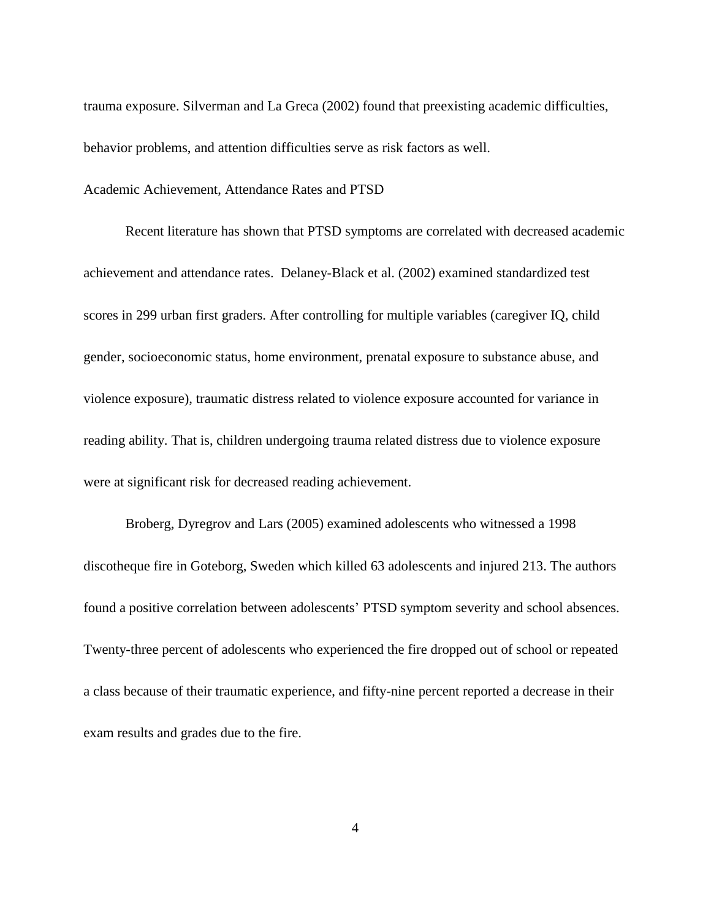trauma exposure. Silverman and La Greca (2002) found that preexisting academic difficulties, behavior problems, and attention difficulties serve as risk factors as well.

### Academic Achievement, Attendance Rates and PTSD

Recent literature has shown that PTSD symptoms are correlated with decreased academic achievement and attendance rates. Delaney-Black et al. (2002) examined standardized test scores in 299 urban first graders. After controlling for multiple variables (caregiver IQ, child gender, socioeconomic status, home environment, prenatal exposure to substance abuse, and violence exposure), traumatic distress related to violence exposure accounted for variance in reading ability. That is, children undergoing trauma related distress due to violence exposure were at significant risk for decreased reading achievement.

Broberg, Dyregrov and Lars (2005) examined adolescents who witnessed a 1998 discotheque fire in Goteborg, Sweden which killed 63 adolescents and injured 213. The authors found a positive correlation between adolescents' PTSD symptom severity and school absences. Twenty-three percent of adolescents who experienced the fire dropped out of school or repeated a class because of their traumatic experience, and fifty-nine percent reported a decrease in their exam results and grades due to the fire.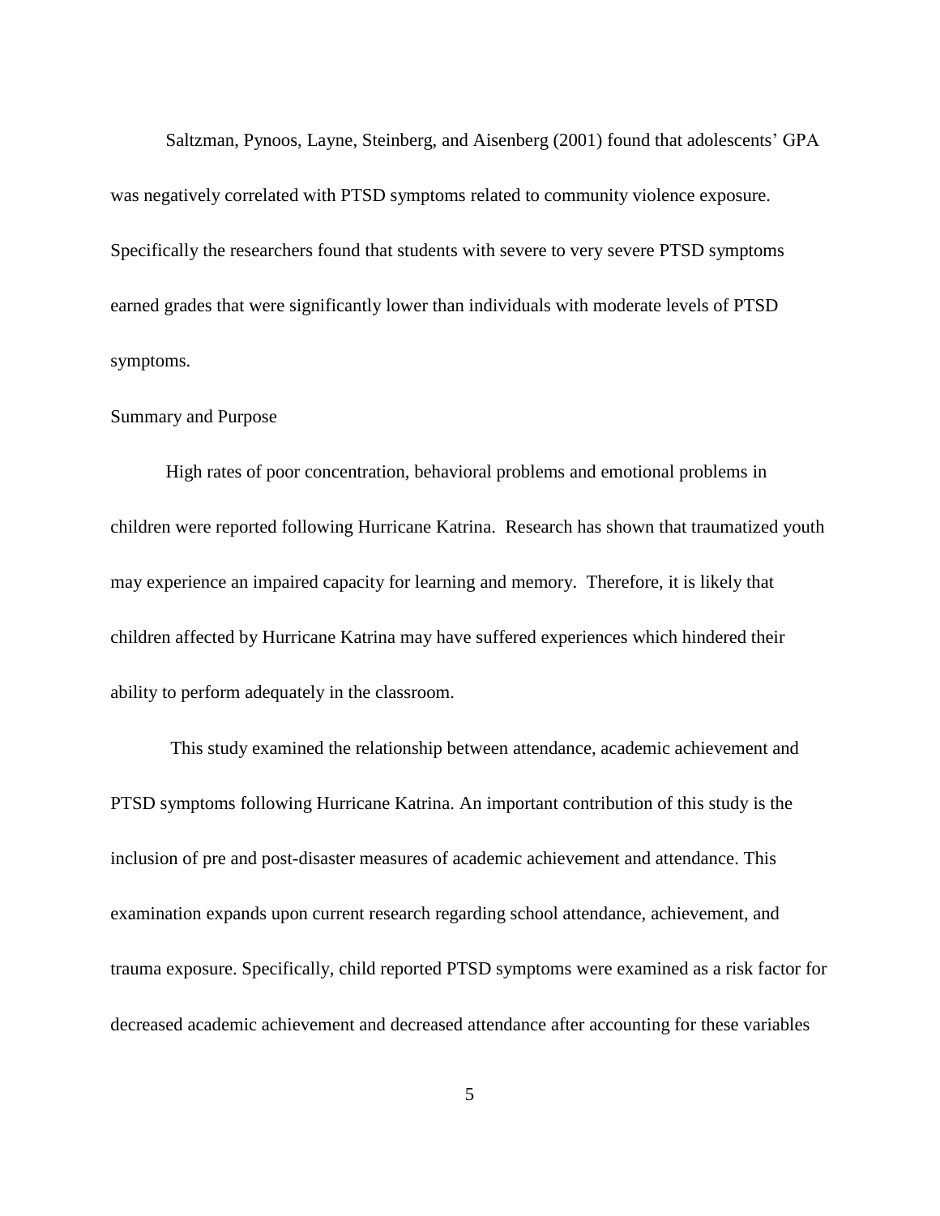Saltzman, Pynoos, Layne, Steinberg, and Aisenberg (2001) found that adolescents' GPA was negatively correlated with PTSD symptoms related to community violence exposure. Specifically the researchers found that students with severe to very severe PTSD symptoms earned grades that were significantly lower than individuals with moderate levels of PTSD symptoms.

## Summary and Purpose

High rates of poor concentration, behavioral problems and emotional problems in children were reported following Hurricane Katrina. Research has shown that traumatized youth may experience an impaired capacity for learning and memory. Therefore, it is likely that children affected by Hurricane Katrina may have suffered experiences which hindered their ability to perform adequately in the classroom.

This study examined the relationship between attendance, academic achievement and PTSD symptoms following Hurricane Katrina. An important contribution of this study is the inclusion of pre and post-disaster measures of academic achievement and attendance. This examination expands upon current research regarding school attendance, achievement, and trauma exposure. Specifically, child reported PTSD symptoms were examined as a risk factor for decreased academic achievement and decreased attendance after accounting for these variables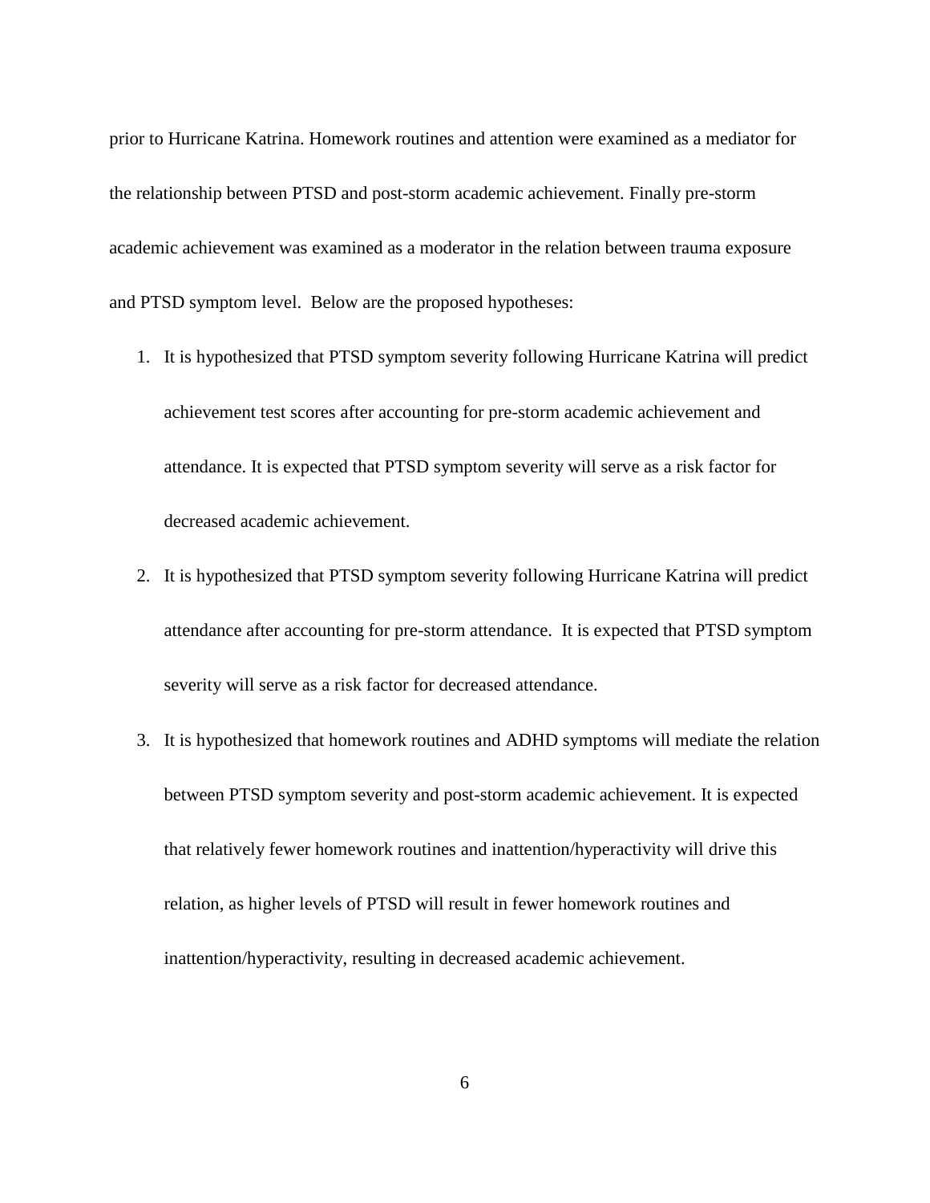prior to Hurricane Katrina. Homework routines and attention were examined as a mediator for the relationship between PTSD and post-storm academic achievement. Finally pre-storm academic achievement was examined as a moderator in the relation between trauma exposure and PTSD symptom level. Below are the proposed hypotheses:

1. It is hypothesized that PTSD symptom severity following Hurricane Katrina will predict achievement test scores after accounting for pre-storm academic achievement and attendance. It is expected that PTSD symptom severity will serve as a risk factor for decreased academic achievement.
2. It is hypothesized that PTSD symptom severity following Hurricane Katrina will predict attendance after accounting for pre-storm attendance. It is expected that PTSD symptom severity will serve as a risk factor for decreased attendance.
3. It is hypothesized that homework routines and ADHD symptoms will mediate the relation between PTSD symptom severity and post-storm academic achievement. It is expected that relatively fewer homework routines and inattention/hyperactivity will drive this relation, as higher levels of PTSD will result in fewer homework routines and inattention/hyperactivity, resulting in decreased academic achievement.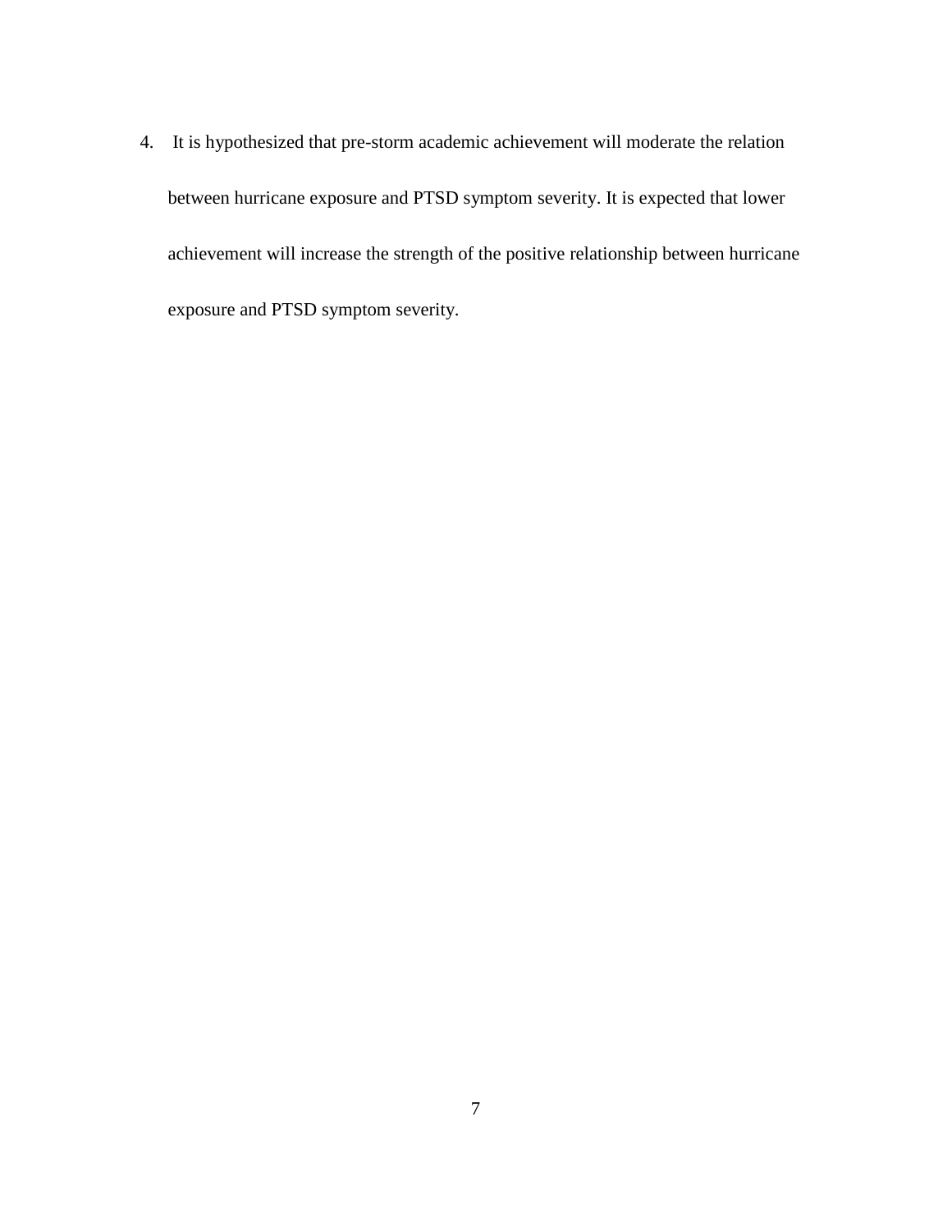4. It is hypothesized that pre-storm academic achievement will moderate the relation between hurricane exposure and PTSD symptom severity. It is expected that lower achievement will increase the strength of the positive relationship between hurricane exposure and PTSD symptom severity.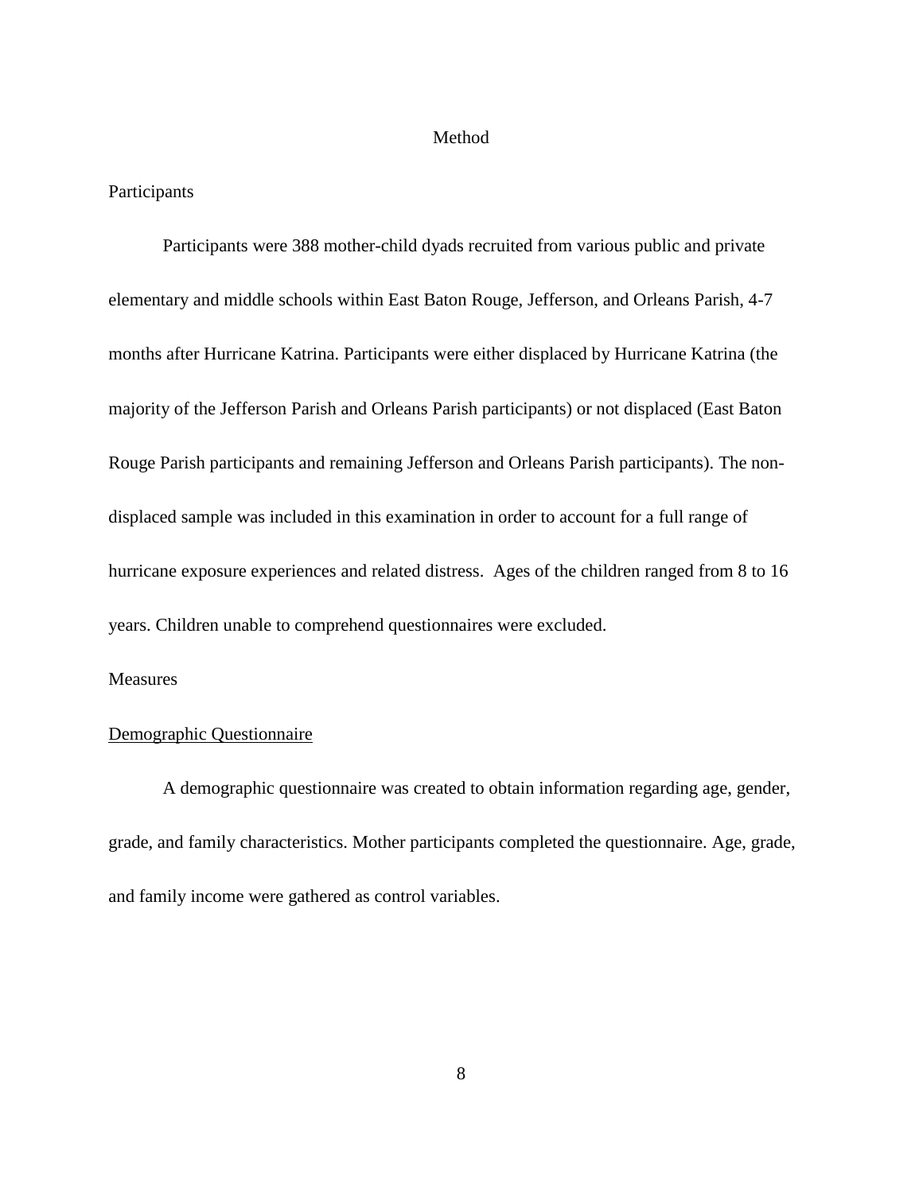# Method

## Participants

Participants were 388 mother-child dyads recruited from various public and private elementary and middle schools within East Baton Rouge, Jefferson, and Orleans Parish, 4-7 months after Hurricane Katrina. Participants were either displaced by Hurricane Katrina (the majority of the Jefferson Parish and Orleans Parish participants) or not displaced (East Baton Rouge Parish participants and remaining Jefferson and Orleans Parish participants). The non-displaced sample was included in this examination in order to account for a full range of hurricane exposure experiences and related distress. Ages of the children ranged from 8 to 16 years. Children unable to comprehend questionnaires were excluded.

## Measures

### Demographic Questionnaire

A demographic questionnaire was created to obtain information regarding age, gender, grade, and family characteristics. Mother participants completed the questionnaire. Age, grade, and family income were gathered as control variables.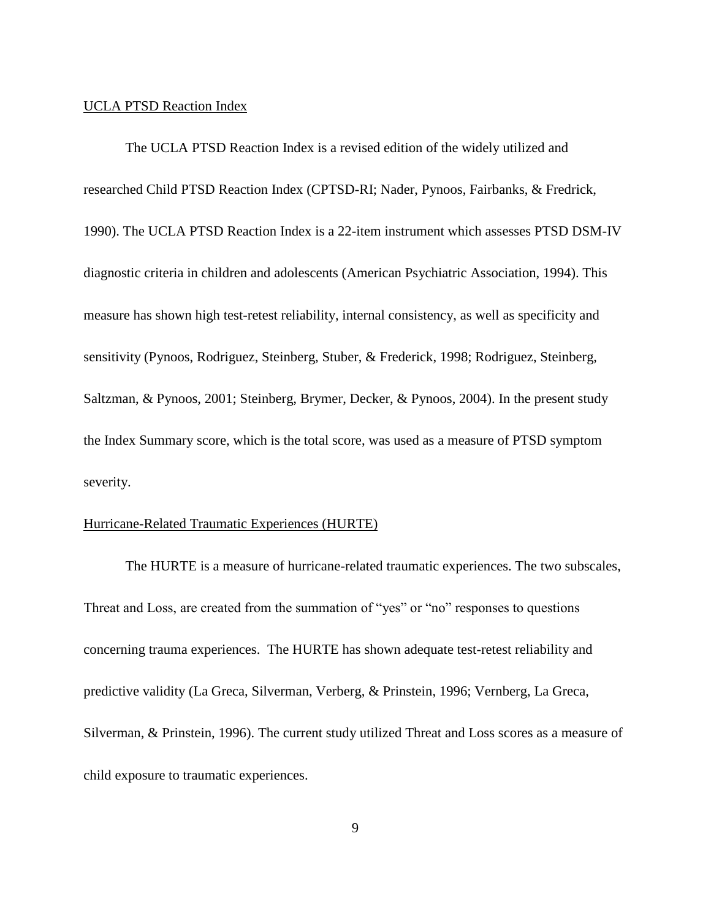### UCLA PTSD Reaction Index

The UCLA PTSD Reaction Index is a revised edition of the widely utilized and researched Child PTSD Reaction Index (CPTSD-RI; Nader, Pynoos, Fairbanks, & Fredrick, 1990). The UCLA PTSD Reaction Index is a 22-item instrument which assesses PTSD DSM-IV diagnostic criteria in children and adolescents (American Psychiatric Association, 1994). This measure has shown high test-retest reliability, internal consistency, as well as specificity and sensitivity (Pynoos, Rodriguez, Steinberg, Stuber, & Frederick, 1998; Rodriguez, Steinberg, Saltzman, & Pynoos, 2001; Steinberg, Brymer, Decker, & Pynoos, 2004). In the present study the Index Summary score, which is the total score, was used as a measure of PTSD symptom severity.

### Hurricane-Related Traumatic Experiences (HURTE)

The HURTE is a measure of hurricane-related traumatic experiences. The two subscales, Threat and Loss, are created from the summation of "yes" or "no" responses to questions concerning trauma experiences. The HURTE has shown adequate test-retest reliability and predictive validity (La Greca, Silverman, Verberg, & Prinstein, 1996; Vernberg, La Greca, Silverman, & Prinstein, 1996). The current study utilized Threat and Loss scores as a measure of child exposure to traumatic experiences.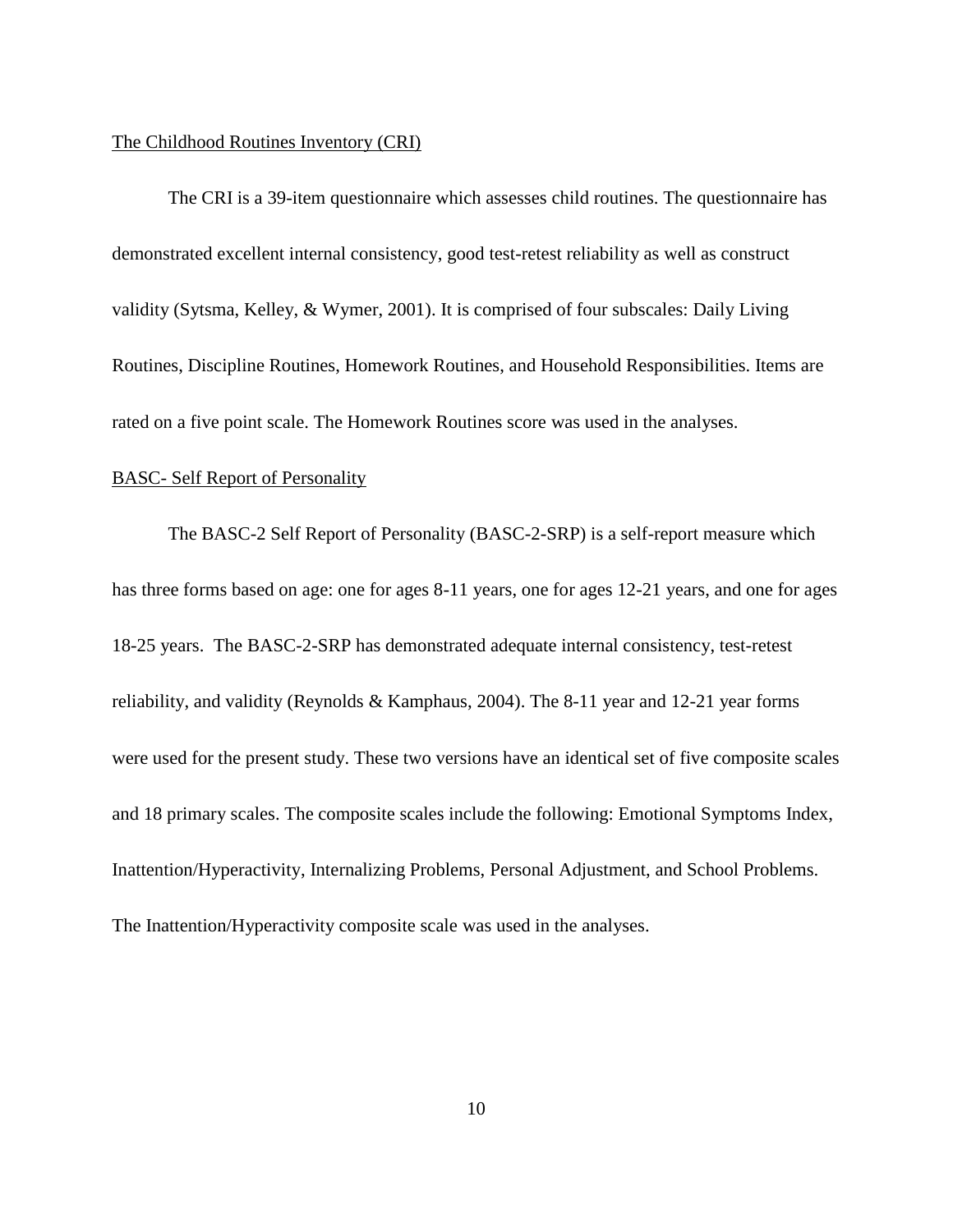### The Childhood Routines Inventory (CRI)

The CRI is a 39-item questionnaire which assesses child routines. The questionnaire has demonstrated excellent internal consistency, good test-retest reliability as well as construct validity (Sytsma, Kelley, & Wymer, 2001). It is comprised of four subscales: Daily Living Routines, Discipline Routines, Homework Routines, and Household Responsibilities. Items are rated on a five point scale. The Homework Routines score was used in the analyses.

### BASC- Self Report of Personality

The BASC-2 Self Report of Personality (BASC-2-SRP) is a self-report measure which has three forms based on age: one for ages 8-11 years, one for ages 12-21 years, and one for ages 18-25 years. The BASC-2-SRP has demonstrated adequate internal consistency, test-retest reliability, and validity (Reynolds & Kamphaus, 2004). The 8-11 year and 12-21 year forms were used for the present study. These two versions have an identical set of five composite scales and 18 primary scales. The composite scales include the following: Emotional Symptoms Index, Inattention/Hyperactivity, Internalizing Problems, Personal Adjustment, and School Problems. The Inattention/Hyperactivity composite scale was used in the analyses.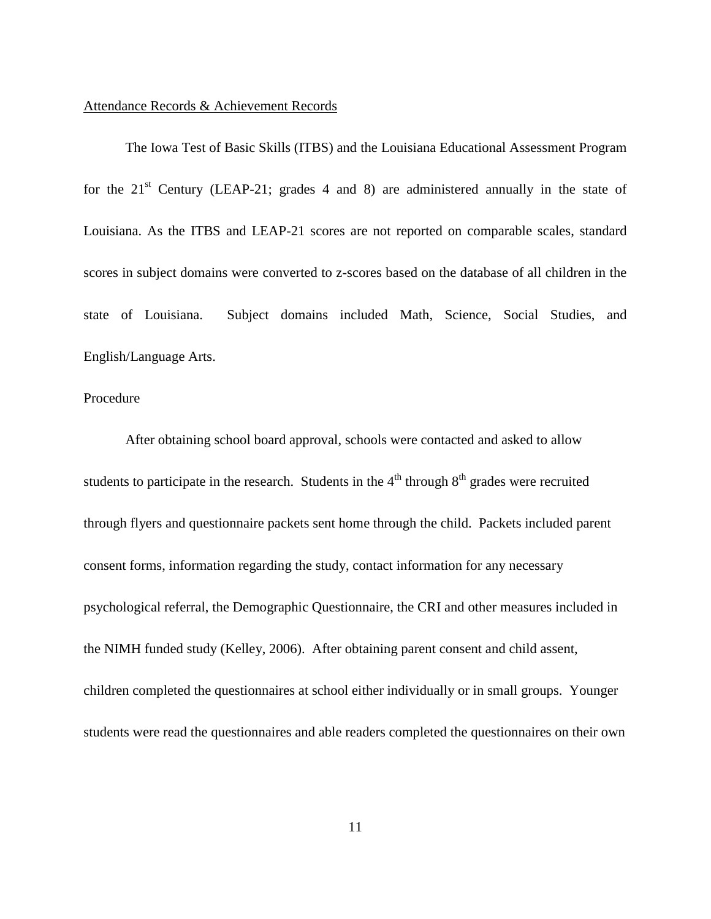<u>Attendance Records & Achievement Records</u>

The Iowa Test of Basic Skills (ITBS) and the Louisiana Educational Assessment Program for the 21st Century (LEAP-21; grades 4 and 8) are administered annually in the state of Louisiana. As the ITBS and LEAP-21 scores are not reported on comparable scales, standard scores in subject domains were converted to z-scores based on the database of all children in the state of Louisiana. Subject domains included Math, Science, Social Studies, and English/Language Arts.

Procedure

After obtaining school board approval, schools were contacted and asked to allow students to participate in the research. Students in the 4th through 8th grades were recruited through flyers and questionnaire packets sent home through the child. Packets included parent consent forms, information regarding the study, contact information for any necessary psychological referral, the Demographic Questionnaire, the CRI and other measures included in the NIMH funded study (Kelley, 2006). After obtaining parent consent and child assent, children completed the questionnaires at school either individually or in small groups. Younger students were read the questionnaires and able readers completed the questionnaires on their own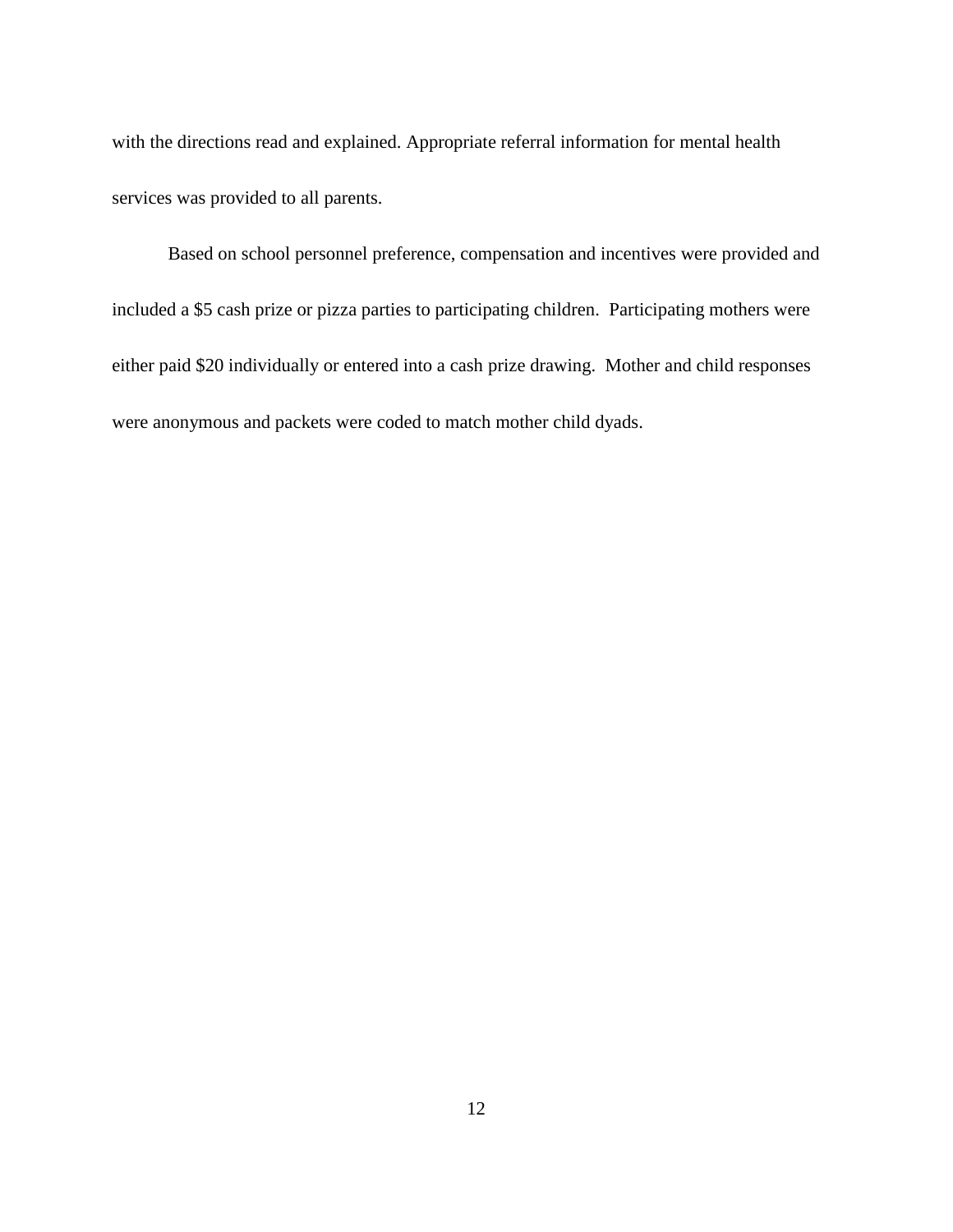with the directions read and explained. Appropriate referral information for mental health services was provided to all parents.

Based on school personnel preference, compensation and incentives were provided and included a $5 cash prize or pizza parties to participating children.  Participating mothers were either paid $20 individually or entered into a cash prize drawing.  Mother and child responses were anonymous and packets were coded to match mother child dyads.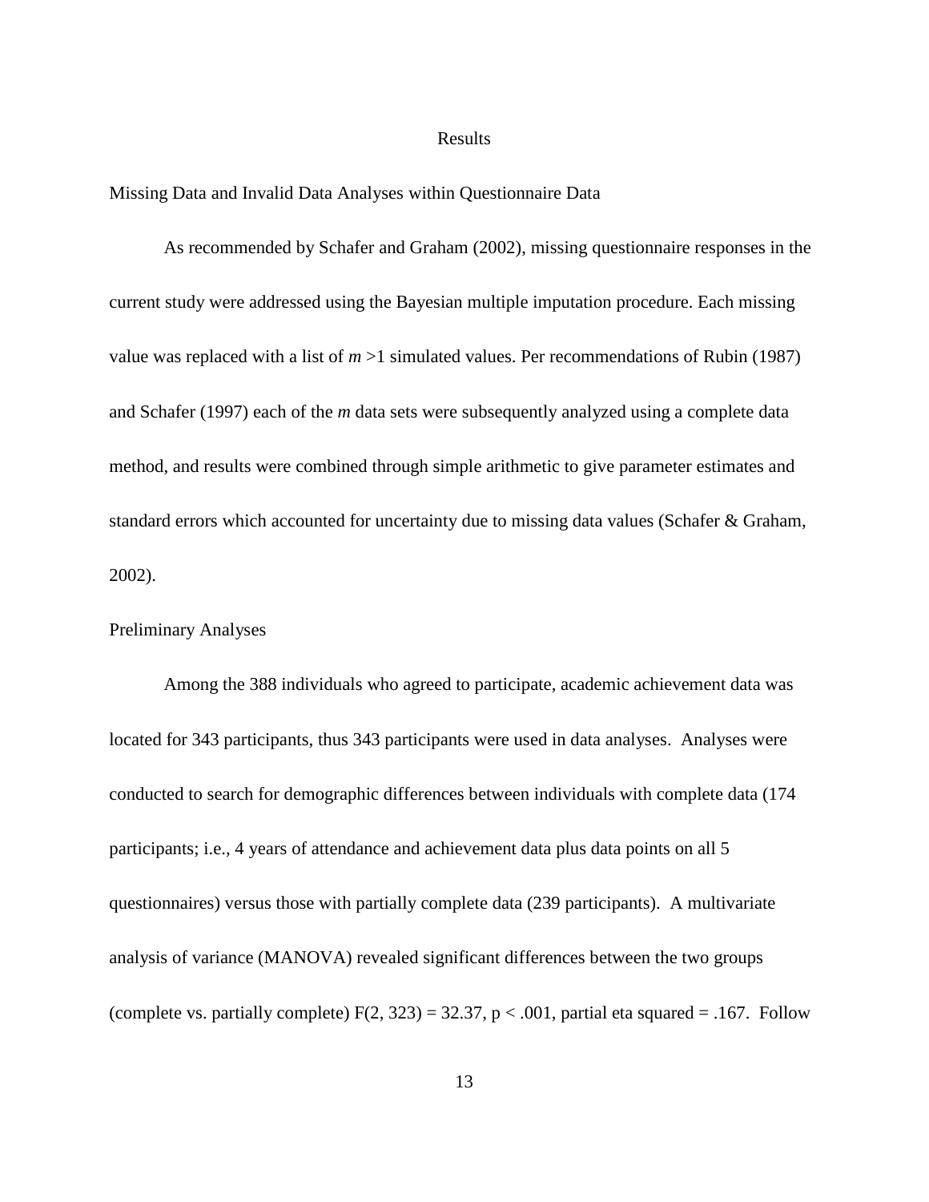# Results

## Missing Data and Invalid Data Analyses within Questionnaire Data

As recommended by Schafer and Graham (2002), missing questionnaire responses in the current study were addressed using the Bayesian multiple imputation procedure. Each missing value was replaced with a list of $m > 1$ simulated values. Per recommendations of Rubin (1987) and Schafer (1997) each of the *m* data sets were subsequently analyzed using a complete data method, and results were combined through simple arithmetic to give parameter estimates and standard errors which accounted for uncertainty due to missing data values (Schafer & Graham, 2002).

## Preliminary Analyses

Among the 388 individuals who agreed to participate, academic achievement data was located for 343 participants, thus 343 participants were used in data analyses. Analyses were conducted to search for demographic differences between individuals with complete data (174 participants; i.e., 4 years of attendance and achievement data plus data points on all 5 questionnaires) versus those with partially complete data (239 participants). A multivariate analysis of variance (MANOVA) revealed significant differences between the two groups (complete vs. partially complete) $F(2, 323) = 32.37$, $p < .001$, partial eta squared = .167. Follow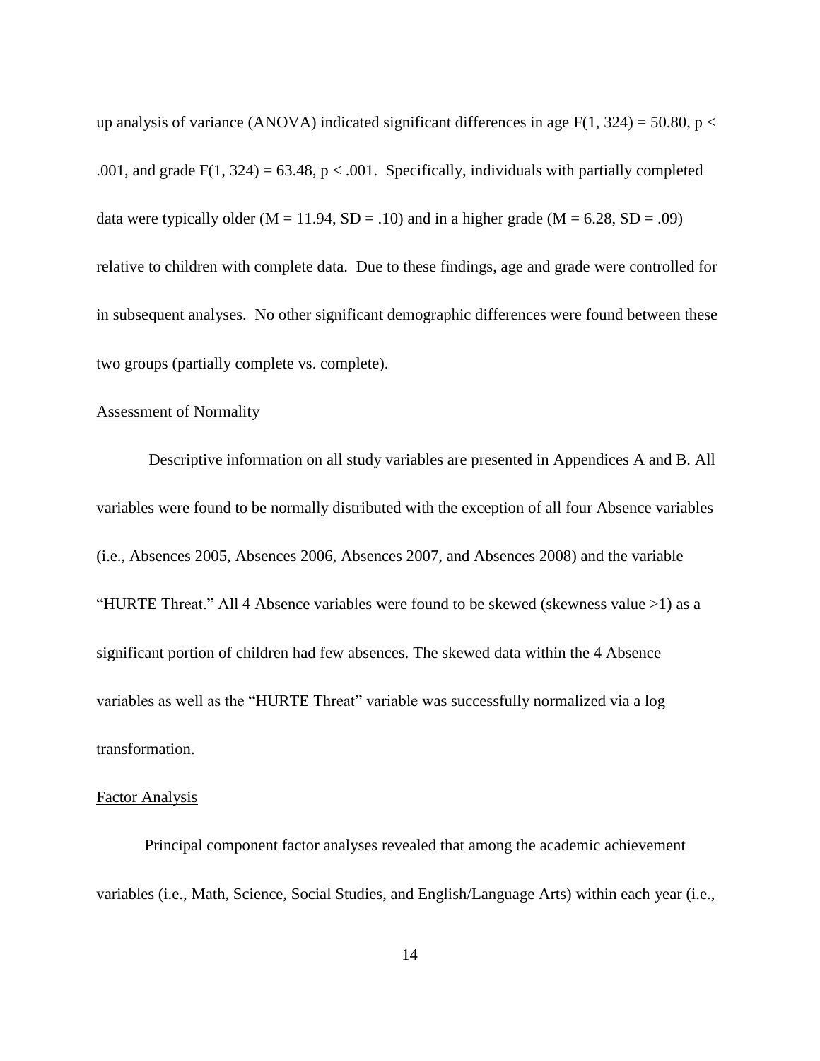up analysis of variance (ANOVA) indicated significant differences in age $F(1, 324) = 50.80$, $p < .001$, and grade $F(1, 324) = 63.48$, $p < .001$. Specifically, individuals with partially completed data were typically older ($M = 11.94$, $SD = .10$) and in a higher grade ($M = 6.28$, $SD = .09$) relative to children with complete data. Due to these findings, age and grade were controlled for in subsequent analyses. No other significant demographic differences were found between these two groups (partially complete vs. complete).

Assessment of Normality

Descriptive information on all study variables are presented in Appendices A and B. All variables were found to be normally distributed with the exception of all four Absence variables (i.e., Absences 2005, Absences 2006, Absences 2007, and Absences 2008) and the variable "HURTE Threat." All 4 Absence variables were found to be skewed (skewness value >1) as a significant portion of children had few absences. The skewed data within the 4 Absence variables as well as the "HURTE Threat" variable was successfully normalized via a log transformation.

Factor Analysis

Principal component factor analyses revealed that among the academic achievement variables (i.e., Math, Science, Social Studies, and English/Language Arts) within each year (i.e.,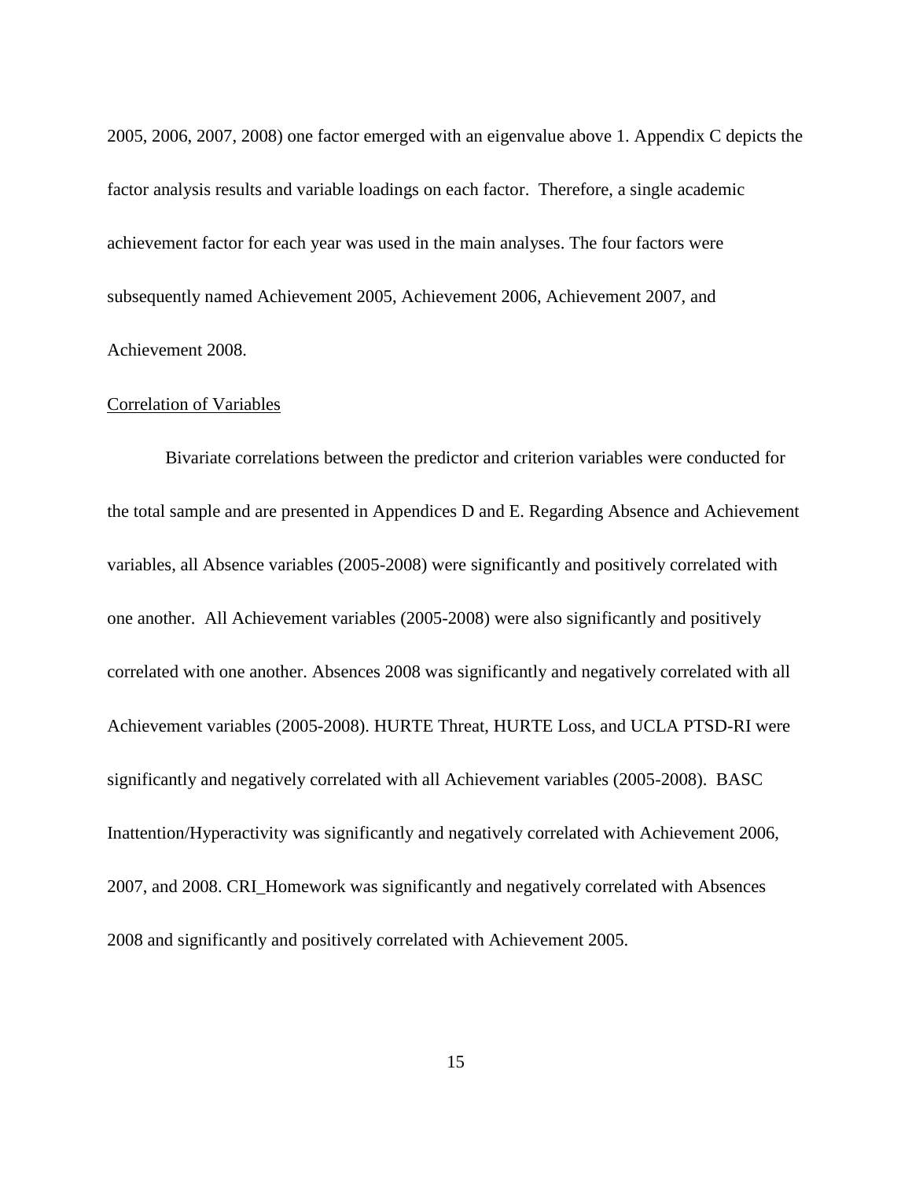2005, 2006, 2007, 2008) one factor emerged with an eigenvalue above 1. Appendix C depicts the factor analysis results and variable loadings on each factor. Therefore, a single academic achievement factor for each year was used in the main analyses. The four factors were subsequently named Achievement 2005, Achievement 2006, Achievement 2007, and Achievement 2008.

Correlation of Variables

Bivariate correlations between the predictor and criterion variables were conducted for the total sample and are presented in Appendices D and E. Regarding Absence and Achievement variables, all Absence variables (2005-2008) were significantly and positively correlated with one another. All Achievement variables (2005-2008) were also significantly and positively correlated with one another. Absences 2008 was significantly and negatively correlated with all Achievement variables (2005-2008). HURTE Threat, HURTE Loss, and UCLA PTSD-RI were significantly and negatively correlated with all Achievement variables (2005-2008). BASC Inattention/Hyperactivity was significantly and negatively correlated with Achievement 2006, 2007, and 2008. CRI_Homework was significantly and negatively correlated with Absences 2008 and significantly and positively correlated with Achievement 2005.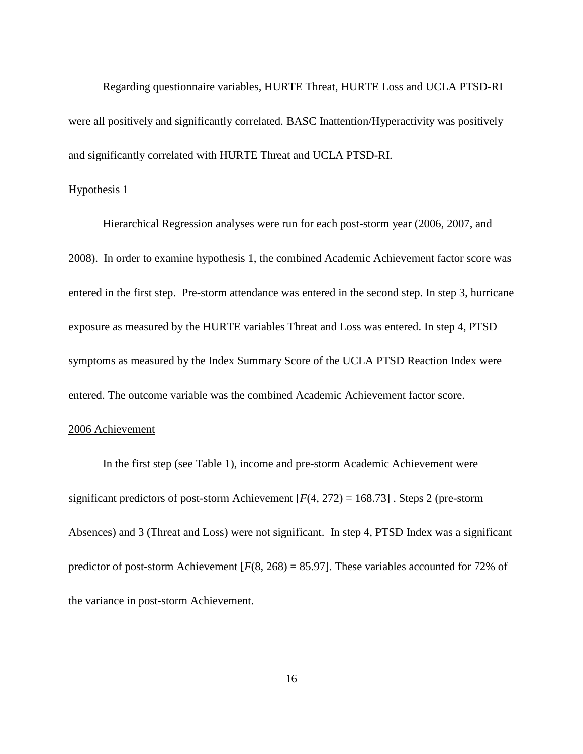Regarding questionnaire variables, HURTE Threat, HURTE Loss and UCLA PTSD-RI were all positively and significantly correlated. BASC Inattention/Hyperactivity was positively and significantly correlated with HURTE Threat and UCLA PTSD-RI.

## Hypothesis 1

Hierarchical Regression analyses were run for each post-storm year (2006, 2007, and 2008). In order to examine hypothesis 1, the combined Academic Achievement factor score was entered in the first step. Pre-storm attendance was entered in the second step. In step 3, hurricane exposure as measured by the HURTE variables Threat and Loss was entered. In step 4, PTSD symptoms as measured by the Index Summary Score of the UCLA PTSD Reaction Index were entered. The outcome variable was the combined Academic Achievement factor score.

### 2006 Achievement

In the first step (see Table 1), income and pre-storm Academic Achievement were significant predictors of post-storm Achievement [$F(4, 272) = 168.73$] . Steps 2 (pre-storm Absences) and 3 (Threat and Loss) were not significant. In step 4, PTSD Index was a significant predictor of post-storm Achievement [$F(8, 268) = 85.97$]. These variables accounted for 72% of the variance in post-storm Achievement.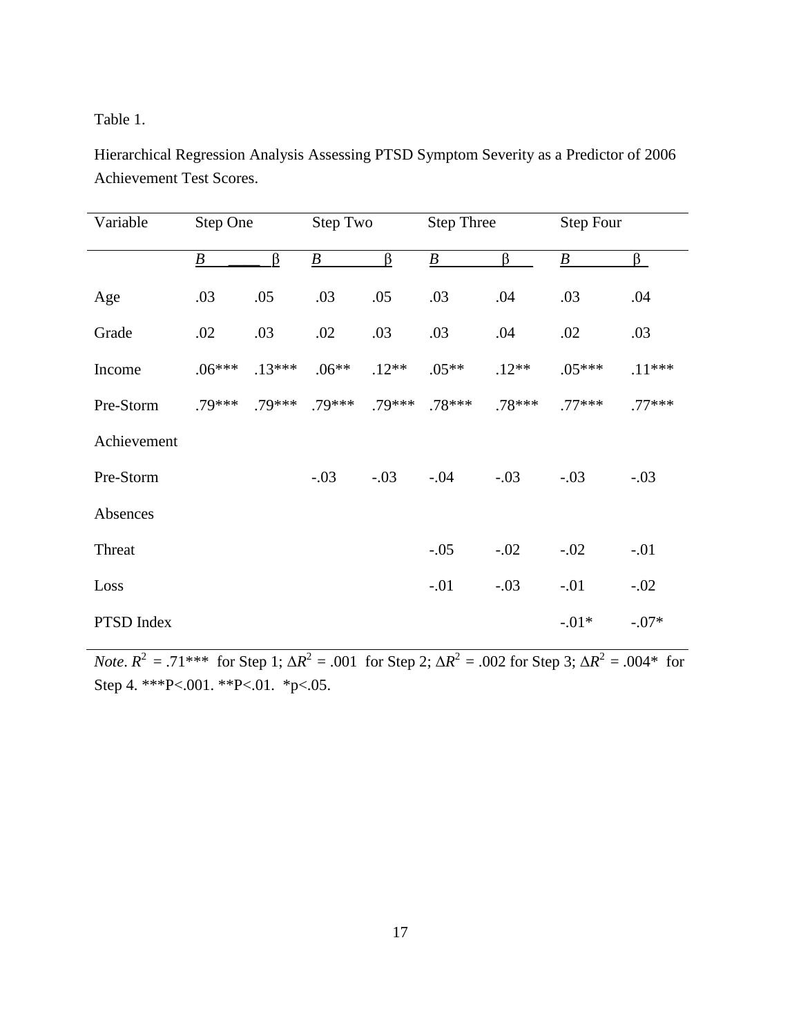Table 1.

Hierarchical Regression Analysis Assessing PTSD Symptom Severity as a Predictor of 2006 Achievement Test Scores.

| Variable | Step One | | Step Two | | Step Three | | Step Four | |
|---|---|---|---|---|---|---|---|---|
| | *B* | β | *B* | β | *B* | β | *B* | β |
| Age | .03 | .05 | .03 | .05 | .03 | .04 | .03 | .04 |
| Grade | .02 | .03 | .02 | .03 | .03 | .04 | .02 | .03 |
| Income | .06*** | .13*** | .06** | .12** | .05** | .12** | .05*** | .11*** |
| Pre-Storm Achievement | .79*** | .79*** | .79*** | .79*** | .78*** | .78*** | .77*** | .77*** |
| Pre-Storm Absences | | | -.03 | -.03 | -.04 | -.03 | -.03 | -.03 |
| Threat | | | | | -.05 | -.02 | -.02 | -.01 |
| Loss | | | | | -.01 | -.03 | -.01 | -.02 |
| PTSD Index | | | | | | | -.01* | -.07* |

*Note*. $R^2$ = .71*** for Step 1; $\Delta R^2$ = .001 for Step 2; $\Delta R^2$ = .002 for Step 3; $\Delta R^2$ = .004* for Step 4. ***P<.001. **P<.01. *p<.05.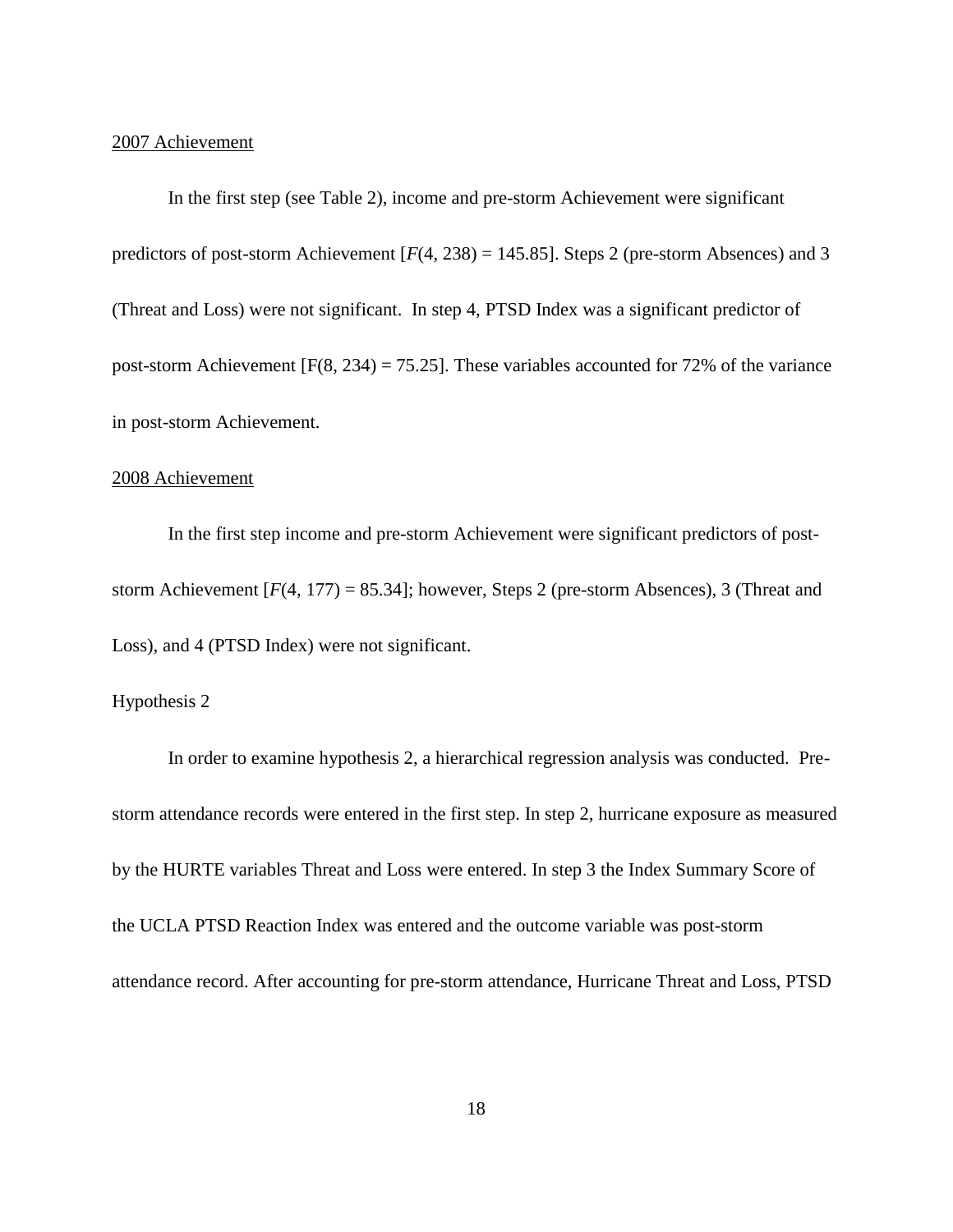2007 Achievement

In the first step (see Table 2), income and pre-storm Achievement were significant predictors of post-storm Achievement [$F(4, 238) = 145.85$]. Steps 2 (pre-storm Absences) and 3 (Threat and Loss) were not significant. In step 4, PTSD Index was a significant predictor of post-storm Achievement [$F(8, 234) = 75.25$]. These variables accounted for 72% of the variance in post-storm Achievement.

2008 Achievement

In the first step income and pre-storm Achievement were significant predictors of post-storm Achievement [$F(4, 177) = 85.34$]; however, Steps 2 (pre-storm Absences), 3 (Threat and Loss), and 4 (PTSD Index) were not significant.

Hypothesis 2

In order to examine hypothesis 2, a hierarchical regression analysis was conducted. Pre-storm attendance records were entered in the first step. In step 2, hurricane exposure as measured by the HURTE variables Threat and Loss were entered. In step 3 the Index Summary Score of the UCLA PTSD Reaction Index was entered and the outcome variable was post-storm attendance record. After accounting for pre-storm attendance, Hurricane Threat and Loss, PTSD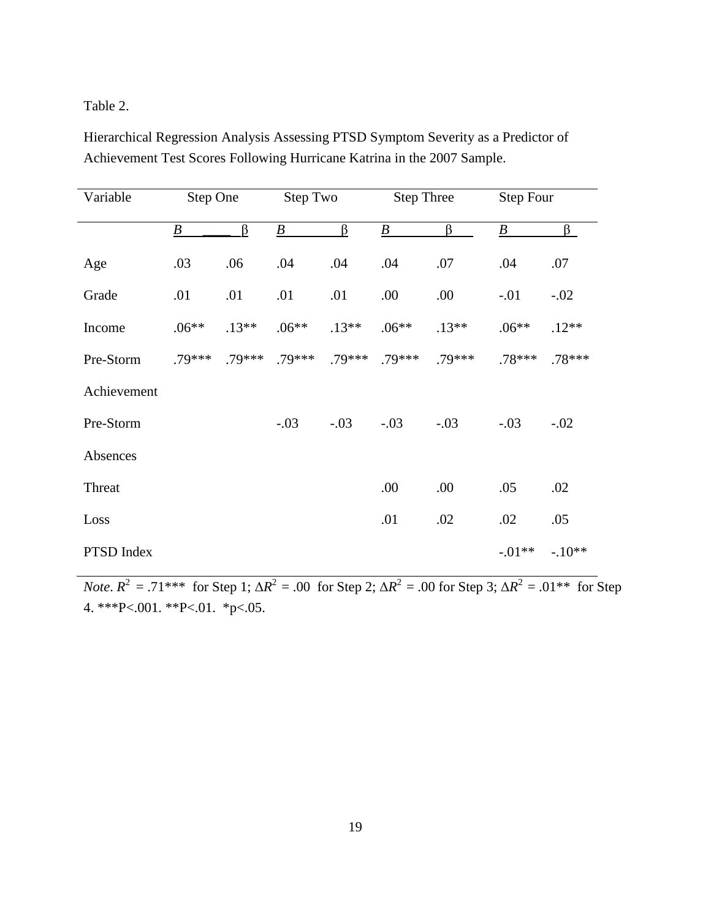Table 2.

Hierarchical Regression Analysis Assessing PTSD Symptom Severity as a Predictor of Achievement Test Scores Following Hurricane Katrina in the 2007 Sample.

| Variable | Step One | | Step Two | | Step Three | | Step Four | |
|---|---|---|---|---|---|---|---|---|
| | *B* | β | *B* | β | *B* | β | *B* | β |
| Age | .03 | .06 | .04 | .04 | .04 | .07 | .04 | .07 |
| Grade | .01 | .01 | .01 | .01 | .00 | .00 | -.01 | -.02 |
| Income | .06** | .13** | .06** | .13** | .06** | .13** | .06** | .12** |
| Pre-Storm Achievement | .79*** | .79*** | .79*** | .79*** | .79*** | .79*** | .78*** | .78*** |
| Pre-Storm Absences | | | -.03 | -.03 | -.03 | -.03 | -.03 | -.02 |
| Threat | | | | | .00 | .00 | .05 | .02 |
| Loss | | | | | .01 | .02 | .02 | .05 |
| PTSD Index | | | | | | | -.01** | -.10** |

*Note*. $R^2$ = .71*** for Step 1; $\Delta R^2$ = .00 for Step 2; $\Delta R^2$ = .00 for Step 3; $\Delta R^2$ = .01** for Step 4. ***P<.001. **P<.01. *p<.05.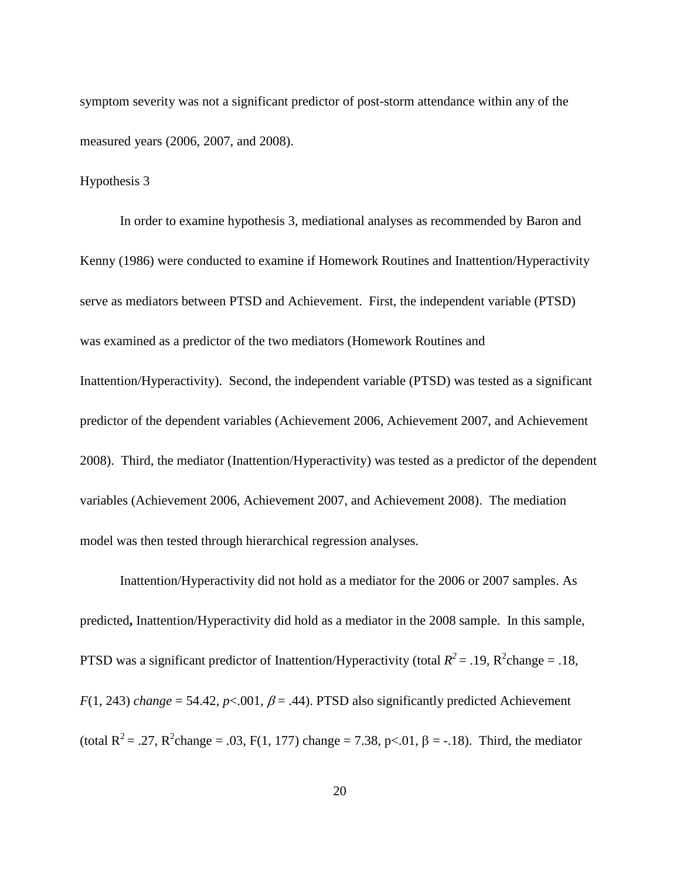symptom severity was not a significant predictor of post-storm attendance within any of the measured years (2006, 2007, and 2008).

### Hypothesis 3

In order to examine hypothesis 3, mediational analyses as recommended by Baron and Kenny (1986) were conducted to examine if Homework Routines and Inattention/Hyperactivity serve as mediators between PTSD and Achievement. First, the independent variable (PTSD) was examined as a predictor of the two mediators (Homework Routines and Inattention/Hyperactivity). Second, the independent variable (PTSD) was tested as a significant predictor of the dependent variables (Achievement 2006, Achievement 2007, and Achievement 2008). Third, the mediator (Inattention/Hyperactivity) was tested as a predictor of the dependent variables (Achievement 2006, Achievement 2007, and Achievement 2008). The mediation model was then tested through hierarchical regression analyses.

Inattention/Hyperactivity did not hold as a mediator for the 2006 or 2007 samples. As predicted**,** Inattention/Hyperactivity did hold as a mediator in the 2008 sample. In this sample, PTSD was a significant predictor of Inattention/Hyperactivity (total $R^2 = .19$, $R^2$change = .18, $F(1, 243)$ *change* = 54.42, $p<.001$, $\beta = .44$). PTSD also significantly predicted Achievement (total $R^2 = .27$, $R^2$change = .03, $F(1, 177)$ change = 7.38, $p<.01$, $\beta = -.18$). Third, the mediator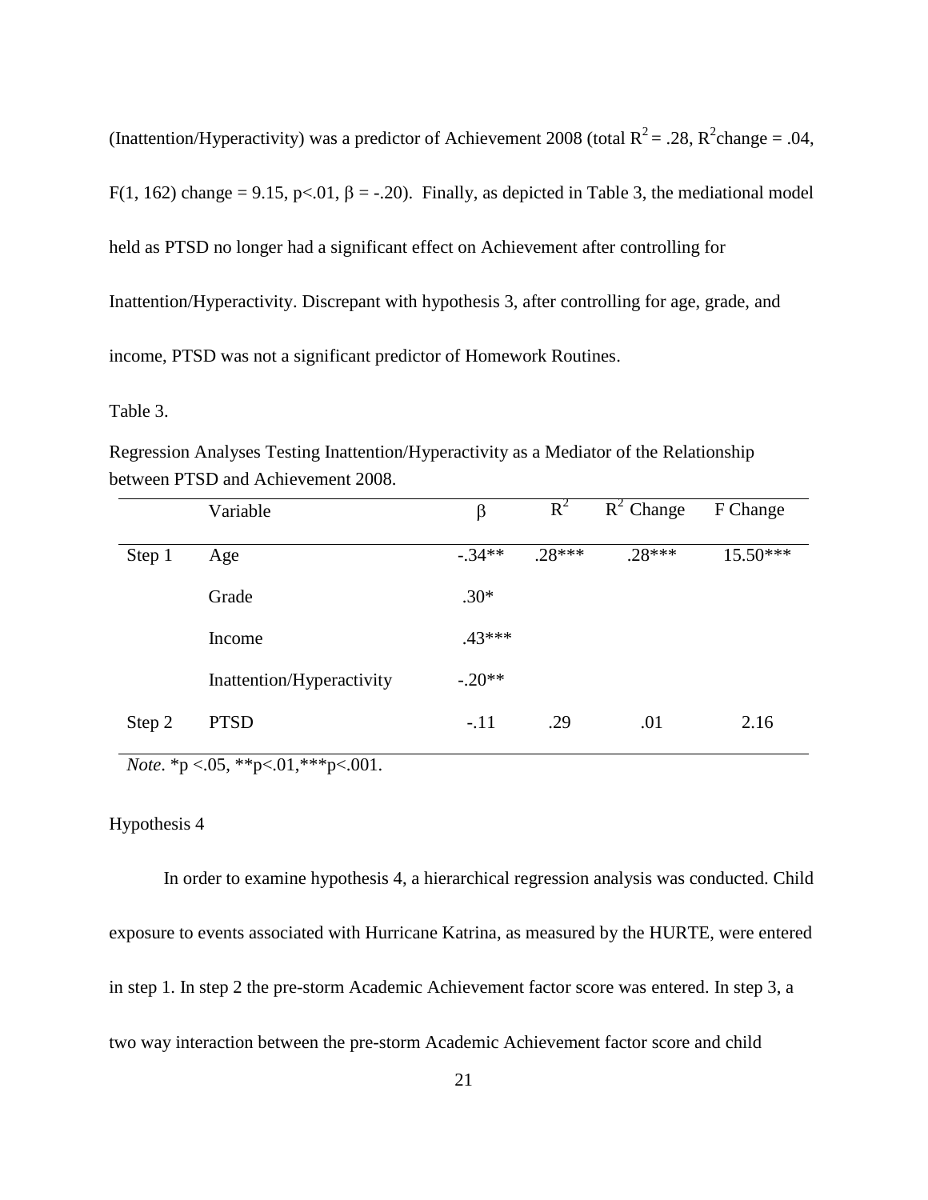(Inattention/Hyperactivity) was a predictor of Achievement 2008 (total $R^2 = .28$, $R^2$change = .04, $F(1, 162)$ change = 9.15, $p<.01$, $\beta = -.20$). Finally, as depicted in Table 3, the mediational model held as PTSD no longer had a significant effect on Achievement after controlling for Inattention/Hyperactivity. Discrepant with hypothesis 3, after controlling for age, grade, and income, PTSD was not a significant predictor of Homework Routines.

Table 3.

Regression Analyses Testing Inattention/Hyperactivity as a Mediator of the Relationship between PTSD and Achievement 2008.

| | Variable | $\beta$ | $R^2$ | $R^2$ Change | F Change |
|---|---|---|---|---|---|
| Step 1 | Age | -.34** | .28*** | .28*** | 15.50*** |
| | Grade | .30* | | | |
| | Income | .43*** | | | |
| | Inattention/Hyperactivity | -.20** | | | |
| Step 2 | PTSD | -.11 | .29 | .01 | 2.16 |

*Note*. *p <.05, **p<.01,***p<.001.

Hypothesis 4

In order to examine hypothesis 4, a hierarchical regression analysis was conducted. Child exposure to events associated with Hurricane Katrina, as measured by the HURTE, were entered in step 1. In step 2 the pre-storm Academic Achievement factor score was entered. In step 3, a two way interaction between the pre-storm Academic Achievement factor score and child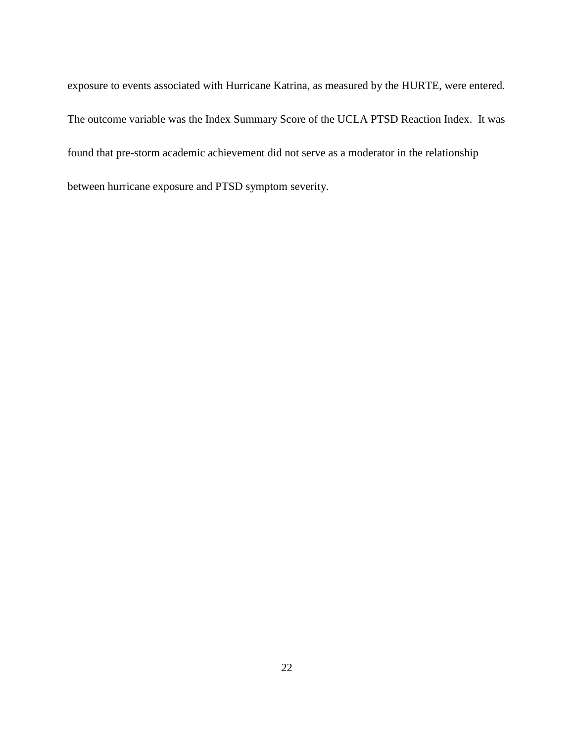exposure to events associated with Hurricane Katrina, as measured by the HURTE, were entered. The outcome variable was the Index Summary Score of the UCLA PTSD Reaction Index. It was found that pre-storm academic achievement did not serve as a moderator in the relationship between hurricane exposure and PTSD symptom severity.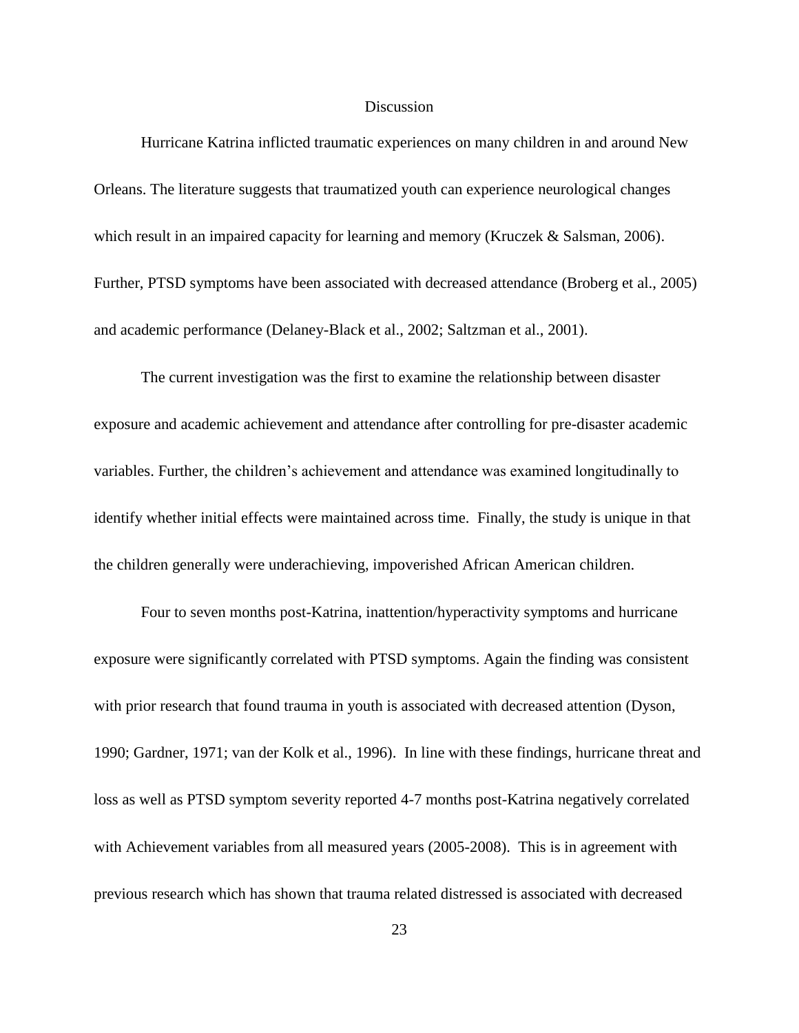# Discussion

Hurricane Katrina inflicted traumatic experiences on many children in and around New Orleans. The literature suggests that traumatized youth can experience neurological changes which result in an impaired capacity for learning and memory (Kruczek & Salsman, 2006). Further, PTSD symptoms have been associated with decreased attendance (Broberg et al., 2005) and academic performance (Delaney-Black et al., 2002; Saltzman et al., 2001).

The current investigation was the first to examine the relationship between disaster exposure and academic achievement and attendance after controlling for pre-disaster academic variables. Further, the children's achievement and attendance was examined longitudinally to identify whether initial effects were maintained across time. Finally, the study is unique in that the children generally were underachieving, impoverished African American children.

Four to seven months post-Katrina, inattention/hyperactivity symptoms and hurricane exposure were significantly correlated with PTSD symptoms. Again the finding was consistent with prior research that found trauma in youth is associated with decreased attention (Dyson, 1990; Gardner, 1971; van der Kolk et al., 1996). In line with these findings, hurricane threat and loss as well as PTSD symptom severity reported 4-7 months post-Katrina negatively correlated with Achievement variables from all measured years (2005-2008). This is in agreement with previous research which has shown that trauma related distressed is associated with decreased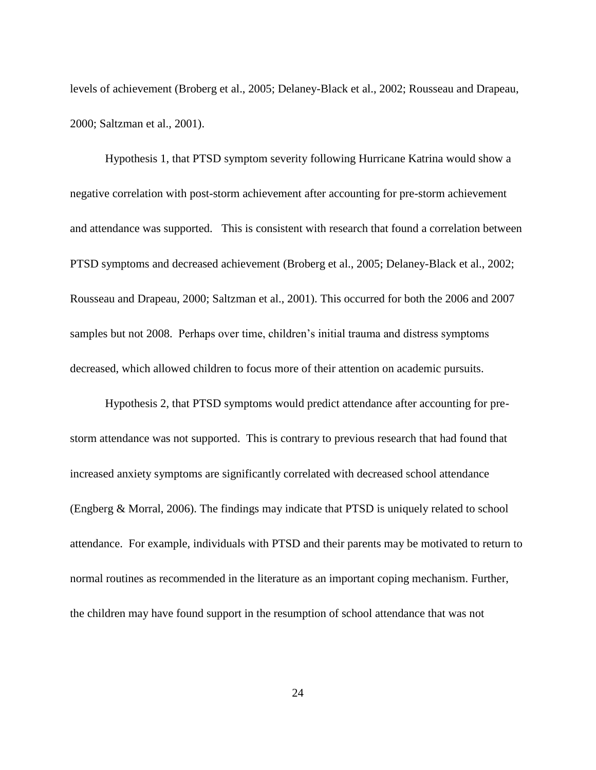levels of achievement (Broberg et al., 2005; Delaney-Black et al., 2002; Rousseau and Drapeau, 2000; Saltzman et al., 2001).

Hypothesis 1, that PTSD symptom severity following Hurricane Katrina would show a negative correlation with post-storm achievement after accounting for pre-storm achievement and attendance was supported. This is consistent with research that found a correlation between PTSD symptoms and decreased achievement (Broberg et al., 2005; Delaney-Black et al., 2002; Rousseau and Drapeau, 2000; Saltzman et al., 2001). This occurred for both the 2006 and 2007 samples but not 2008. Perhaps over time, children's initial trauma and distress symptoms decreased, which allowed children to focus more of their attention on academic pursuits.

Hypothesis 2, that PTSD symptoms would predict attendance after accounting for pre-storm attendance was not supported. This is contrary to previous research that had found that increased anxiety symptoms are significantly correlated with decreased school attendance (Engberg & Morral, 2006). The findings may indicate that PTSD is uniquely related to school attendance. For example, individuals with PTSD and their parents may be motivated to return to normal routines as recommended in the literature as an important coping mechanism. Further, the children may have found support in the resumption of school attendance that was not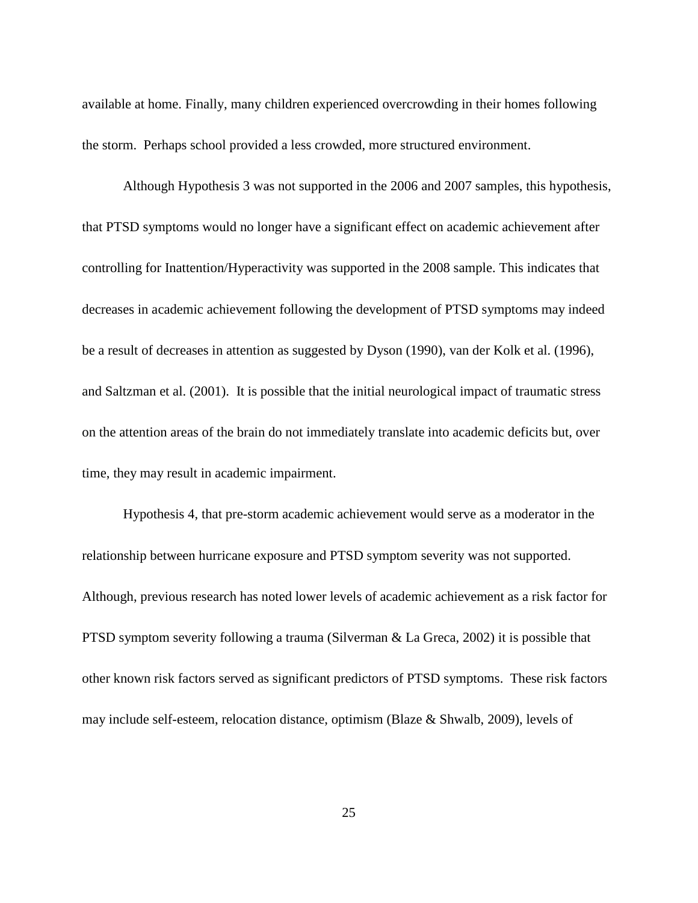available at home. Finally, many children experienced overcrowding in their homes following the storm. Perhaps school provided a less crowded, more structured environment.

Although Hypothesis 3 was not supported in the 2006 and 2007 samples, this hypothesis, that PTSD symptoms would no longer have a significant effect on academic achievement after controlling for Inattention/Hyperactivity was supported in the 2008 sample. This indicates that decreases in academic achievement following the development of PTSD symptoms may indeed be a result of decreases in attention as suggested by Dyson (1990), van der Kolk et al. (1996), and Saltzman et al. (2001). It is possible that the initial neurological impact of traumatic stress on the attention areas of the brain do not immediately translate into academic deficits but, over time, they may result in academic impairment.

Hypothesis 4, that pre-storm academic achievement would serve as a moderator in the relationship between hurricane exposure and PTSD symptom severity was not supported. Although, previous research has noted lower levels of academic achievement as a risk factor for PTSD symptom severity following a trauma (Silverman & La Greca, 2002) it is possible that other known risk factors served as significant predictors of PTSD symptoms. These risk factors may include self-esteem, relocation distance, optimism (Blaze & Shwalb, 2009), levels of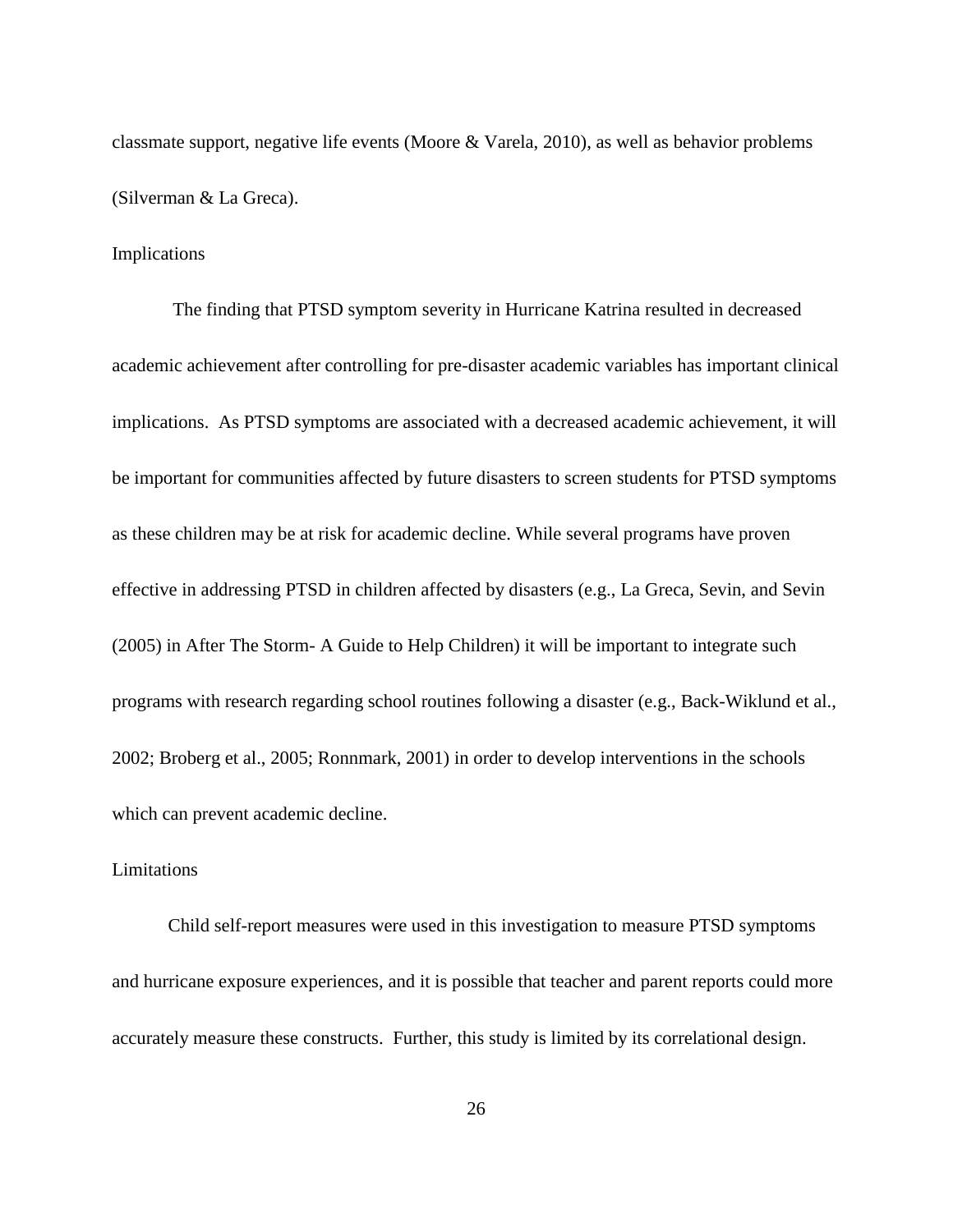classmate support, negative life events (Moore & Varela, 2010), as well as behavior problems (Silverman & La Greca).

## Implications

The finding that PTSD symptom severity in Hurricane Katrina resulted in decreased academic achievement after controlling for pre-disaster academic variables has important clinical implications. As PTSD symptoms are associated with a decreased academic achievement, it will be important for communities affected by future disasters to screen students for PTSD symptoms as these children may be at risk for academic decline. While several programs have proven effective in addressing PTSD in children affected by disasters (e.g., La Greca, Sevin, and Sevin (2005) in After The Storm- A Guide to Help Children) it will be important to integrate such programs with research regarding school routines following a disaster (e.g., Back-Wiklund et al., 2002; Broberg et al., 2005; Ronnmark, 2001) in order to develop interventions in the schools which can prevent academic decline.

## Limitations

Child self-report measures were used in this investigation to measure PTSD symptoms and hurricane exposure experiences, and it is possible that teacher and parent reports could more accurately measure these constructs. Further, this study is limited by its correlational design.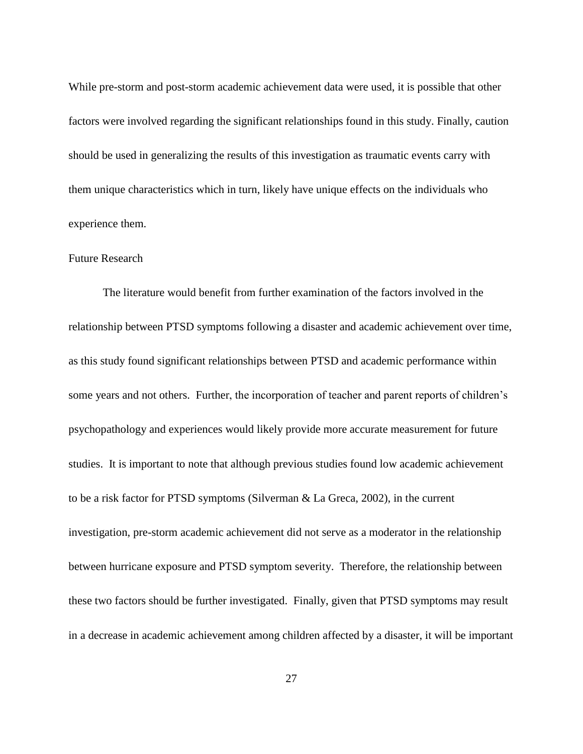While pre-storm and post-storm academic achievement data were used, it is possible that other factors were involved regarding the significant relationships found in this study. Finally, caution should be used in generalizing the results of this investigation as traumatic events carry with them unique characteristics which in turn, likely have unique effects on the individuals who experience them.

## Future Research

The literature would benefit from further examination of the factors involved in the relationship between PTSD symptoms following a disaster and academic achievement over time, as this study found significant relationships between PTSD and academic performance within some years and not others. Further, the incorporation of teacher and parent reports of children's psychopathology and experiences would likely provide more accurate measurement for future studies. It is important to note that although previous studies found low academic achievement to be a risk factor for PTSD symptoms (Silverman & La Greca, 2002), in the current investigation, pre-storm academic achievement did not serve as a moderator in the relationship between hurricane exposure and PTSD symptom severity. Therefore, the relationship between these two factors should be further investigated. Finally, given that PTSD symptoms may result in a decrease in academic achievement among children affected by a disaster, it will be important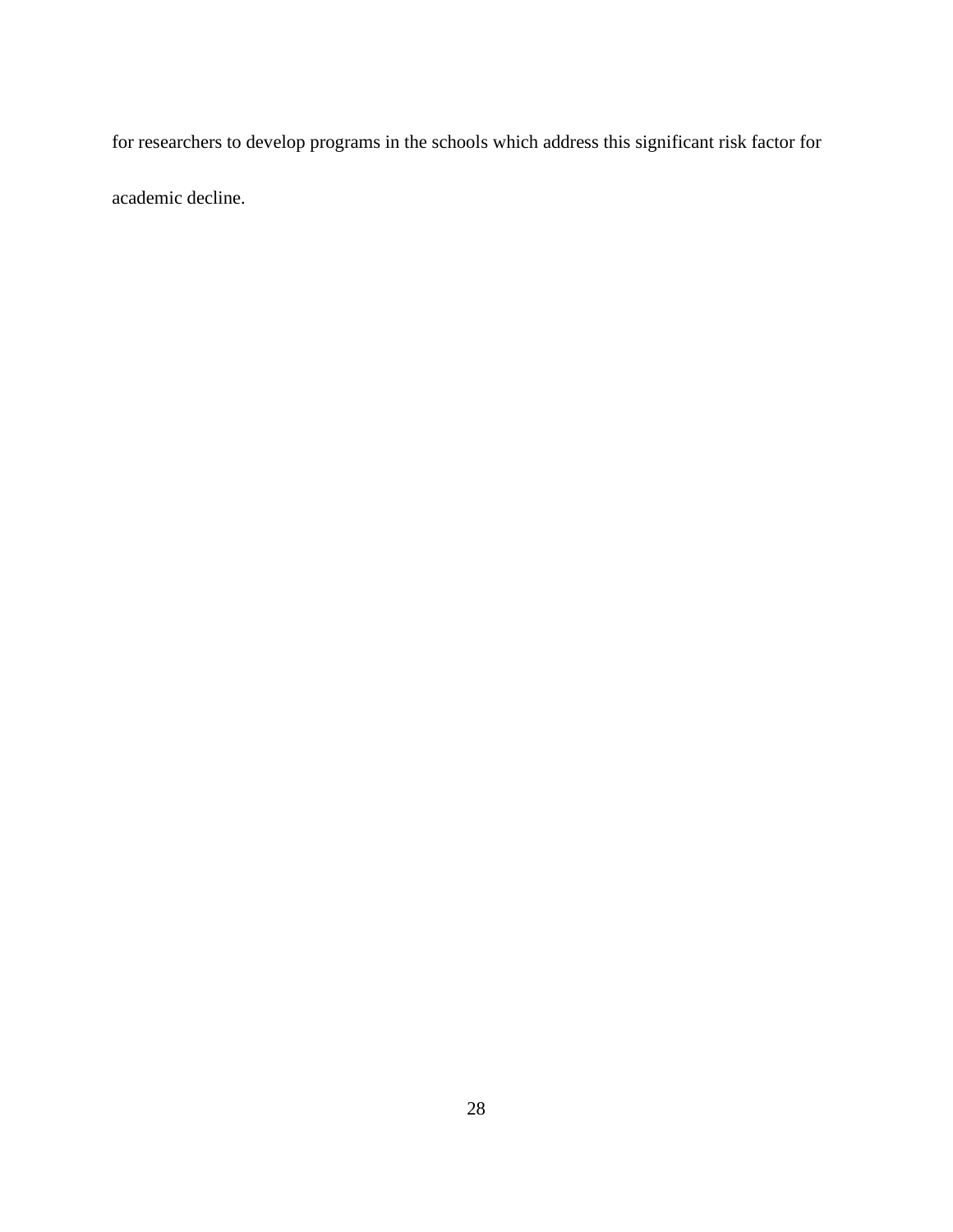for researchers to develop programs in the schools which address this significant risk factor for academic decline.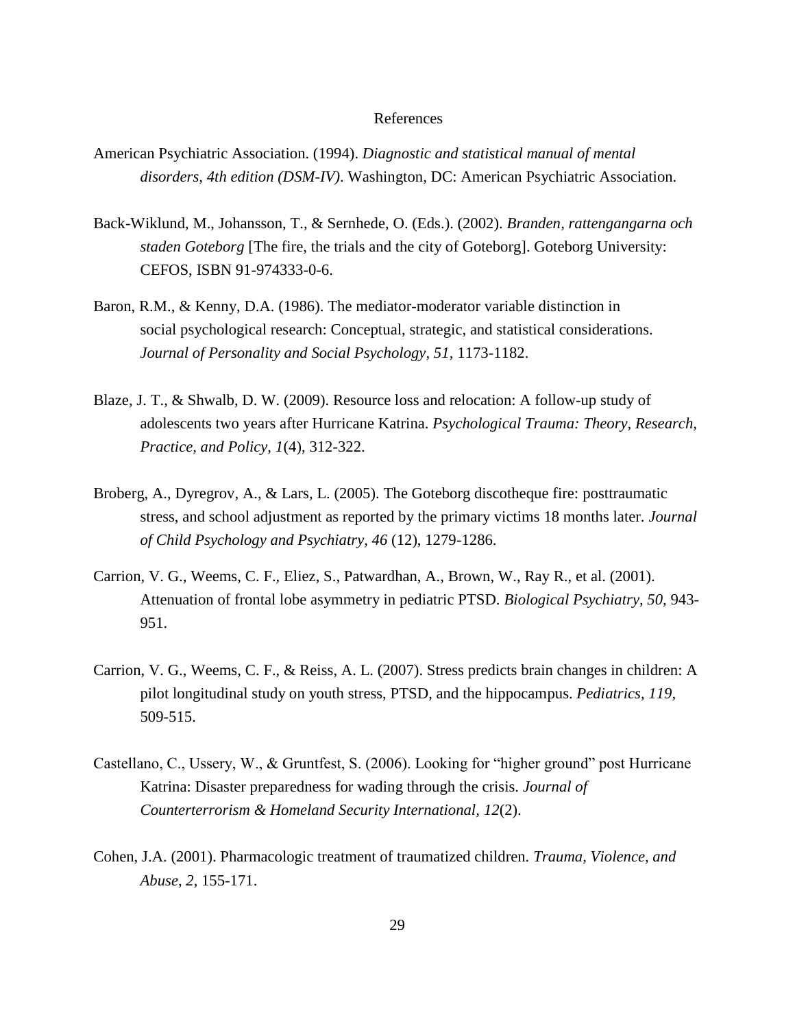# References

American Psychiatric Association. (1994). *Diagnostic and statistical manual of mental disorders, 4th edition (DSM-IV)*. Washington, DC: American Psychiatric Association.

Back-Wiklund, M., Johansson, T., & Sernhede, O. (Eds.). (2002). *Branden, rattengangarna och staden Goteborg* [The fire, the trials and the city of Goteborg]. Goteborg University: CEFOS, ISBN 91-974333-0-6.

Baron, R.M., & Kenny, D.A. (1986). The mediator-moderator variable distinction in social psychological research: Conceptual, strategic, and statistical considerations. *Journal of Personality and Social Psychology, 51,* 1173-1182.

Blaze, J. T., & Shwalb, D. W. (2009). Resource loss and relocation: A follow-up study of adolescents two years after Hurricane Katrina. *Psychological Trauma: Theory, Research, Practice, and Policy, 1*(4), 312-322.

Broberg, A., Dyregrov, A., & Lars, L. (2005). The Goteborg discotheque fire: posttraumatic stress, and school adjustment as reported by the primary victims 18 months later. *Journal of Child Psychology and Psychiatry, 46* (12), 1279-1286.

Carrion, V. G., Weems, C. F., Eliez, S., Patwardhan, A., Brown, W., Ray R., et al. (2001). Attenuation of frontal lobe asymmetry in pediatric PTSD. *Biological Psychiatry, 50,* 943-951.

Carrion, V. G., Weems, C. F., & Reiss, A. L. (2007). Stress predicts brain changes in children: A pilot longitudinal study on youth stress, PTSD, and the hippocampus. *Pediatrics, 119,* 509-515.

Castellano, C., Ussery, W., & Gruntfest, S. (2006). Looking for "higher ground" post Hurricane Katrina: Disaster preparedness for wading through the crisis. *Journal of Counterterrorism & Homeland Security International, 12*(2).

Cohen, J.A. (2001). Pharmacologic treatment of traumatized children. *Trauma, Violence, and Abuse, 2,* 155-171.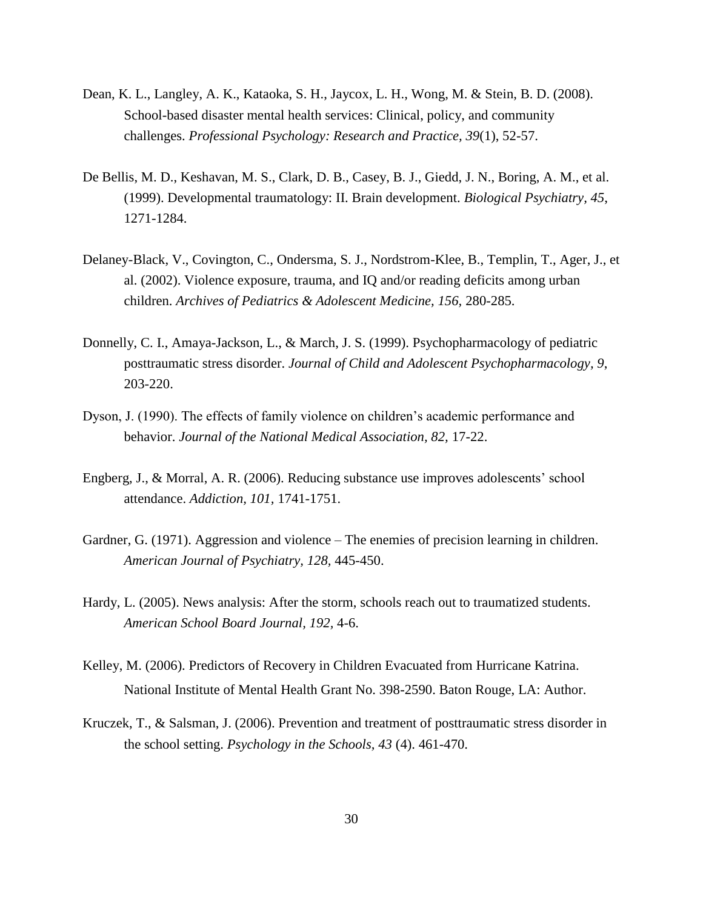Dean, K. L., Langley, A. K., Kataoka, S. H., Jaycox, L. H., Wong, M. & Stein, B. D. (2008). School-based disaster mental health services: Clinical, policy, and community challenges. *Professional Psychology: Research and Practice, 39*(1), 52-57.

De Bellis, M. D., Keshavan, M. S., Clark, D. B., Casey, B. J., Giedd, J. N., Boring, A. M., et al. (1999). Developmental traumatology: II. Brain development. *Biological Psychiatry, 45*, 1271-1284.

Delaney-Black, V., Covington, C., Ondersma, S. J., Nordstrom-Klee, B., Templin, T., Ager, J., et al. (2002). Violence exposure, trauma, and IQ and/or reading deficits among urban children. *Archives of Pediatrics & Adolescent Medicine, 156*, 280-285.

Donnelly, C. I., Amaya-Jackson, L., & March, J. S. (1999). Psychopharmacology of pediatric posttraumatic stress disorder. *Journal of Child and Adolescent Psychopharmacology, 9*, 203-220.

Dyson, J. (1990). The effects of family violence on children's academic performance and behavior. *Journal of the National Medical Association, 82,* 17-22.

Engberg, J., & Morral, A. R. (2006). Reducing substance use improves adolescents' school attendance. *Addiction, 101,* 1741-1751.

Gardner, G. (1971). Aggression and violence – The enemies of precision learning in children. *American Journal of Psychiatry, 128,* 445-450.

Hardy, L. (2005). News analysis: After the storm, schools reach out to traumatized students. *American School Board Journal, 192,* 4-6.

Kelley, M. (2006). Predictors of Recovery in Children Evacuated from Hurricane Katrina. National Institute of Mental Health Grant No. 398-2590. Baton Rouge, LA: Author.

Kruczek, T., & Salsman, J. (2006). Prevention and treatment of posttraumatic stress disorder in the school setting. *Psychology in the Schools, 43* (4). 461-470.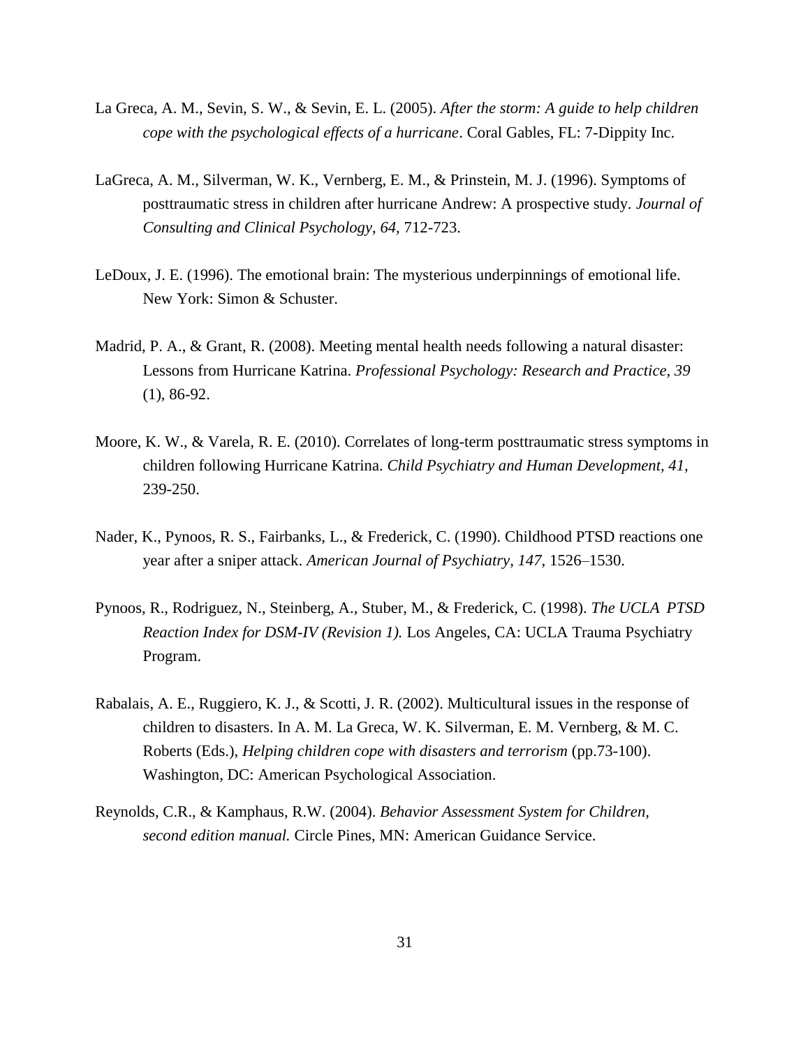La Greca, A. M., Sevin, S. W., & Sevin, E. L. (2005). *After the storm: A guide to help children cope with the psychological effects of a hurricane*. Coral Gables, FL: 7-Dippity Inc.

LaGreca, A. M., Silverman, W. K., Vernberg, E. M., & Prinstein, M. J. (1996). Symptoms of posttraumatic stress in children after hurricane Andrew: A prospective study. *Journal of Consulting and Clinical Psychology, 64,* 712-723.

LeDoux, J. E. (1996). The emotional brain: The mysterious underpinnings of emotional life. New York: Simon & Schuster.

Madrid, P. A., & Grant, R. (2008). Meeting mental health needs following a natural disaster: Lessons from Hurricane Katrina. *Professional Psychology: Research and Practice, 39* (1), 86-92.

Moore, K. W., & Varela, R. E. (2010). Correlates of long-term posttraumatic stress symptoms in children following Hurricane Katrina. *Child Psychiatry and Human Development, 41,* 239-250.

Nader, K., Pynoos, R. S., Fairbanks, L., & Frederick, C. (1990). Childhood PTSD reactions one year after a sniper attack. *American Journal of Psychiatry, 147,* 1526–1530.

Pynoos, R., Rodriguez, N., Steinberg, A., Stuber, M., & Frederick, C. (1998). *The UCLA PTSD Reaction Index for DSM-IV (Revision 1).* Los Angeles, CA: UCLA Trauma Psychiatry Program.

Rabalais, A. E., Ruggiero, K. J., & Scotti, J. R. (2002). Multicultural issues in the response of children to disasters. In A. M. La Greca, W. K. Silverman, E. M. Vernberg, & M. C. Roberts (Eds.), *Helping children cope with disasters and terrorism* (pp.73-100). Washington, DC: American Psychological Association.

Reynolds, C.R., & Kamphaus, R.W. (2004). *Behavior Assessment System for Children, second edition manual.* Circle Pines, MN: American Guidance Service.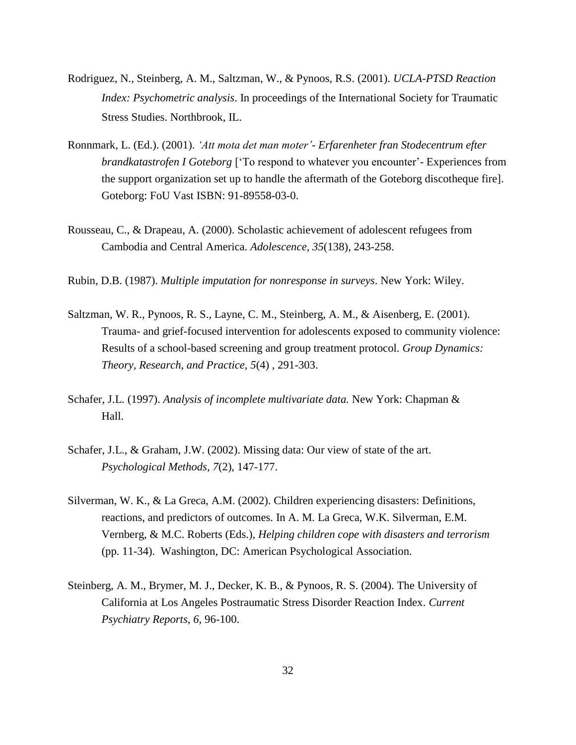Rodriguez, N., Steinberg, A. M., Saltzman, W., & Pynoos, R.S. (2001). *UCLA-PTSD Reaction Index: Psychometric analysis*. In proceedings of the International Society for Traumatic Stress Studies. Northbrook, IL.

Ronnmark, L. (Ed.). (2001). *'Att mota det man moter'- Erfarenheter fran Stodecentrum efter brandkatastrofen I Goteborg* ['To respond to whatever you encounter'- Experiences from the support organization set up to handle the aftermath of the Goteborg discotheque fire]. Goteborg: FoU Vast ISBN: 91-89558-03-0.

Rousseau, C., & Drapeau, A. (2000). Scholastic achievement of adolescent refugees from Cambodia and Central America. *Adolescence, 35*(138), 243-258.

Rubin, D.B. (1987). *Multiple imputation for nonresponse in surveys*. New York: Wiley.

Saltzman, W. R., Pynoos, R. S., Layne, C. M., Steinberg, A. M., & Aisenberg, E. (2001). Trauma- and grief-focused intervention for adolescents exposed to community violence: Results of a school-based screening and group treatment protocol. *Group Dynamics: Theory, Research, and Practice, 5*(4) , 291-303.

Schafer, J.L. (1997). *Analysis of incomplete multivariate data.* New York: Chapman & Hall.

Schafer, J.L., & Graham, J.W. (2002). Missing data: Our view of state of the art. *Psychological Methods, 7*(2), 147-177.

Silverman, W. K., & La Greca, A.M. (2002). Children experiencing disasters: Definitions, reactions, and predictors of outcomes. In A. M. La Greca, W.K. Silverman, E.M. Vernberg, & M.C. Roberts (Eds.), *Helping children cope with disasters and terrorism* (pp. 11-34). Washington, DC: American Psychological Association.

Steinberg, A. M., Brymer, M. J., Decker, K. B., & Pynoos, R. S. (2004). The University of California at Los Angeles Postraumatic Stress Disorder Reaction Index. *Current Psychiatry Reports, 6,* 96-100.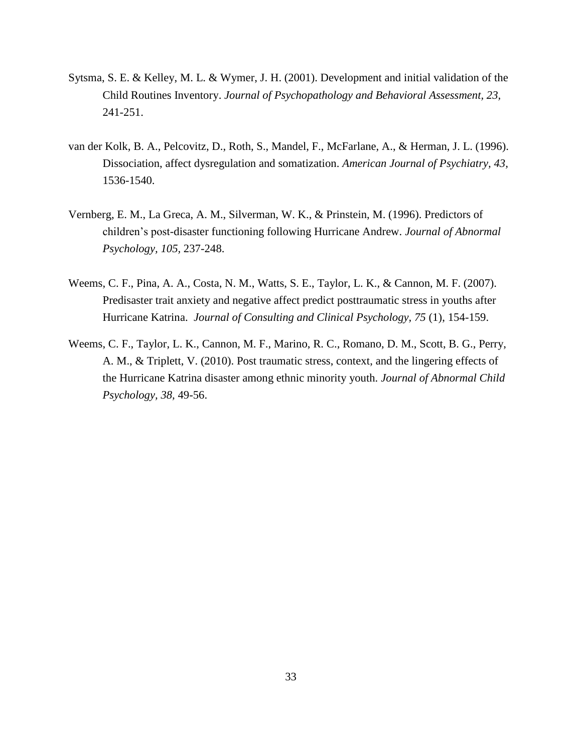Sytsma, S. E. & Kelley, M. L. & Wymer, J. H. (2001). Development and initial validation of the Child Routines Inventory. *Journal of Psychopathology and Behavioral Assessment, 23*, 241-251.

van der Kolk, B. A., Pelcovitz, D., Roth, S., Mandel, F., McFarlane, A., & Herman, J. L. (1996). Dissociation, affect dysregulation and somatization. *American Journal of Psychiatry, 43*, 1536-1540.

Vernberg, E. M., La Greca, A. M., Silverman, W. K., & Prinstein, M. (1996). Predictors of children's post-disaster functioning following Hurricane Andrew. *Journal of Abnormal Psychology, 105*, 237-248.

Weems, C. F., Pina, A. A., Costa, N. M., Watts, S. E., Taylor, L. K., & Cannon, M. F. (2007). Predisaster trait anxiety and negative affect predict posttraumatic stress in youths after Hurricane Katrina. *Journal of Consulting and Clinical Psychology, 75* (1), 154-159.

Weems, C. F., Taylor, L. K., Cannon, M. F., Marino, R. C., Romano, D. M., Scott, B. G., Perry, A. M., & Triplett, V. (2010). Post traumatic stress, context, and the lingering effects of the Hurricane Katrina disaster among ethnic minority youth. *Journal of Abnormal Child Psychology, 38*, 49-56.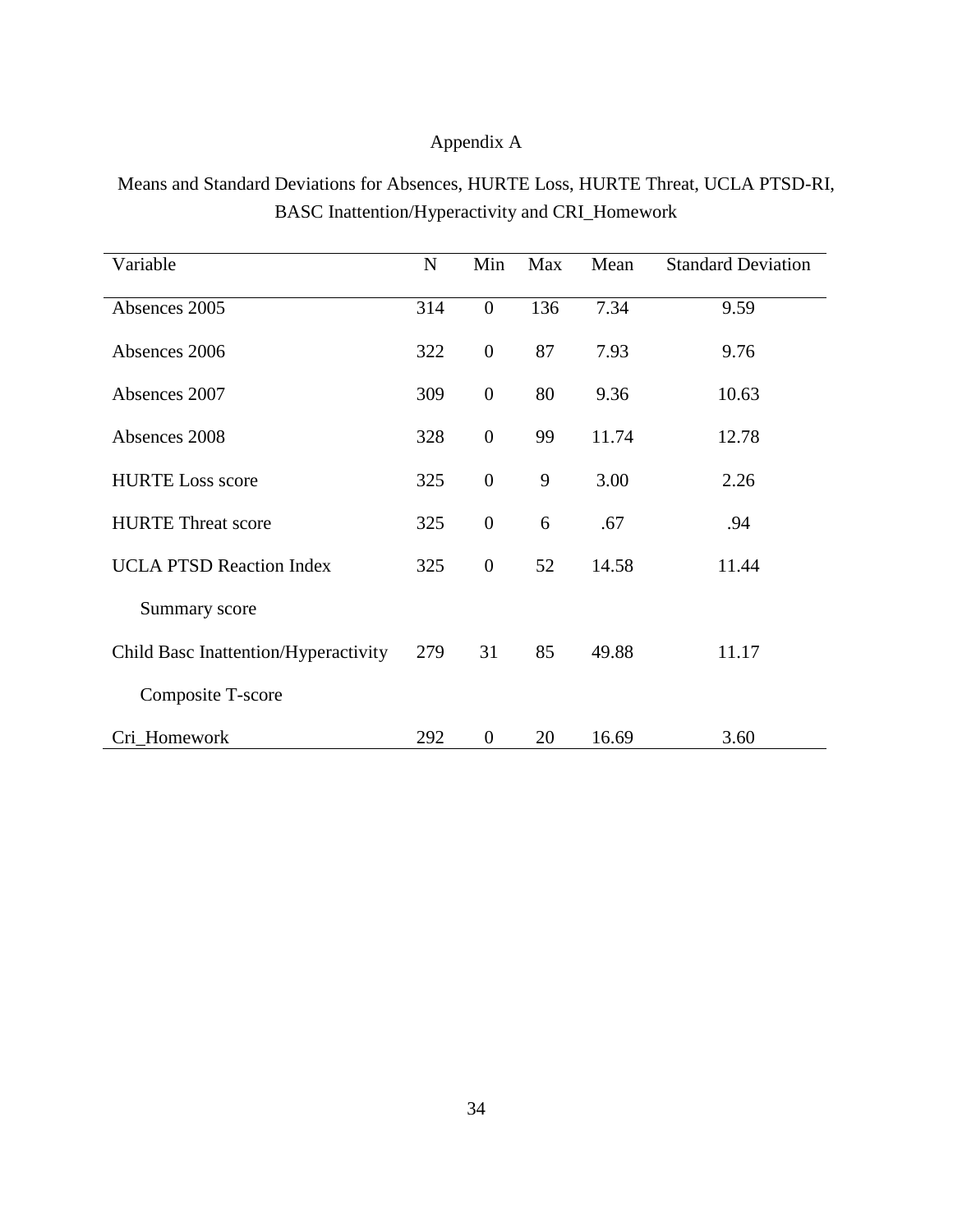# Appendix A

Means and Standard Deviations for Absences, HURTE Loss, HURTE Threat, UCLA PTSD-RI, BASC Inattention/Hyperactivity and CRI_Homework

| Variable | N | Min | Max | Mean | Standard Deviation |
|---|---|---|---|---|---|
| Absences 2005 | 314 | 0 | 136 | 7.34 | 9.59 |
| Absences 2006 | 322 | 0 | 87 | 7.93 | 9.76 |
| Absences 2007 | 309 | 0 | 80 | 9.36 | 10.63 |
| Absences 2008 | 328 | 0 | 99 | 11.74 | 12.78 |
| HURTE Loss score | 325 | 0 | 9 | 3.00 | 2.26 |
| HURTE Threat score | 325 | 0 | 6 | .67 | .94 |
| UCLA PTSD Reaction Index Summary score | 325 | 0 | 52 | 14.58 | 11.44 |
| Child Basc Inattention/Hyperactivity Composite T-score | 279 | 31 | 85 | 49.88 | 11.17 |
| Cri_Homework | 292 | 0 | 20 | 16.69 | 3.60 |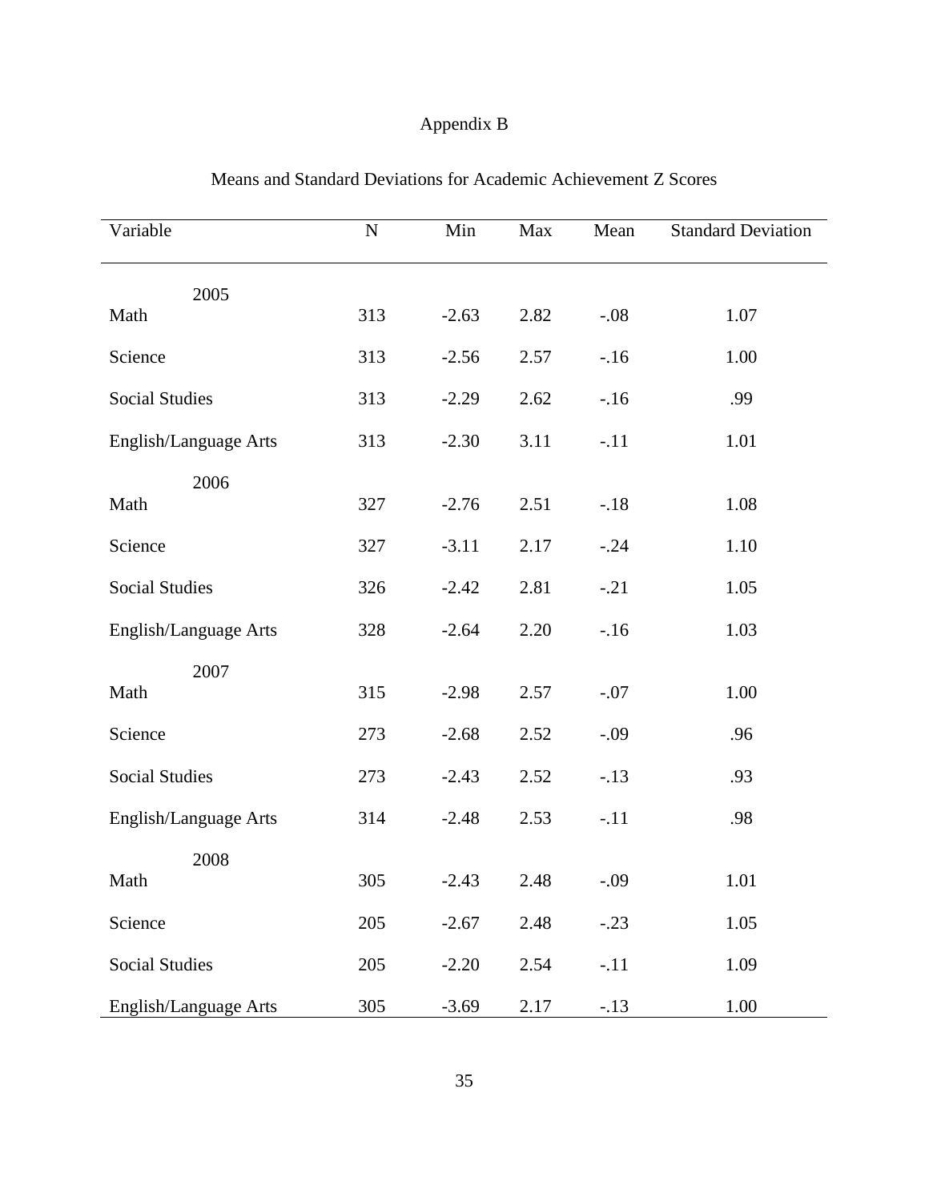# Appendix B

Means and Standard Deviations for Academic Achievement Z Scores

| Variable | N | Min | Max | Mean | Standard Deviation |
|---|---|---|---|---|---|
| 2005 | | | | | |
| Math | 313 | -2.63 | 2.82 | -.08 | 1.07 |
| Science | 313 | -2.56 | 2.57 | -.16 | 1.00 |
| Social Studies | 313 | -2.29 | 2.62 | -.16 | .99 |
| English/Language Arts | 313 | -2.30 | 3.11 | -.11 | 1.01 |
| 2006 | | | | | |
| Math | 327 | -2.76 | 2.51 | -.18 | 1.08 |
| Science | 327 | -3.11 | 2.17 | -.24 | 1.10 |
| Social Studies | 326 | -2.42 | 2.81 | -.21 | 1.05 |
| English/Language Arts | 328 | -2.64 | 2.20 | -.16 | 1.03 |
| 2007 | | | | | |
| Math | 315 | -2.98 | 2.57 | -.07 | 1.00 |
| Science | 273 | -2.68 | 2.52 | -.09 | .96 |
| Social Studies | 273 | -2.43 | 2.52 | -.13 | .93 |
| English/Language Arts | 314 | -2.48 | 2.53 | -.11 | .98 |
| 2008 | | | | | |
| Math | 305 | -2.43 | 2.48 | -.09 | 1.01 |
| Science | 205 | -2.67 | 2.48 | -.23 | 1.05 |
| Social Studies | 205 | -2.20 | 2.54 | -.11 | 1.09 |
| English/Language Arts | 305 | -3.69 | 2.17 | -.13 | 1.00 |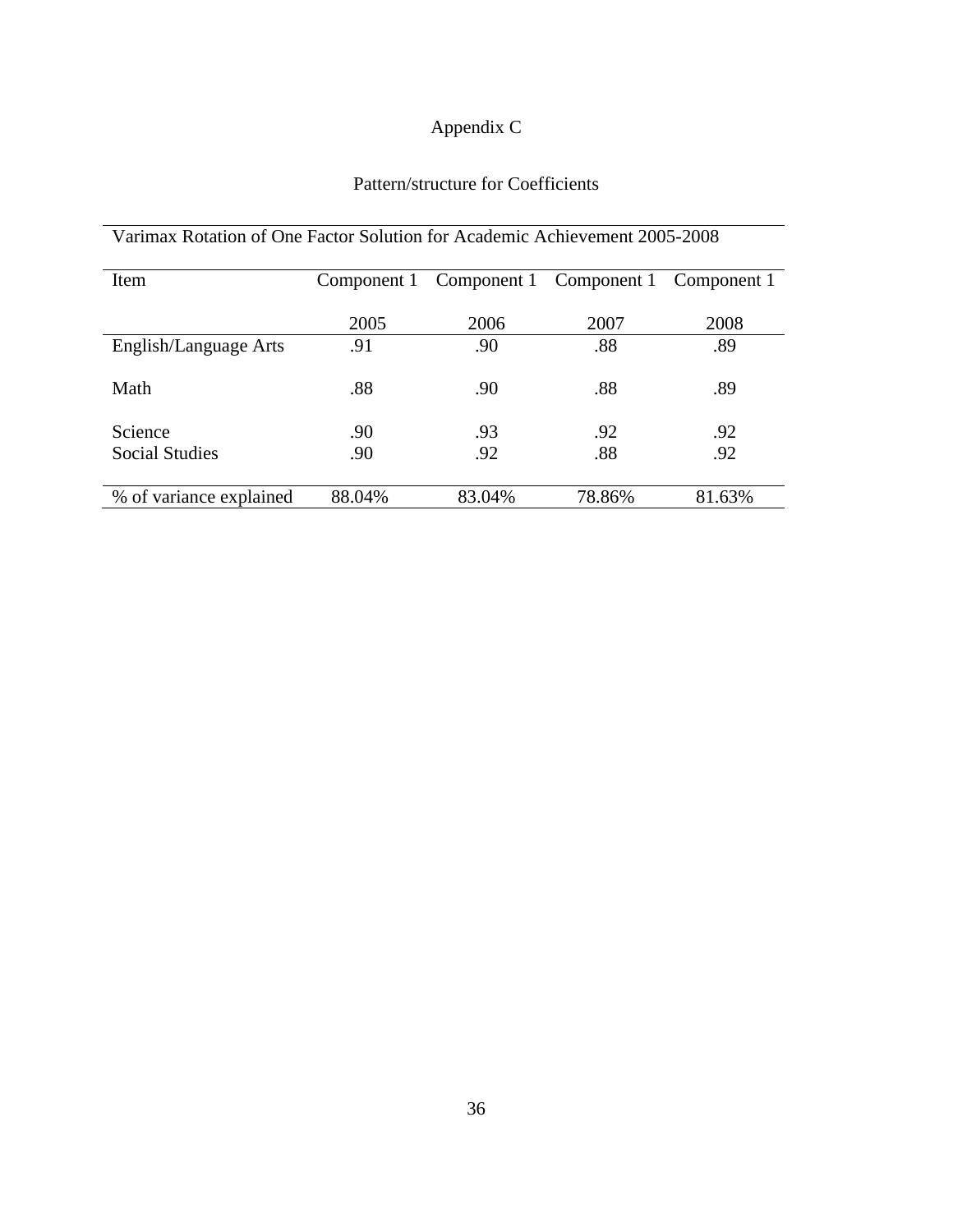# Appendix C

## Pattern/structure for Coefficients

Varimax Rotation of One Factor Solution for Academic Achievement 2005-2008

| Item | Component 1<br>2005 | Component 1<br>2006 | Component 1<br>2007 | Component 1<br>2008 |
|---|---|---|---|---|
| English/Language Arts | .91 | .90 | .88 | .89 |
| Math | .88 | .90 | .88 | .89 |
| Science | .90 | .93 | .92 | .92 |
| Social Studies | .90 | .92 | .88 | .92 |
| % of variance explained | 88.04% | 83.04% | 78.86% | 81.63% |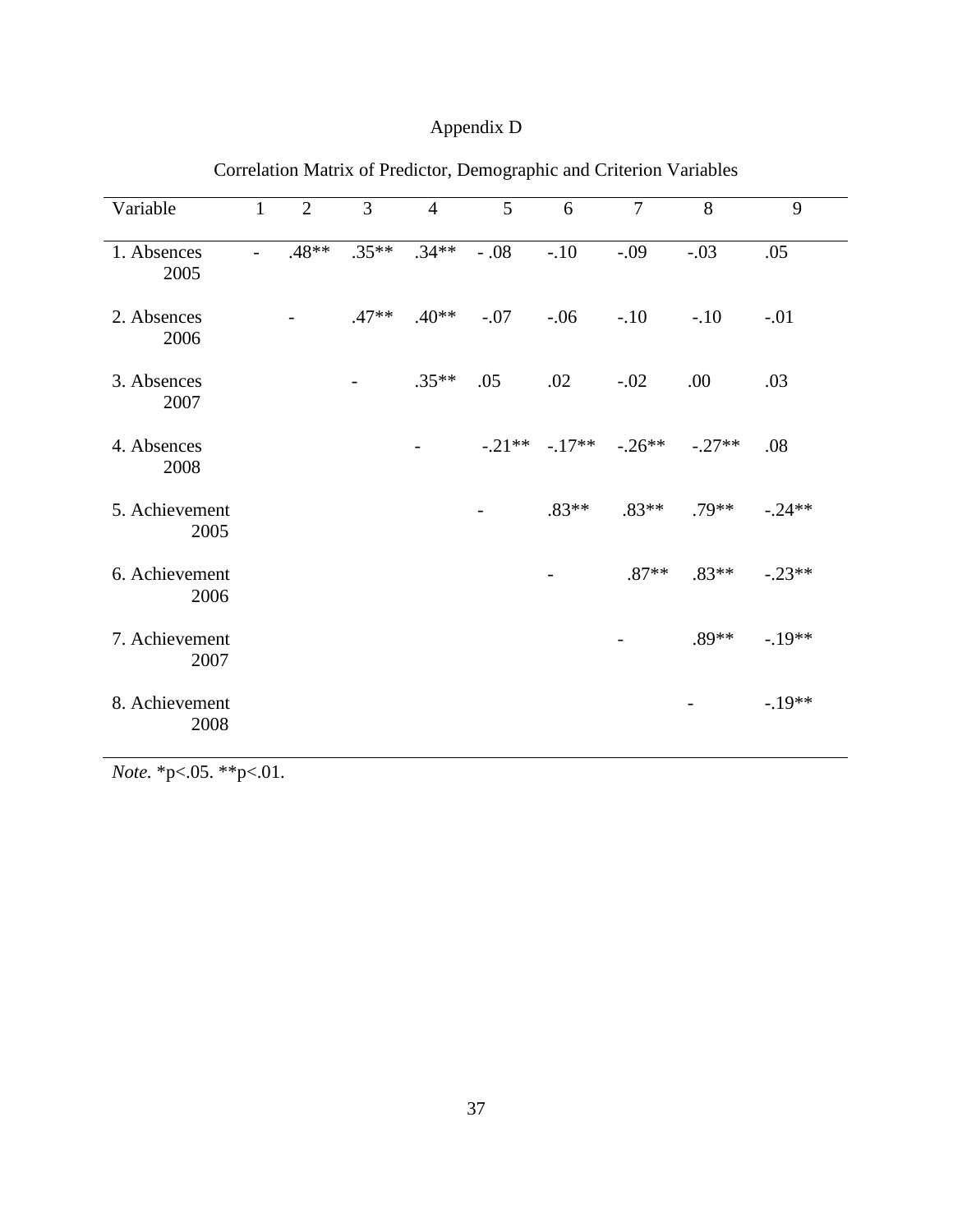# Appendix D

Correlation Matrix of Predictor, Demographic and Criterion Variables

| Variable | 1 | 2 | 3 | 4 | 5 | 6 | 7 | 8 | 9 |
|---|---|---|---|---|---|---|---|---|---|
| 1. Absences 2005 | - | .48** | .35** | .34** | - .08 | -.10 | -.09 | -.03 | .05 |
| 2. Absences 2006 | | - | .47** | .40** | -.07 | -.06 | -.10 | -.10 | -.01 |
| 3. Absences 2007 | | | - | .35** | .05 | .02 | -.02 | .00 | .03 |
| 4. Absences 2008 | | | | - | -.21** | -.17** | -.26** | -.27** | .08 |
| 5. Achievement 2005 | | | | | - | .83** | .83** | .79** | -.24** |
| 6. Achievement 2006 | | | | | | - | .87** | .83** | -.23** |
| 7. Achievement 2007 | | | | | | | - | .89** | -.19** |
| 8. Achievement 2008 | | | | | | | | - | -.19** |

*Note.* *p<.05. **p<.01.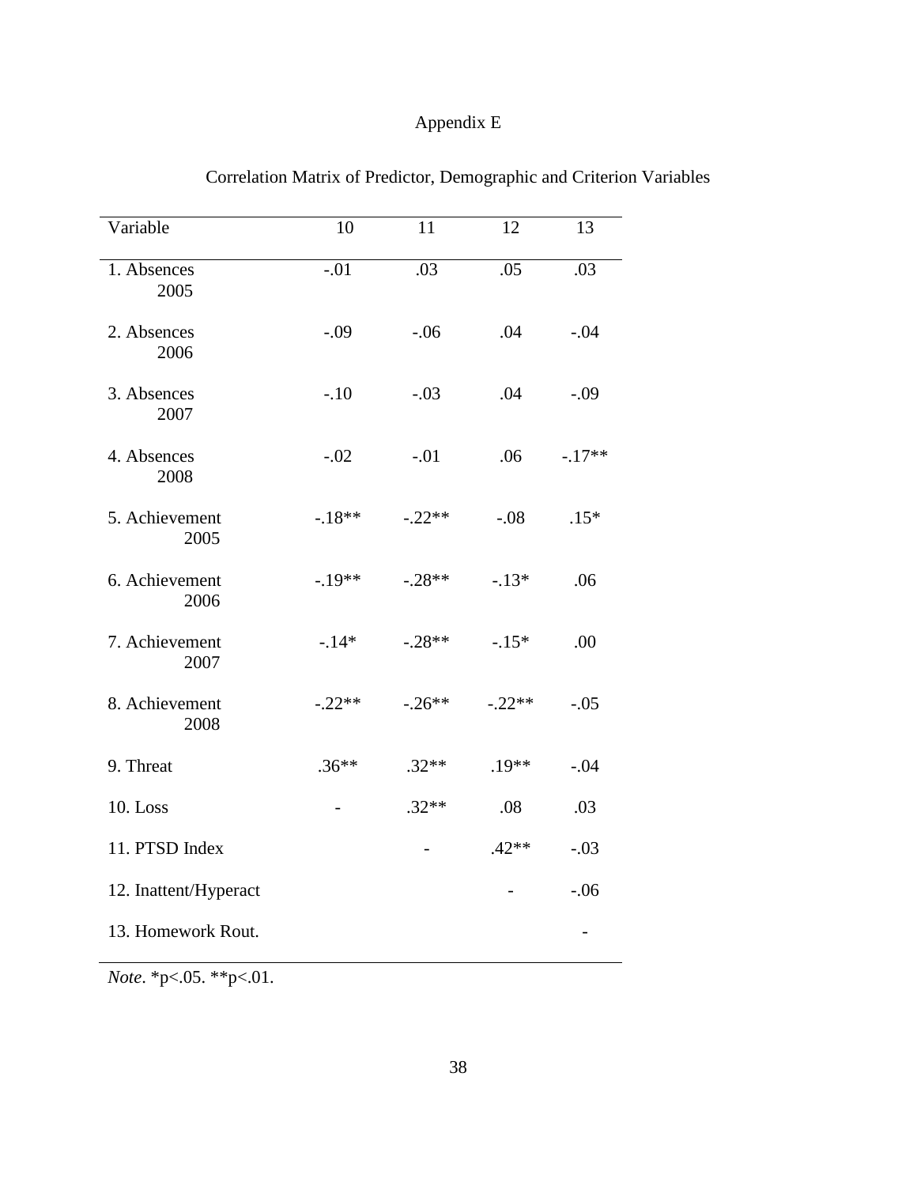# Appendix E

Correlation Matrix of Predictor, Demographic and Criterion Variables

| Variable | 10 | 11 | 12 | 13 |
|---|---|---|---|---|
| 1. Absences 2005 | -.01 | .03 | .05 | .03 |
| 2. Absences 2006 | -.09 | -.06 | .04 | -.04 |
| 3. Absences 2007 | -.10 | -.03 | .04 | -.09 |
| 4. Absences 2008 | -.02 | -.01 | .06 | -.17** |
| 5. Achievement 2005 | -.18** | -.22** | -.08 | .15* |
| 6. Achievement 2006 | -.19** | -.28** | -.13* | .06 |
| 7. Achievement 2007 | -.14* | -.28** | -.15* | .00 |
| 8. Achievement 2008 | -.22** | -.26** | -.22** | -.05 |
| 9. Threat | .36** | .32** | .19** | -.04 |
| 10. Loss | - | .32** | .08 | .03 |
| 11. PTSD Index | | - | .42** | -.03 |
| 12. Inattent/Hyperact | | | - | -.06 |
| 13. Homework Rout. | | | | - |

*Note*. *p<.05. **p<.01.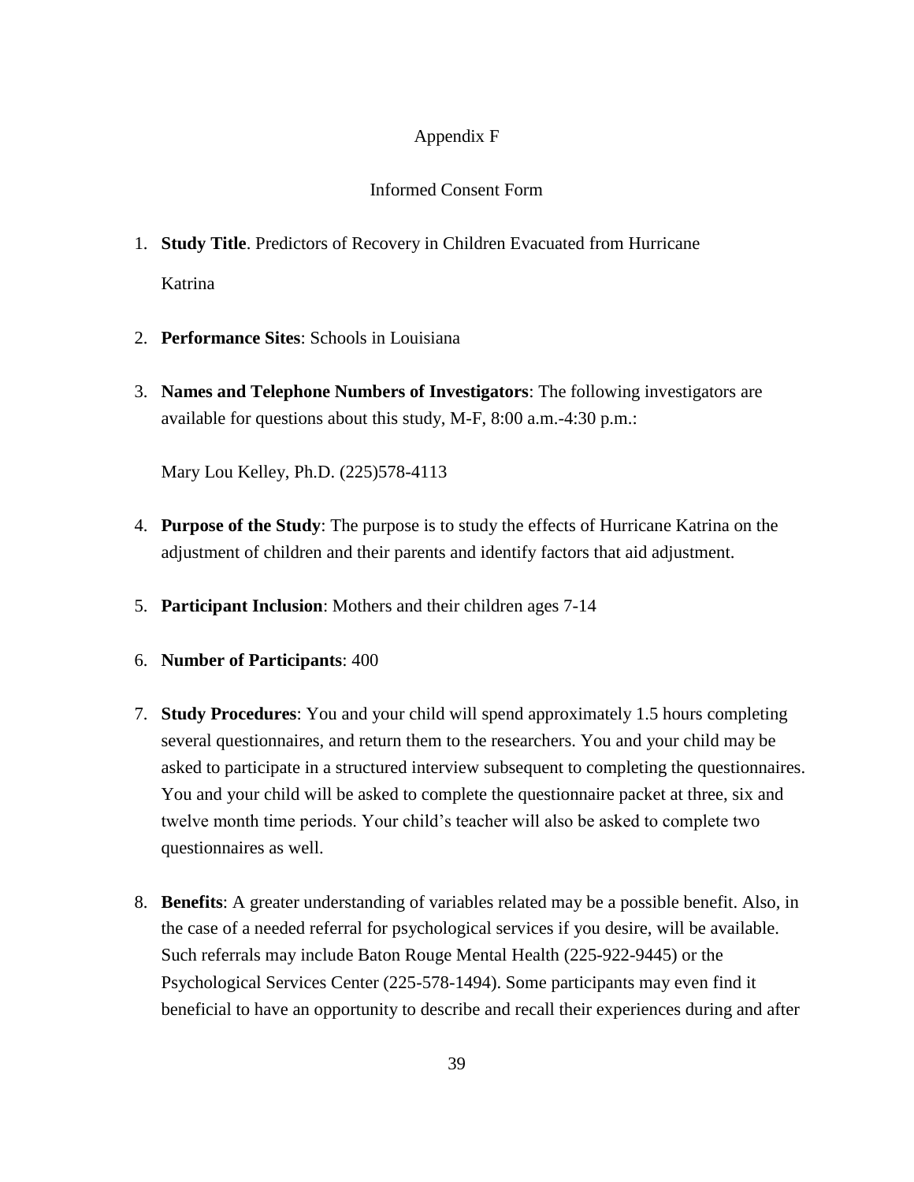Appendix F

Informed Consent Form

1. **Study Title**. Predictors of Recovery in Children Evacuated from Hurricane Katrina

2. **Performance Sites**: Schools in Louisiana

3. **Names and Telephone Numbers of Investigators**: The following investigators are available for questions about this study, M-F, 8:00 a.m.-4:30 p.m.:

   Mary Lou Kelley, Ph.D. (225)578-4113

4. **Purpose of the Study**: The purpose is to study the effects of Hurricane Katrina on the adjustment of children and their parents and identify factors that aid adjustment.

5. **Participant Inclusion**: Mothers and their children ages 7-14

6. **Number of Participants**: 400

7. **Study Procedures**: You and your child will spend approximately 1.5 hours completing several questionnaires, and return them to the researchers. You and your child may be asked to participate in a structured interview subsequent to completing the questionnaires. You and your child will be asked to complete the questionnaire packet at three, six and twelve month time periods. Your child's teacher will also be asked to complete two questionnaires as well.

8. **Benefits**: A greater understanding of variables related may be a possible benefit. Also, in the case of a needed referral for psychological services if you desire, will be available. Such referrals may include Baton Rouge Mental Health (225-922-9445) or the Psychological Services Center (225-578-1494). Some participants may even find it beneficial to have an opportunity to describe and recall their experiences during and after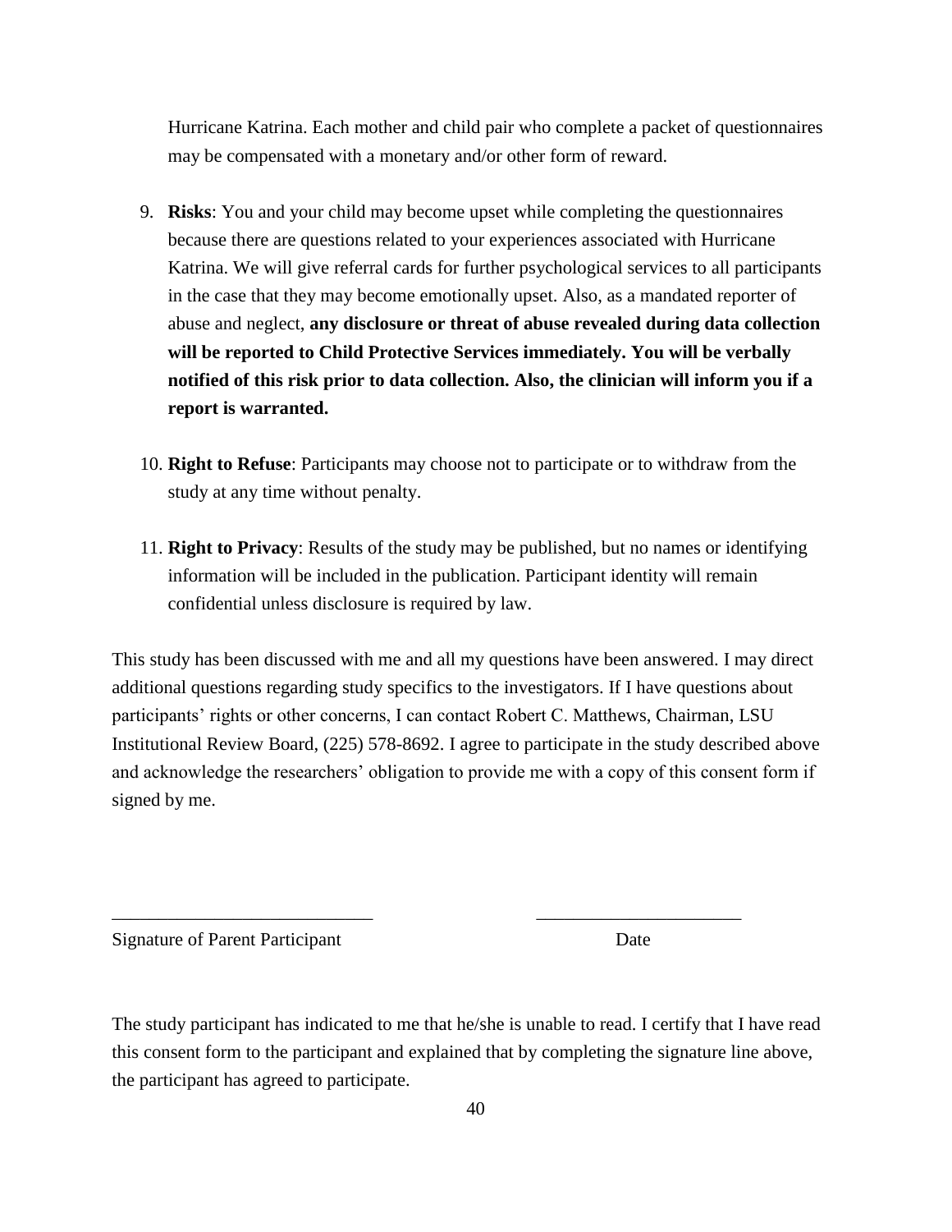Hurricane Katrina. Each mother and child pair who complete a packet of questionnaires may be compensated with a monetary and/or other form of reward.

9. **Risks**: You and your child may become upset while completing the questionnaires because there are questions related to your experiences associated with Hurricane Katrina. We will give referral cards for further psychological services to all participants in the case that they may become emotionally upset. Also, as a mandated reporter of abuse and neglect, **any disclosure or threat of abuse revealed during data collection will be reported to Child Protective Services immediately. You will be verbally notified of this risk prior to data collection. Also, the clinician will inform you if a report is warranted.**

10. **Right to Refuse**: Participants may choose not to participate or to withdraw from the study at any time without penalty.

11. **Right to Privacy**: Results of the study may be published, but no names or identifying information will be included in the publication. Participant identity will remain confidential unless disclosure is required by law.

This study has been discussed with me and all my questions have been answered. I may direct additional questions regarding study specifics to the investigators. If I have questions about participants' rights or other concerns, I can contact Robert C. Matthews, Chairman, LSU Institutional Review Board, (225) 578-8692. I agree to participate in the study described above and acknowledge the researchers' obligation to provide me with a copy of this consent form if signed by me.

____________________________ ______________________

Signature of Parent Participant Date

The study participant has indicated to me that he/she is unable to read. I certify that I have read this consent form to the participant and explained that by completing the signature line above, the participant has agreed to participate.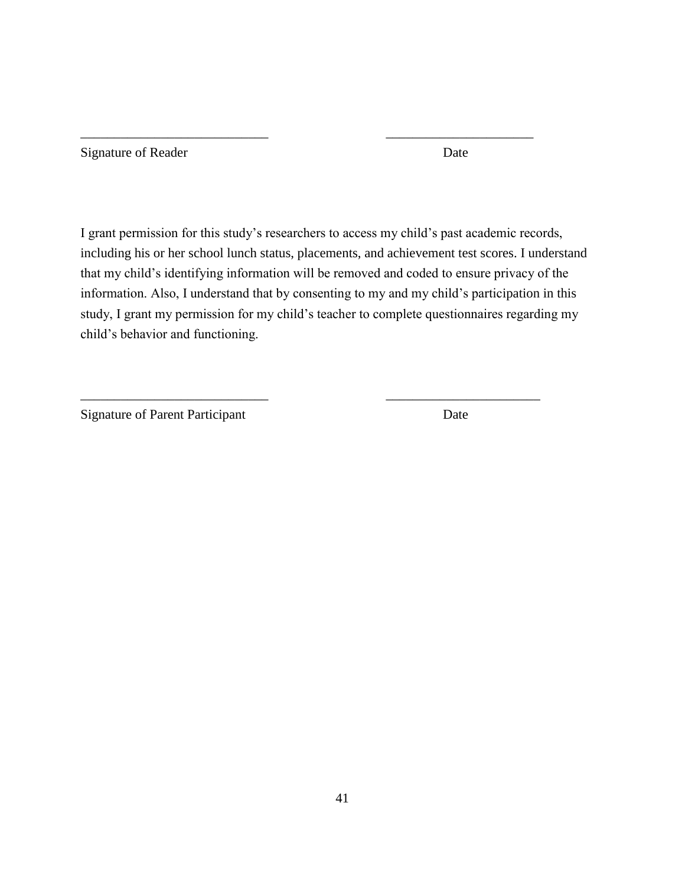\_\_\_\_\_\_\_\_\_\_\_\_\_\_\_\_\_\_\_\_\_\_\_\_\_\_\_\_ \_\_\_\_\_\_\_\_\_\_\_\_\_\_\_\_\_\_\_\_\_\_

Signature of Reader Date

I grant permission for this study's researchers to access my child's past academic records, including his or her school lunch status, placements, and achievement test scores. I understand that my child's identifying information will be removed and coded to ensure privacy of the information. Also, I understand that by consenting to my and my child's participation in this study, I grant my permission for my child's teacher to complete questionnaires regarding my child's behavior and functioning.

\_\_\_\_\_\_\_\_\_\_\_\_\_\_\_\_\_\_\_\_\_\_\_\_\_\_\_\_ \_\_\_\_\_\_\_\_\_\_\_\_\_\_\_\_\_\_\_\_\_\_\_

Signature of Parent Participant Date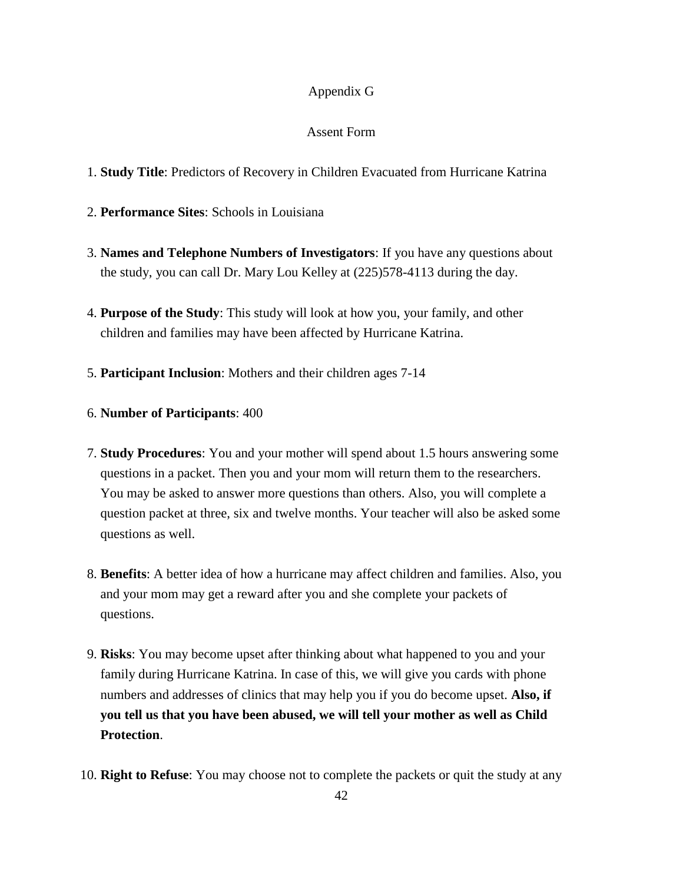Appendix G

Assent Form

1. **Study Title**: Predictors of Recovery in Children Evacuated from Hurricane Katrina
2. **Performance Sites**: Schools in Louisiana
3. **Names and Telephone Numbers of Investigators**: If you have any questions about the study, you can call Dr. Mary Lou Kelley at (225)578-4113 during the day.
4. **Purpose of the Study**: This study will look at how you, your family, and other children and families may have been affected by Hurricane Katrina.
5. **Participant Inclusion**: Mothers and their children ages 7-14
6. **Number of Participants**: 400
7. **Study Procedures**: You and your mother will spend about 1.5 hours answering some questions in a packet. Then you and your mom will return them to the researchers. You may be asked to answer more questions than others. Also, you will complete a question packet at three, six and twelve months. Your teacher will also be asked some questions as well.
8. **Benefits**: A better idea of how a hurricane may affect children and families. Also, you and your mom may get a reward after you and she complete your packets of questions.
9. **Risks**: You may become upset after thinking about what happened to you and your family during Hurricane Katrina. In case of this, we will give you cards with phone numbers and addresses of clinics that may help you if you do become upset. **Also, if you tell us that you have been abused, we will tell your mother as well as Child Protection**.
10. **Right to Refuse**: You may choose not to complete the packets or quit the study at any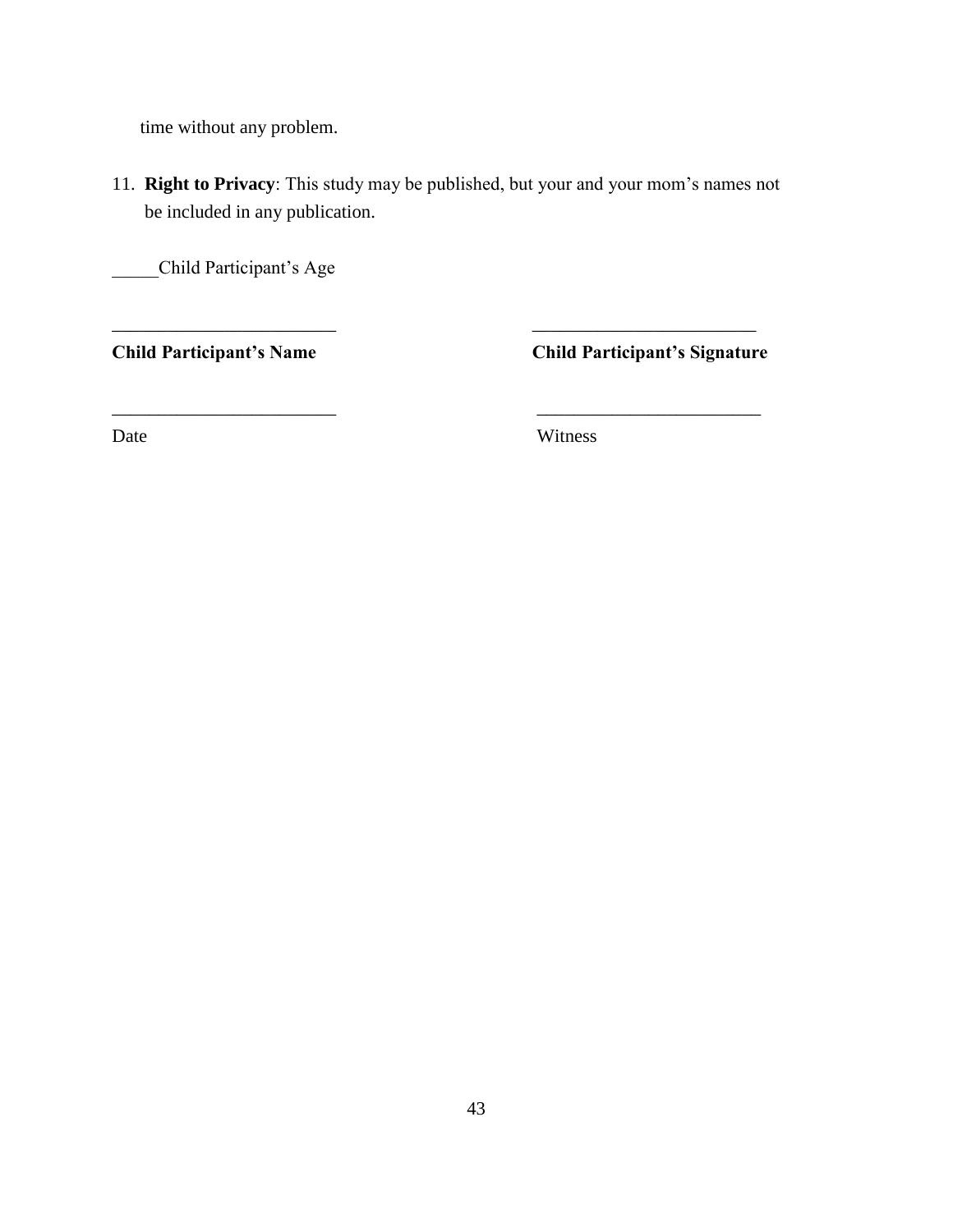time without any problem.

11. **Right to Privacy**: This study may be published, but your and your mom's names not be included in any publication.

_____Child Participant's Age

________________________ ________________________

**Child Participant's Name** **Child Participant's Signature**

________________________ ________________________

Date Witness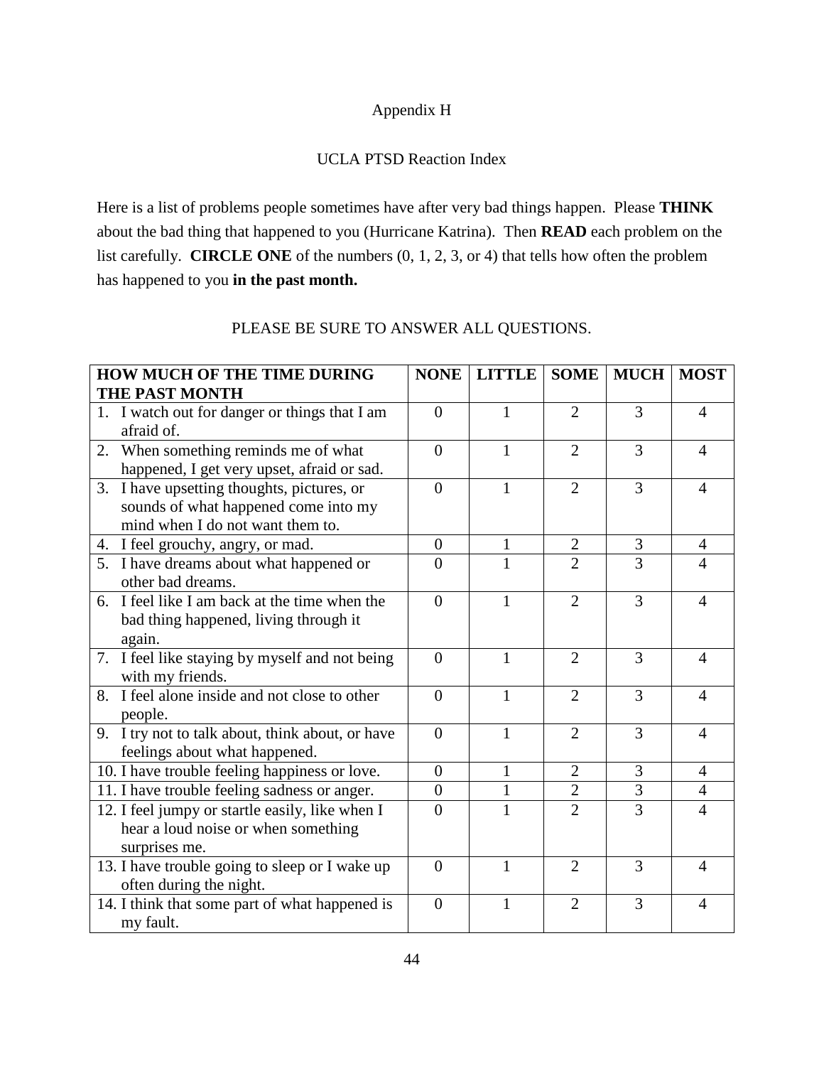Appendix H

UCLA PTSD Reaction Index

Here is a list of problems people sometimes have after very bad things happen. Please **THINK** about the bad thing that happened to you (Hurricane Katrina). Then **READ** each problem on the list carefully. **CIRCLE ONE** of the numbers (0, 1, 2, 3, or 4) that tells how often the problem has happened to you **in the past month.**

PLEASE BE SURE TO ANSWER ALL QUESTIONS.

| **HOW MUCH OF THE TIME DURING THE PAST MONTH** | **NONE** | **LITTLE** | **SOME** | **MUCH** | **MOST** |
|---|---|---|---|---|---|
| 1. I watch out for danger or things that I am afraid of. | 0 | 1 | 2 | 3 | 4 |
| 2. When something reminds me of what happened, I get very upset, afraid or sad. | 0 | 1 | 2 | 3 | 4 |
| 3. I have upsetting thoughts, pictures, or sounds of what happened come into my mind when I do not want them to. | 0 | 1 | 2 | 3 | 4 |
| 4. I feel grouchy, angry, or mad. | 0 | 1 | 2 | 3 | 4 |
| 5. I have dreams about what happened or other bad dreams. | 0 | 1 | 2 | 3 | 4 |
| 6. I feel like I am back at the time when the bad thing happened, living through it again. | 0 | 1 | 2 | 3 | 4 |
| 7. I feel like staying by myself and not being with my friends. | 0 | 1 | 2 | 3 | 4 |
| 8. I feel alone inside and not close to other people. | 0 | 1 | 2 | 3 | 4 |
| 9. I try not to talk about, think about, or have feelings about what happened. | 0 | 1 | 2 | 3 | 4 |
| 10. I have trouble feeling happiness or love. | 0 | 1 | 2 | 3 | 4 |
| 11. I have trouble feeling sadness or anger. | 0 | 1 | 2 | 3 | 4 |
| 12. I feel jumpy or startle easily, like when I hear a loud noise or when something surprises me. | 0 | 1 | 2 | 3 | 4 |
| 13. I have trouble going to sleep or I wake up often during the night. | 0 | 1 | 2 | 3 | 4 |
| 14. I think that some part of what happened is my fault. | 0 | 1 | 2 | 3 | 4 |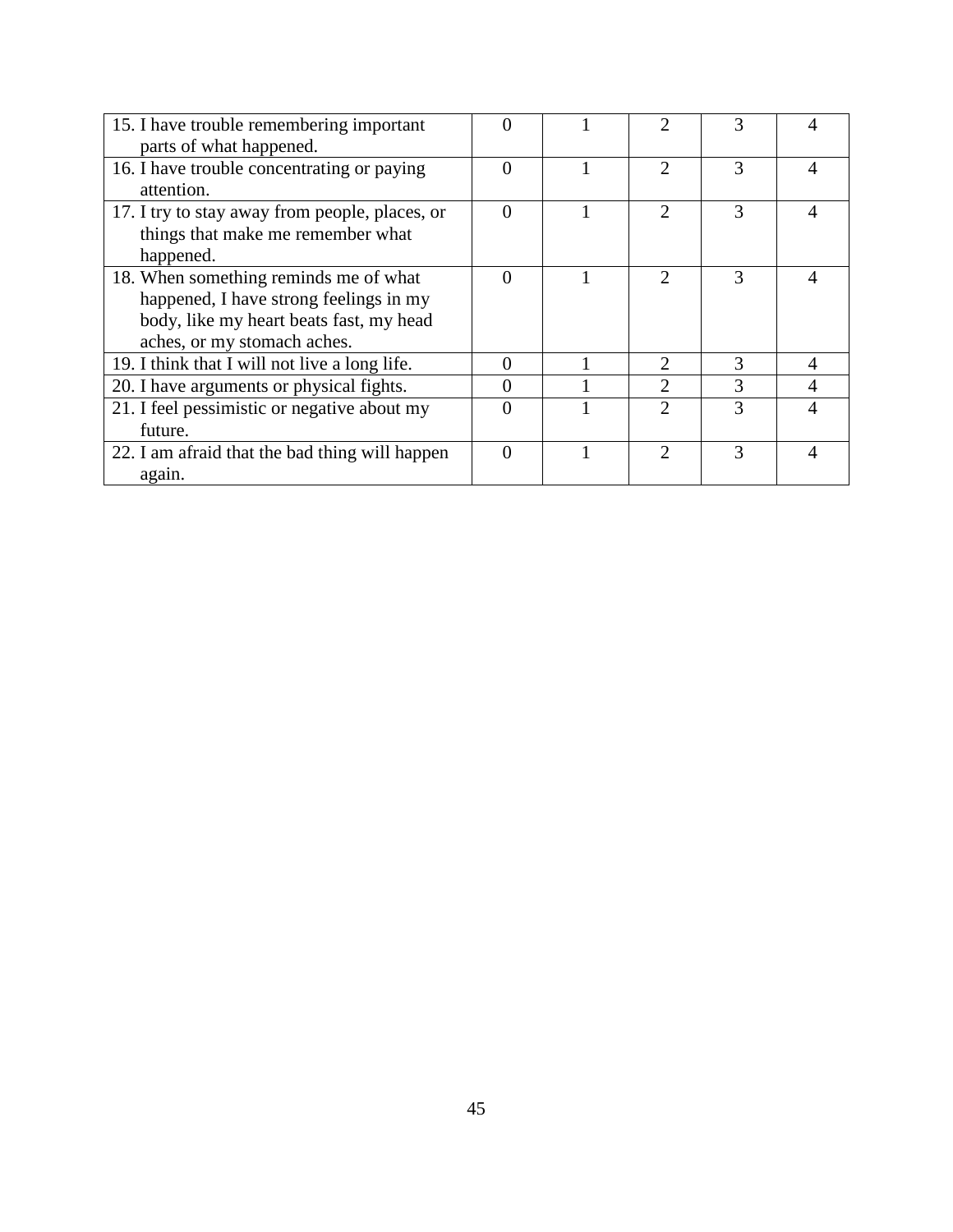| | | | | | |
|---|---|---|---|---|---|
| 15. I have trouble remembering important parts of what happened. | 0 | 1 | 2 | 3 | 4 |
| 16. I have trouble concentrating or paying attention. | 0 | 1 | 2 | 3 | 4 |
| 17. I try to stay away from people, places, or things that make me remember what happened. | 0 | 1 | 2 | 3 | 4 |
| 18. When something reminds me of what happened, I have strong feelings in my body, like my heart beats fast, my head aches, or my stomach aches. | 0 | 1 | 2 | 3 | 4 |
| 19. I think that I will not live a long life. | 0 | 1 | 2 | 3 | 4 |
| 20. I have arguments or physical fights. | 0 | 1 | 2 | 3 | 4 |
| 21. I feel pessimistic or negative about my future. | 0 | 1 | 2 | 3 | 4 |
| 22. I am afraid that the bad thing will happen again. | 0 | 1 | 2 | 3 | 4 |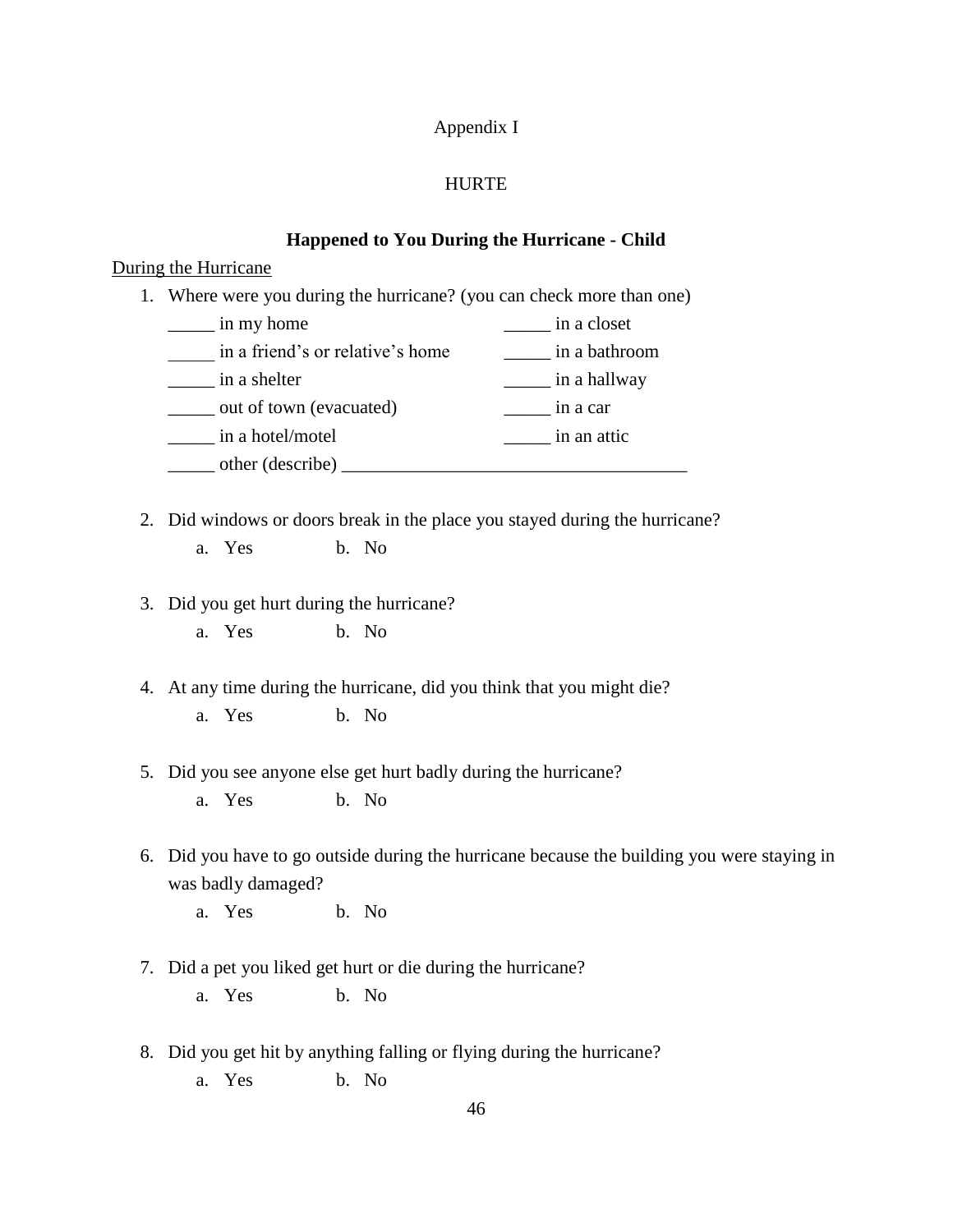Appendix I

HURTE

**Happened to You During the Hurricane - Child**

During the Hurricane

1. Where were you during the hurricane? (you can check more than one)

   _____ in my home
   _____ in a friend's or relative's home
   _____ in a shelter
   _____ out of town (evacuated)
   _____ in a hotel/motel
   _____ in a closet
   _____ in a bathroom
   _____ in a hallway
   _____ in a car
   _____ in an attic
   _____ other (describe) ______________________________________

2. Did windows or doors break in the place you stayed during the hurricane?
   a. Yes  b. No

3. Did you get hurt during the hurricane?
   a. Yes  b. No

4. At any time during the hurricane, did you think that you might die?
   a. Yes  b. No

5. Did you see anyone else get hurt badly during the hurricane?
   a. Yes  b. No

6. Did you have to go outside during the hurricane because the building you were staying in was badly damaged?
   a. Yes  b. No

7. Did a pet you liked get hurt or die during the hurricane?
   a. Yes  b. No

8. Did you get hit by anything falling or flying during the hurricane?
   a. Yes  b. No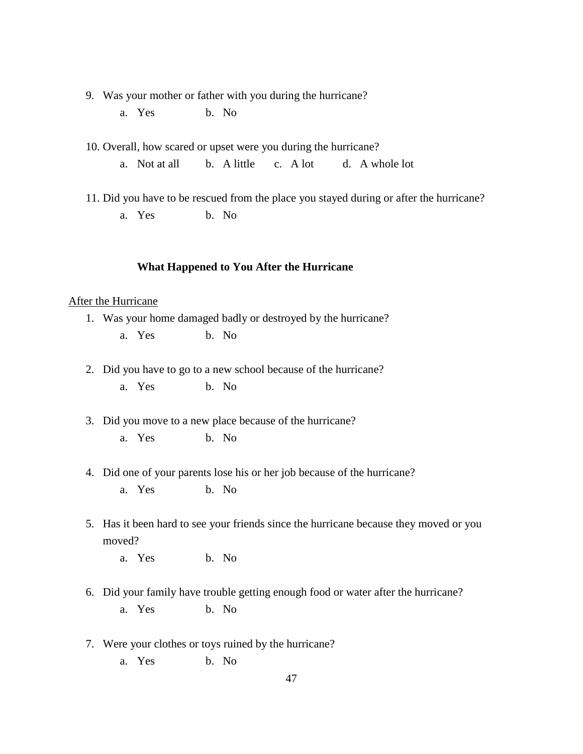9. Was your mother or father with you during the hurricane?
   a. Yes   b. No

10. Overall, how scared or upset were you during the hurricane?
   a. Not at all   b. A little   c. A lot   d. A whole lot

11. Did you have to be rescued from the place you stayed during or after the hurricane?
   a. Yes   b. No

### What Happened to You After the Hurricane

<u>After the Hurricane</u>

1. Was your home damaged badly or destroyed by the hurricane?
   a. Yes   b. No

2. Did you have to go to a new school because of the hurricane?
   a. Yes   b. No

3. Did you move to a new place because of the hurricane?
   a. Yes   b. No

4. Did one of your parents lose his or her job because of the hurricane?
   a. Yes   b. No

5. Has it been hard to see your friends since the hurricane because they moved or you moved?
   a. Yes   b. No

6. Did your family have trouble getting enough food or water after the hurricane?
   a. Yes   b. No

7. Were your clothes or toys ruined by the hurricane?
   a. Yes   b. No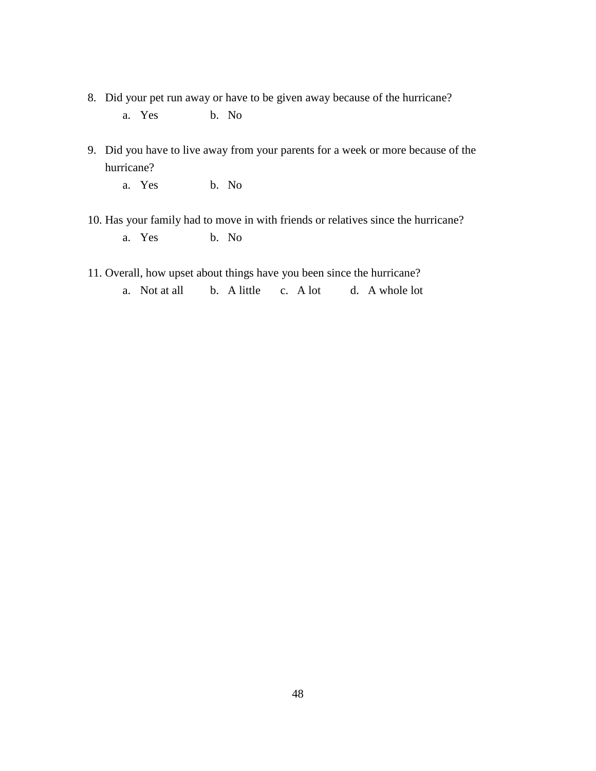8. Did your pet run away or have to be given away because of the hurricane?
   a. Yes    b. No

9. Did you have to live away from your parents for a week or more because of the hurricane?
   a. Yes    b. No

10. Has your family had to move in with friends or relatives since the hurricane?
    a. Yes    b. No

11. Overall, how upset about things have you been since the hurricane?
    a. Not at all    b. A little    c. A lot    d. A whole lot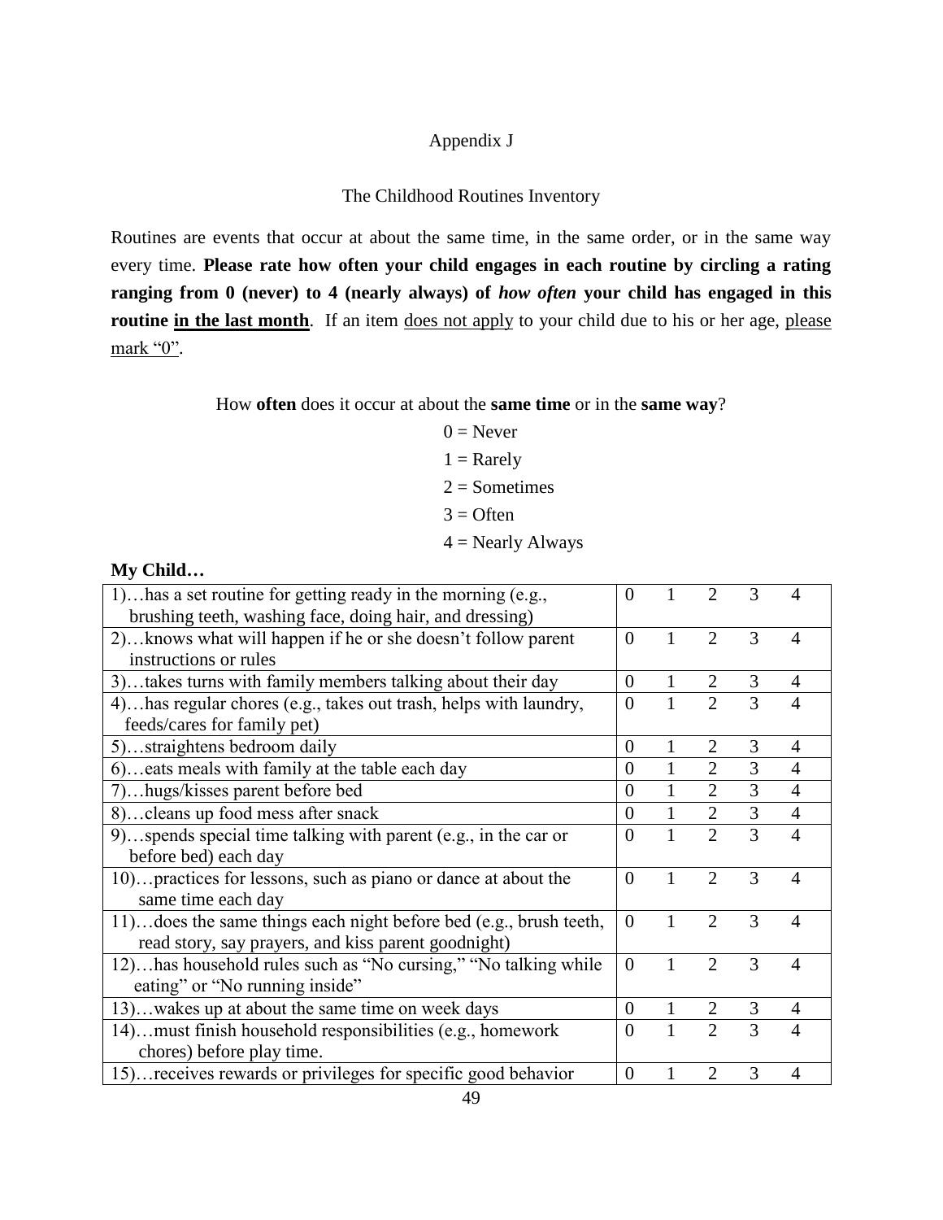Appendix J

The Childhood Routines Inventory

Routines are events that occur at about the same time, in the same order, or in the same way every time. **Please rate how often your child engages in each routine by circling a rating ranging from 0 (never) to 4 (nearly always) of *how often* your child has engaged in this routine in the last month**. If an item does not apply to your child due to his or her age, please mark "0".

How **often** does it occur at about the **same time** or in the **same way**?

0 = Never

1 = Rarely

2 = Sometimes

3 = Often

4 = Nearly Always

**My Child…**

| Item | | | | | |
|---|---|---|---|---|---|
| 1)…has a set routine for getting ready in the morning (e.g., brushing teeth, washing face, doing hair, and dressing) | 0 | 1 | 2 | 3 | 4 |
| 2)…knows what will happen if he or she doesn't follow parent instructions or rules | 0 | 1 | 2 | 3 | 4 |
| 3)…takes turns with family members talking about their day | 0 | 1 | 2 | 3 | 4 |
| 4)…has regular chores (e.g., takes out trash, helps with laundry, feeds/cares for family pet) | 0 | 1 | 2 | 3 | 4 |
| 5)…straightens bedroom daily | 0 | 1 | 2 | 3 | 4 |
| 6)…eats meals with family at the table each day | 0 | 1 | 2 | 3 | 4 |
| 7)…hugs/kisses parent before bed | 0 | 1 | 2 | 3 | 4 |
| 8)…cleans up food mess after snack | 0 | 1 | 2 | 3 | 4 |
| 9)…spends special time talking with parent (e.g., in the car or before bed) each day | 0 | 1 | 2 | 3 | 4 |
| 10)…practices for lessons, such as piano or dance at about the same time each day | 0 | 1 | 2 | 3 | 4 |
| 11)…does the same things each night before bed (e.g., brush teeth, read story, say prayers, and kiss parent goodnight) | 0 | 1 | 2 | 3 | 4 |
| 12)…has household rules such as "No cursing," "No talking while eating" or "No running inside" | 0 | 1 | 2 | 3 | 4 |
| 13)…wakes up at about the same time on week days | 0 | 1 | 2 | 3 | 4 |
| 14)…must finish household responsibilities (e.g., homework chores) before play time. | 0 | 1 | 2 | 3 | 4 |
| 15)…receives rewards or privileges for specific good behavior | 0 | 1 | 2 | 3 | 4 |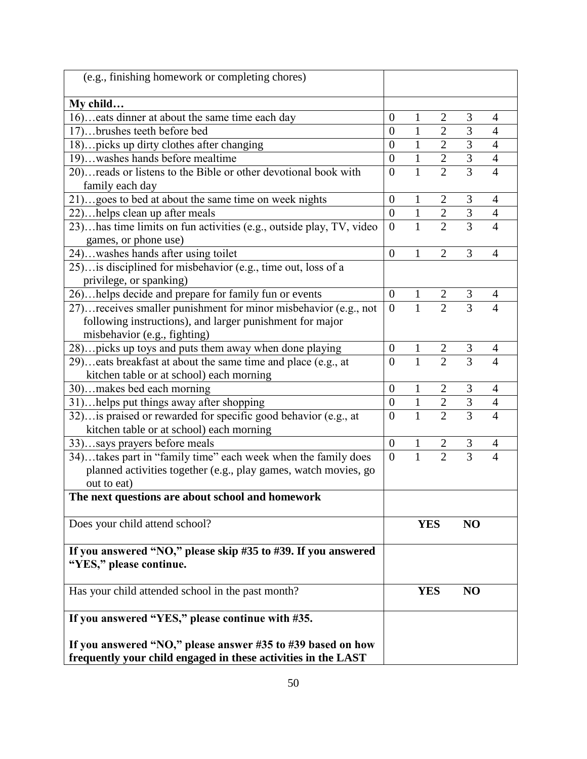| (e.g., finishing homework or completing chores) | | | | | |
|---|---|---|---|---|---|
| **My child…** | | | | | |
| 16)…eats dinner at about the same time each day | 0 | 1 | 2 | 3 | 4 |
| 17)…brushes teeth before bed | 0 | 1 | 2 | 3 | 4 |
| 18)…picks up dirty clothes after changing | 0 | 1 | 2 | 3 | 4 |
| 19)…washes hands before mealtime | 0 | 1 | 2 | 3 | 4 |
| 20)…reads or listens to the Bible or other devotional book with family each day | 0 | 1 | 2 | 3 | 4 |
| 21)…goes to bed at about the same time on week nights | 0 | 1 | 2 | 3 | 4 |
| 22)…helps clean up after meals | 0 | 1 | 2 | 3 | 4 |
| 23)…has time limits on fun activities (e.g., outside play, TV, video games, or phone use) | 0 | 1 | 2 | 3 | 4 |
| 24)…washes hands after using toilet | 0 | 1 | 2 | 3 | 4 |
| 25)…is disciplined for misbehavior (e.g., time out, loss of a privilege, or spanking) | | | | | |
| 26)…helps decide and prepare for family fun or events | 0 | 1 | 2 | 3 | 4 |
| 27)…receives smaller punishment for minor misbehavior (e.g., not following instructions), and larger punishment for major misbehavior (e.g., fighting) | 0 | 1 | 2 | 3 | 4 |
| 28)…picks up toys and puts them away when done playing | 0 | 1 | 2 | 3 | 4 |
| 29)…eats breakfast at about the same time and place (e.g., at kitchen table or at school) each morning | 0 | 1 | 2 | 3 | 4 |
| 30)…makes bed each morning | 0 | 1 | 2 | 3 | 4 |
| 31)…helps put things away after shopping | 0 | 1 | 2 | 3 | 4 |
| 32)…is praised or rewarded for specific good behavior (e.g., at kitchen table or at school) each morning | 0 | 1 | 2 | 3 | 4 |
| 33)…says prayers before meals | 0 | 1 | 2 | 3 | 4 |
| 34)…takes part in "family time" each week when the family does planned activities together (e.g., play games, watch movies, go out to eat) | 0 | 1 | 2 | 3 | 4 |
| **The next questions are about school and homework** | | | | | |
| Does your child attend school? | | **YES** | | **NO** | |
| **If you answered "NO," please skip #35 to #39. If you answered "YES," please continue.** | | | | | |
| Has your child attended school in the past month? | | **YES** | | **NO** | |
| **If you answered "YES," please continue with #35.**<br><br>**If you answered "NO," please answer #35 to #39 based on how frequently your child engaged in these activities in the LAST** | | | | | |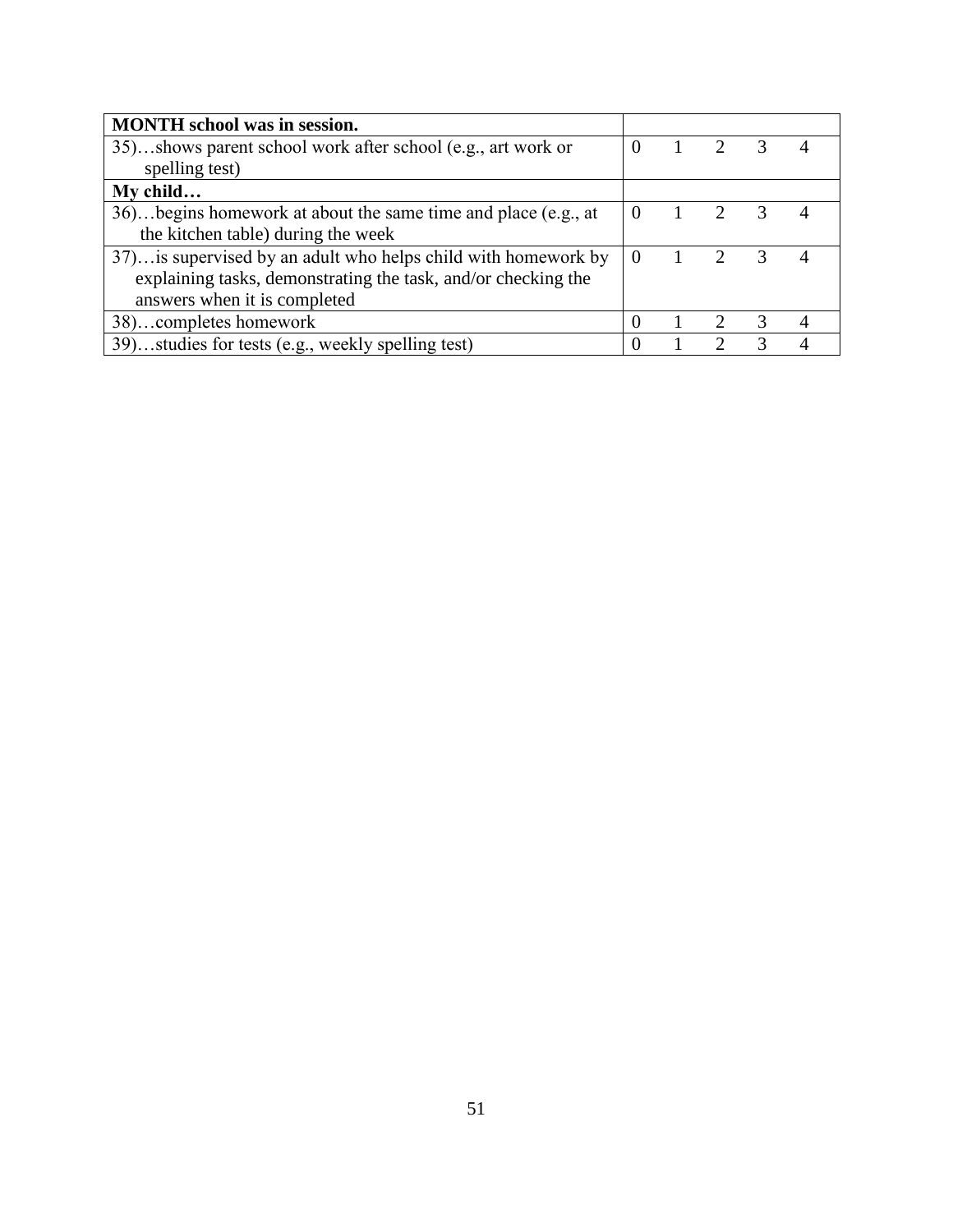| **MONTH school was in session.** | | | | | |
|---|---|---|---|---|---|
| 35)…shows parent school work after school (e.g., art work or spelling test) | 0 | 1 | 2 | 3 | 4 |
| **My child…** | | | | | |
| 36)…begins homework at about the same time and place (e.g., at the kitchen table) during the week | 0 | 1 | 2 | 3 | 4 |
| 37)…is supervised by an adult who helps child with homework by explaining tasks, demonstrating the task, and/or checking the answers when it is completed | 0 | 1 | 2 | 3 | 4 |
| 38)…completes homework | 0 | 1 | 2 | 3 | 4 |
| 39)…studies for tests (e.g., weekly spelling test) | 0 | 1 | 2 | 3 | 4 |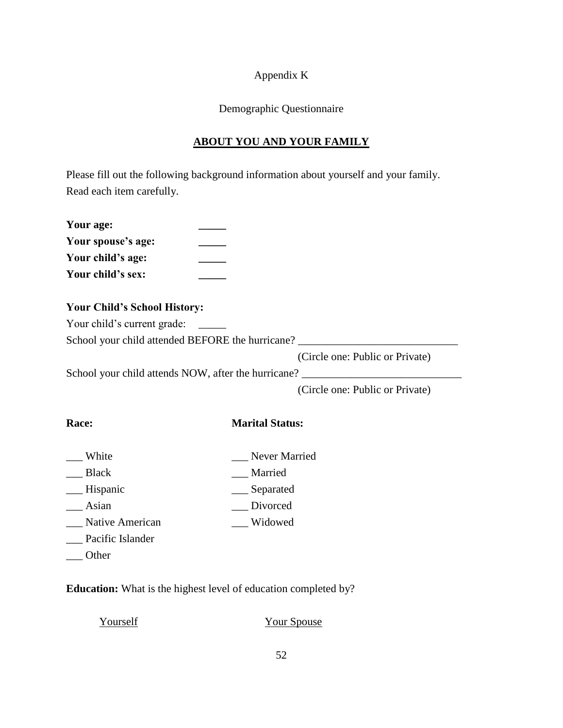Appendix K

Demographic Questionnaire

**ABOUT YOU AND YOUR FAMILY**

Please fill out the following background information about yourself and your family. Read each item carefully.

**Your age:** _____
**Your spouse's age:** _____
**Your child's age:** _____
**Your child's sex:** _____

**Your Child's School History:**

Your child's current grade: _____

School your child attended BEFORE the hurricane? _____________________________

(Circle one: Public or Private)

School your child attends NOW, after the hurricane? _____________________________

(Circle one: Public or Private)

**Race:**

___ White
___ Black
___ Hispanic
___ Asian
___ Native American
___ Pacific Islander
___ Other

**Marital Status:**

___ Never Married
___ Married
___ Separated
___ Divorced
___ Widowed

**Education:** What is the highest level of education completed by?

Yourself

Your Spouse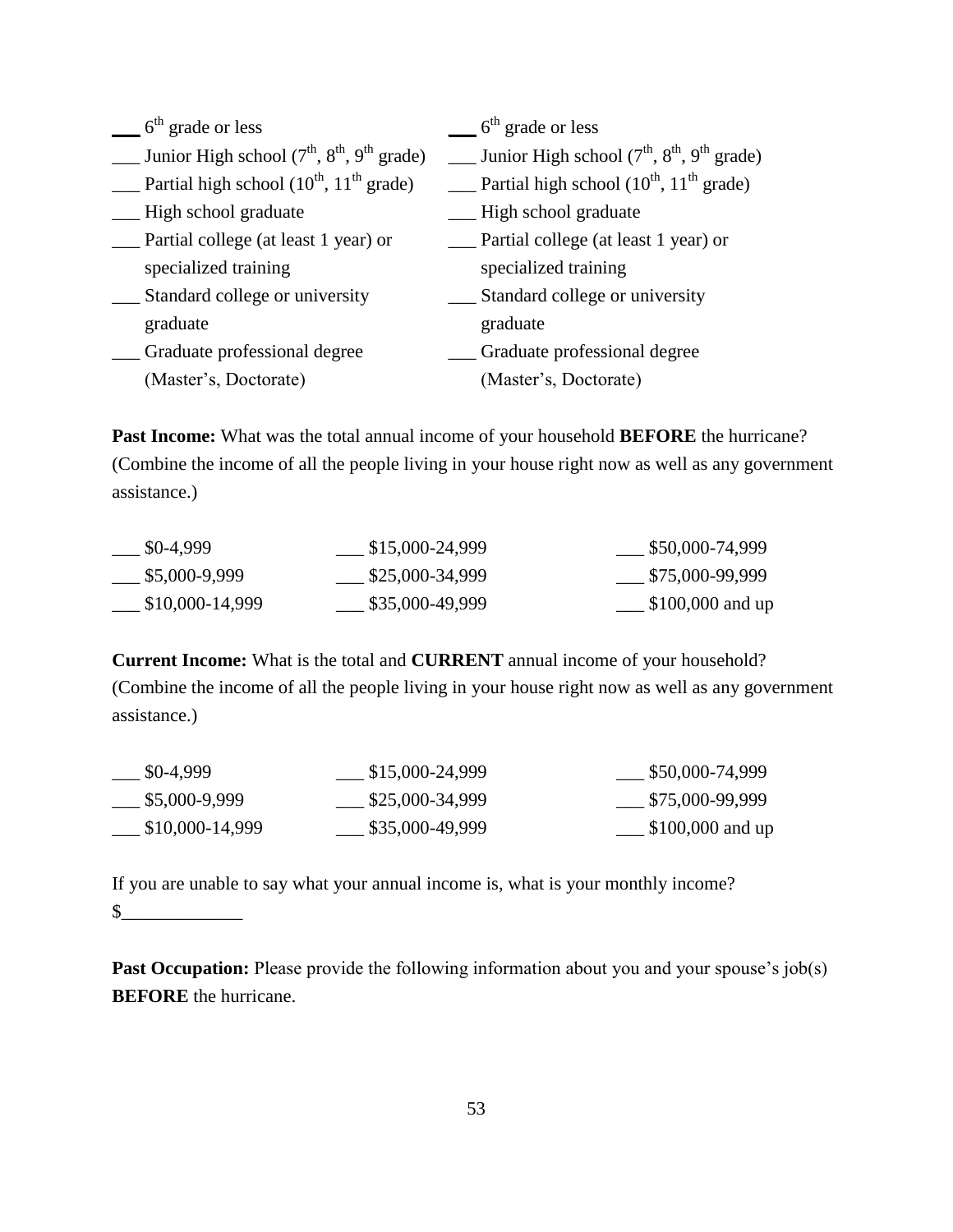| | |
|---|---|
| ___ 6th grade or less | ___ 6th grade or less |
| ___ Junior High school (7th, 8th, 9th grade) | ___ Junior High school (7th, 8th, 9th grade) |
| ___ Partial high school (10th, 11th grade) | ___ Partial high school (10th, 11th grade) |
| ___ High school graduate | ___ High school graduate |
| ___ Partial college (at least 1 year) or specialized training | ___ Partial college (at least 1 year) or specialized training |
| ___ Standard college or university graduate | ___ Standard college or university graduate |
| ___ Graduate professional degree (Master's, Doctorate) | ___ Graduate professional degree (Master's, Doctorate) |

**Past Income:** What was the total annual income of your household **BEFORE** the hurricane? (Combine the income of all the people living in your house right now as well as any government assistance.)

| | | |
|---|---|---|
| ___ $0-4,999 | ___ $15,000-24,999 | ___ $50,000-74,999 |
| ___ $5,000-9,999 | ___ $25,000-34,999 | ___ $75,000-99,999 |
| ___ $10,000-14,999 | ___ $35,000-49,999 | ___ $100,000 and up |

**Current Income:** What is the total and **CURRENT** annual income of your household? (Combine the income of all the people living in your house right now as well as any government assistance.)

| | | |
|---|---|---|
| ___ $0-4,999 | ___ $15,000-24,999 | ___ $50,000-74,999 |
| ___ $5,000-9,999 | ___ $25,000-34,999 | ___ $75,000-99,999 |
| ___ $10,000-14,999 | ___ $35,000-49,999 | ___ $100,000 and up |

If you are unable to say what your annual income is, what is your monthly income?
$_____________

**Past Occupation:** Please provide the following information about you and your spouse's job(s) **BEFORE** the hurricane.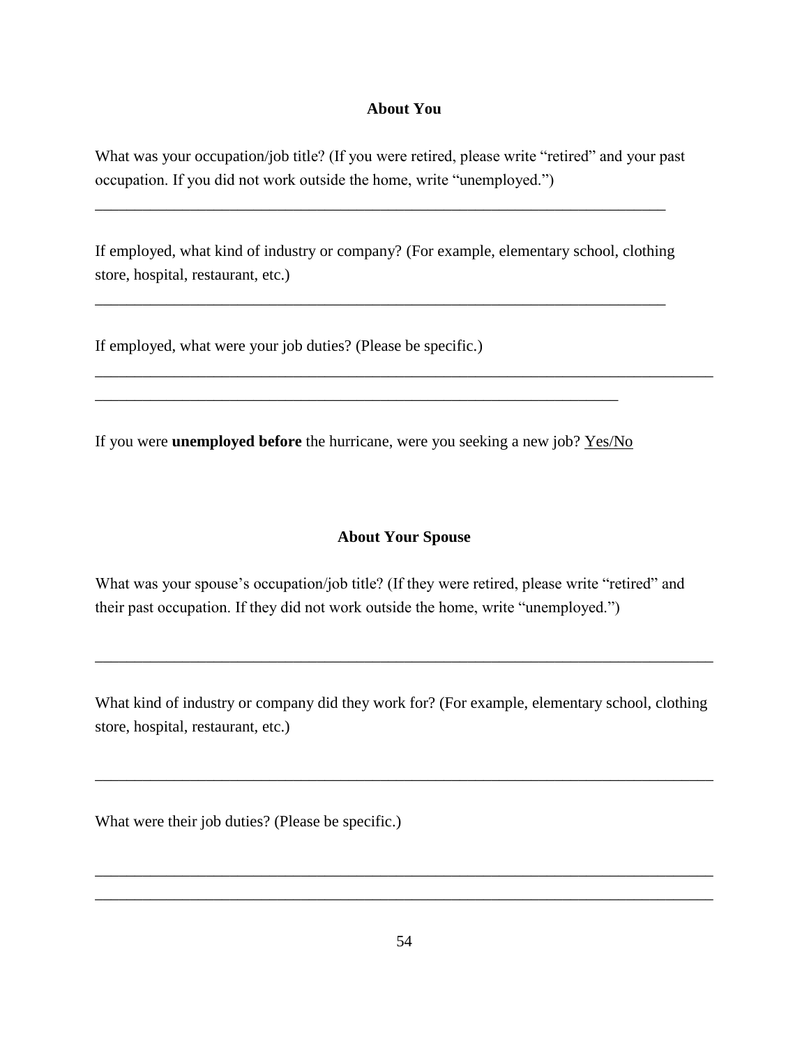**About You**

What was your occupation/job title? (If you were retired, please write "retired" and your past occupation. If you did not work outside the home, write "unemployed.")

_____________________________________________________________________________

If employed, what kind of industry or company? (For example, elementary school, clothing store, hospital, restaurant, etc.)

_____________________________________________________________________________

If employed, what were your job duties? (Please be specific.)

_____________________________________________________________________________
_____________________________________________________________________

If you were **unemployed before** the hurricane, were you seeking a new job? Yes/No

**About Your Spouse**

What was your spouse's occupation/job title? (If they were retired, please write "retired" and their past occupation. If they did not work outside the home, write "unemployed.")

_____________________________________________________________________________

What kind of industry or company did they work for? (For example, elementary school, clothing store, hospital, restaurant, etc.)

_____________________________________________________________________________

What were their job duties? (Please be specific.)

_____________________________________________________________________________
_____________________________________________________________________________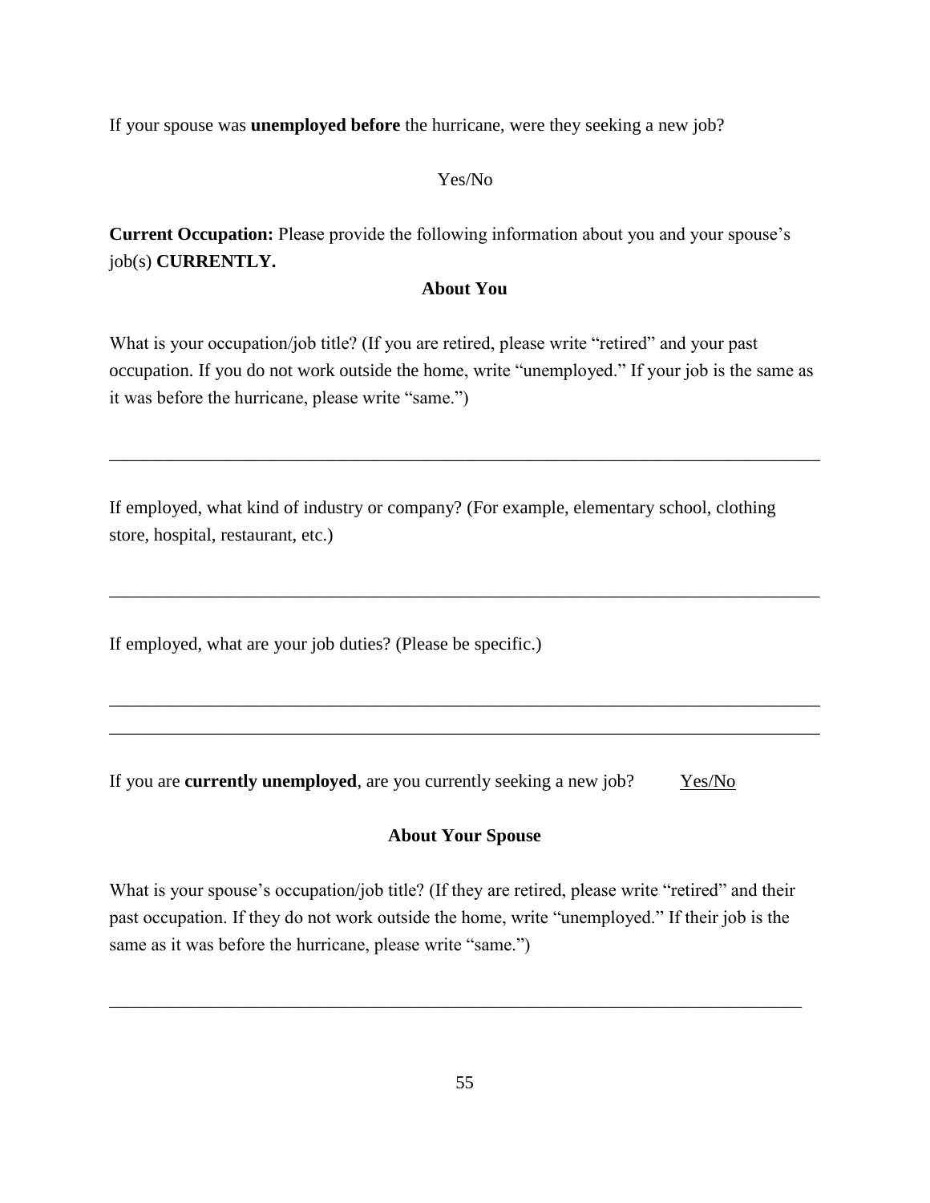If your spouse was **unemployed before** the hurricane, were they seeking a new job?

Yes/No

**Current Occupation:** Please provide the following information about you and your spouse's job(s) **CURRENTLY.**

**About You**

What is your occupation/job title? (If you are retired, please write "retired" and your past occupation. If you do not work outside the home, write "unemployed." If your job is the same as it was before the hurricane, please write "same.")

______________________________________________________________________________

If employed, what kind of industry or company? (For example, elementary school, clothing store, hospital, restaurant, etc.)

______________________________________________________________________________

If employed, what are your job duties? (Please be specific.)

______________________________________________________________________________

______________________________________________________________________________

If you are **currently unemployed**, are you currently seeking a new job? Yes/No

**About Your Spouse**

What is your spouse's occupation/job title? (If they are retired, please write "retired" and their past occupation. If they do not work outside the home, write "unemployed." If their job is the same as it was before the hurricane, please write "same.")

______________________________________________________________________________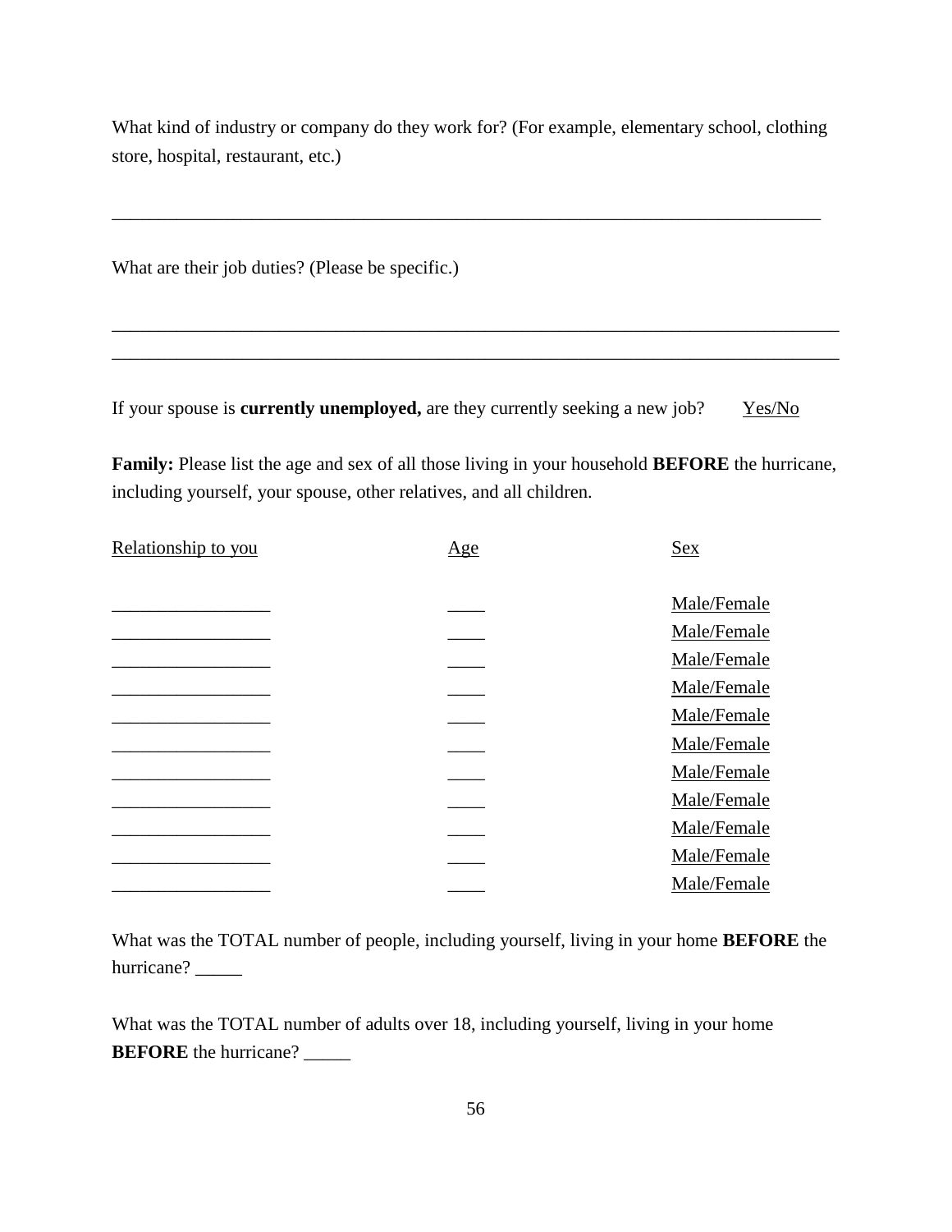What kind of industry or company do they work for? (For example, elementary school, clothing store, hospital, restaurant, etc.)

_______________________________________________________________________________

What are their job duties? (Please be specific.)

_________________________________________________________________________________
_________________________________________________________________________________

If your spouse is **currently unemployed,** are they currently seeking a new job? Yes/No

**Family:** Please list the age and sex of all those living in your household **BEFORE** the hurricane, including yourself, your spouse, other relatives, and all children.

| Relationship to you | Age | Sex |
|---|---|---|
| _________________ | ____ | Male/Female |
| _________________ | ____ | Male/Female |
| _________________ | ____ | Male/Female |
| _________________ | ____ | Male/Female |
| _________________ | ____ | Male/Female |
| _________________ | ____ | Male/Female |
| _________________ | ____ | Male/Female |
| _________________ | ____ | Male/Female |
| _________________ | ____ | Male/Female |
| _________________ | ____ | Male/Female |
| _________________ | ____ | Male/Female |

What was the TOTAL number of people, including yourself, living in your home **BEFORE** the hurricane? _____

What was the TOTAL number of adults over 18, including yourself, living in your home **BEFORE** the hurricane? _____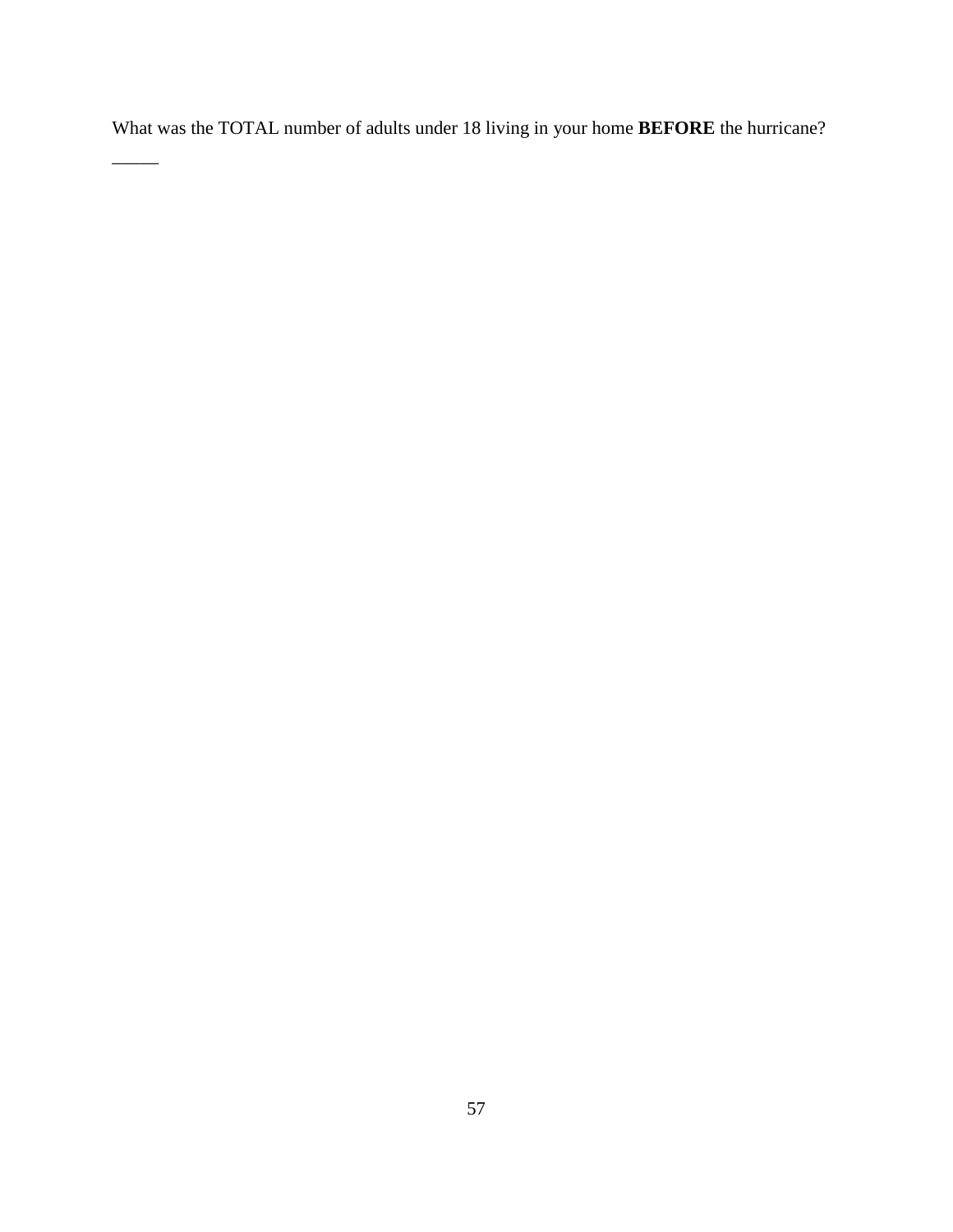What was the TOTAL number of adults under 18 living in your home **BEFORE** the hurricane?

_____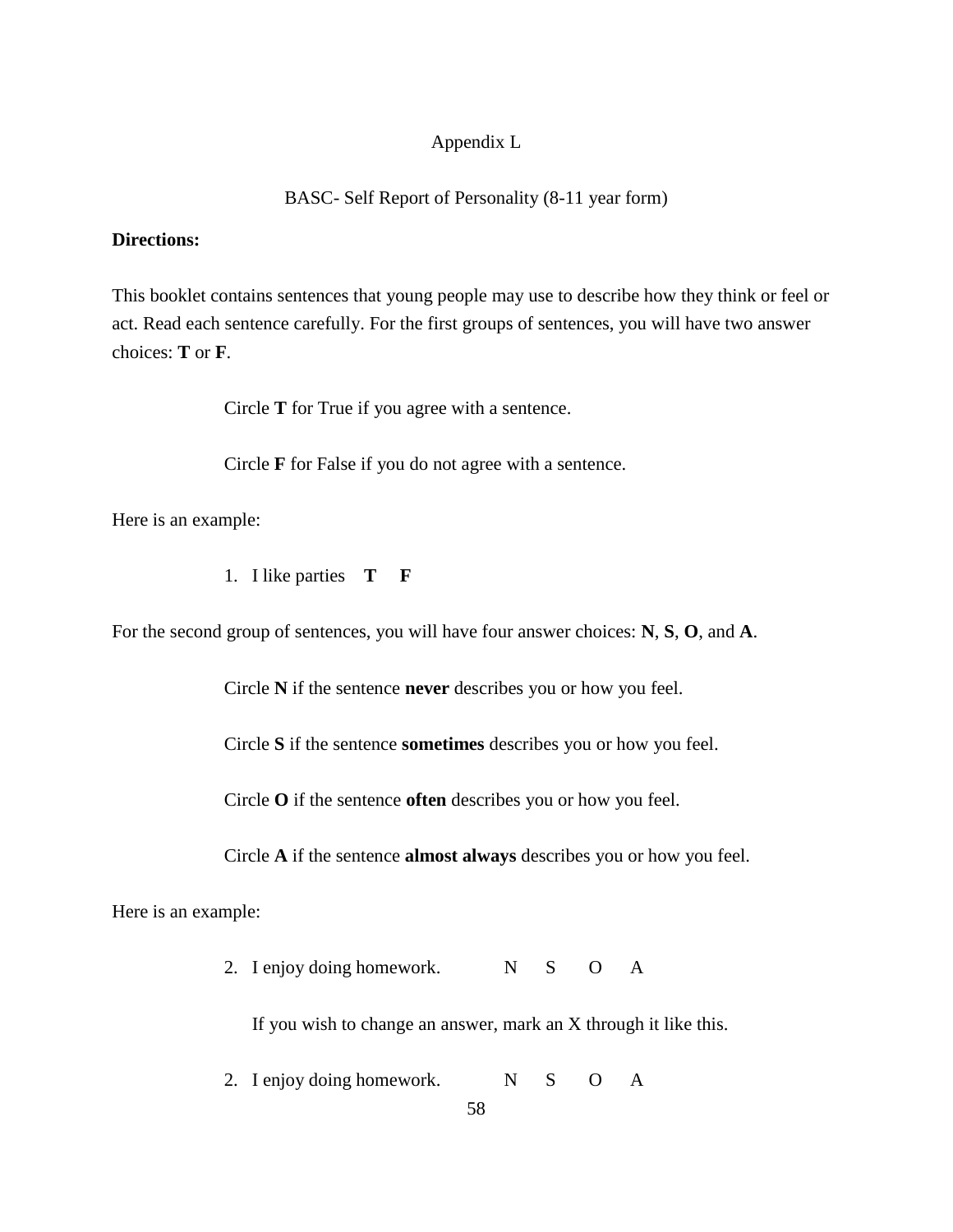# Appendix L

## BASC- Self Report of Personality (8-11 year form)

**Directions:**

This booklet contains sentences that young people may use to describe how they think or feel or act. Read each sentence carefully. For the first groups of sentences, you will have two answer choices: **T** or **F**.

Circle **T** for True if you agree with a sentence.

Circle **F** for False if you do not agree with a sentence.

Here is an example:

1. I like parties **T** **F**

For the second group of sentences, you will have four answer choices: **N**, **S**, **O**, and **A**.

Circle **N** if the sentence **never** describes you or how you feel.

Circle **S** if the sentence **sometimes** describes you or how you feel.

Circle **O** if the sentence **often** describes you or how you feel.

Circle **A** if the sentence **almost always** describes you or how you feel.

Here is an example:

2. I enjoy doing homework. N S O A

   If you wish to change an answer, mark an X through it like this.

2. I enjoy doing homework. N S O A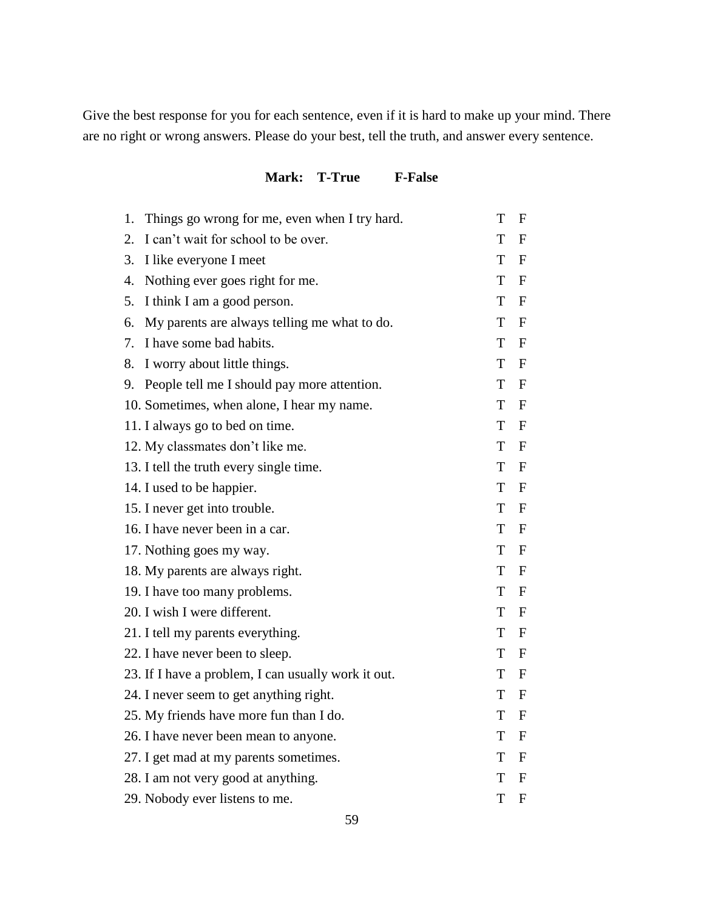Give the best response for you for each sentence, even if it is hard to make up your mind. There are no right or wrong answers. Please do your best, tell the truth, and answer every sentence.

**Mark: T-True F-False**

1. Things go wrong for me, even when I try hard. T F
2. I can't wait for school to be over. T F
3. I like everyone I meet T F
4. Nothing ever goes right for me. T F
5. I think I am a good person. T F
6. My parents are always telling me what to do. T F
7. I have some bad habits. T F
8. I worry about little things. T F
9. People tell me I should pay more attention. T F
10. Sometimes, when alone, I hear my name. T F
11. I always go to bed on time. T F
12. My classmates don't like me. T F
13. I tell the truth every single time. T F
14. I used to be happier. T F
15. I never get into trouble. T F
16. I have never been in a car. T F
17. Nothing goes my way. T F
18. My parents are always right. T F
19. I have too many problems. T F
20. I wish I were different. T F
21. I tell my parents everything. T F
22. I have never been to sleep. T F
23. If I have a problem, I can usually work it out. T F
24. I never seem to get anything right. T F
25. My friends have more fun than I do. T F
26. I have never been mean to anyone. T F
27. I get mad at my parents sometimes. T F
28. I am not very good at anything. T F
29. Nobody ever listens to me. T F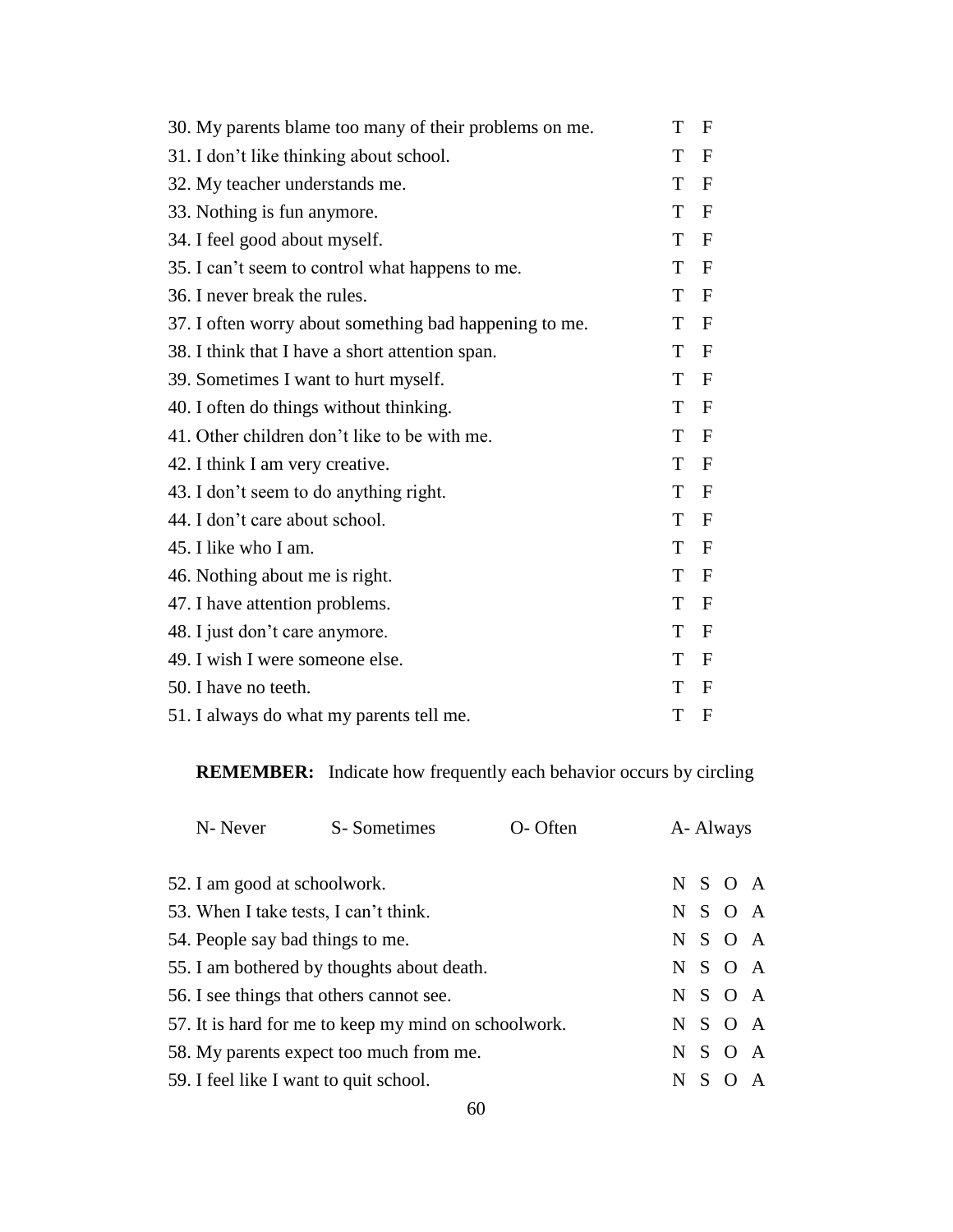30. My parents blame too many of their problems on me. T F
31. I don't like thinking about school. T F
32. My teacher understands me. T F
33. Nothing is fun anymore. T F
34. I feel good about myself. T F
35. I can't seem to control what happens to me. T F
36. I never break the rules. T F
37. I often worry about something bad happening to me. T F
38. I think that I have a short attention span. T F
39. Sometimes I want to hurt myself. T F
40. I often do things without thinking. T F
41. Other children don't like to be with me. T F
42. I think I am very creative. T F
43. I don't seem to do anything right. T F
44. I don't care about school. T F
45. I like who I am. T F
46. Nothing about me is right. T F
47. I have attention problems. T F
48. I just don't care anymore. T F
49. I wish I were someone else. T F
50. I have no teeth. T F
51. I always do what my parents tell me. T F

**REMEMBER:** Indicate how frequently each behavior occurs by circling

N- Never S- Sometimes O- Often A- Always

52. I am good at schoolwork. N S O A
53. When I take tests, I can't think. N S O A
54. People say bad things to me. N S O A
55. I am bothered by thoughts about death. N S O A
56. I see things that others cannot see. N S O A
57. It is hard for me to keep my mind on schoolwork. N S O A
58. My parents expect too much from me. N S O A
59. I feel like I want to quit school. N S O A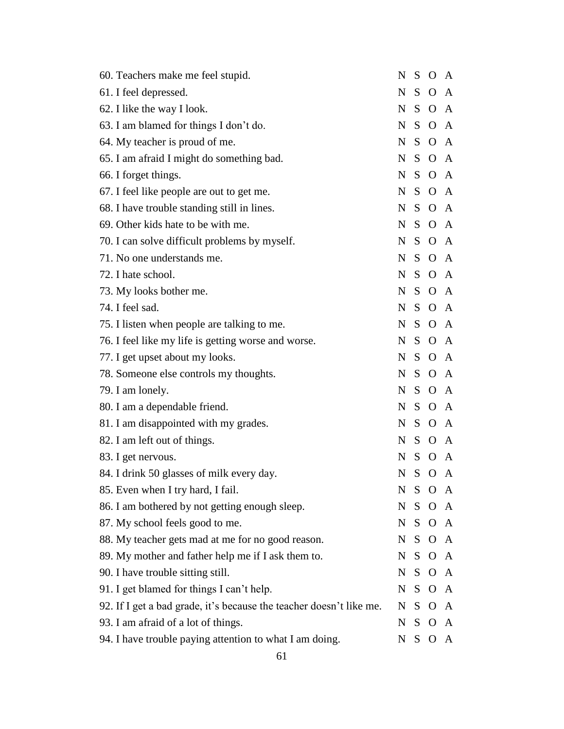| | | | | |
|---|---|---|---|---|
| 60. Teachers make me feel stupid. | N | S | O | A |
| 61. I feel depressed. | N | S | O | A |
| 62. I like the way I look. | N | S | O | A |
| 63. I am blamed for things I don't do. | N | S | O | A |
| 64. My teacher is proud of me. | N | S | O | A |
| 65. I am afraid I might do something bad. | N | S | O | A |
| 66. I forget things. | N | S | O | A |
| 67. I feel like people are out to get me. | N | S | O | A |
| 68. I have trouble standing still in lines. | N | S | O | A |
| 69. Other kids hate to be with me. | N | S | O | A |
| 70. I can solve difficult problems by myself. | N | S | O | A |
| 71. No one understands me. | N | S | O | A |
| 72. I hate school. | N | S | O | A |
| 73. My looks bother me. | N | S | O | A |
| 74. I feel sad. | N | S | O | A |
| 75. I listen when people are talking to me. | N | S | O | A |
| 76. I feel like my life is getting worse and worse. | N | S | O | A |
| 77. I get upset about my looks. | N | S | O | A |
| 78. Someone else controls my thoughts. | N | S | O | A |
| 79. I am lonely. | N | S | O | A |
| 80. I am a dependable friend. | N | S | O | A |
| 81. I am disappointed with my grades. | N | S | O | A |
| 82. I am left out of things. | N | S | O | A |
| 83. I get nervous. | N | S | O | A |
| 84. I drink 50 glasses of milk every day. | N | S | O | A |
| 85. Even when I try hard, I fail. | N | S | O | A |
| 86. I am bothered by not getting enough sleep. | N | S | O | A |
| 87. My school feels good to me. | N | S | O | A |
| 88. My teacher gets mad at me for no good reason. | N | S | O | A |
| 89. My mother and father help me if I ask them to. | N | S | O | A |
| 90. I have trouble sitting still. | N | S | O | A |
| 91. I get blamed for things I can't help. | N | S | O | A |
| 92. If I get a bad grade, it's because the teacher doesn't like me. | N | S | O | A |
| 93. I am afraid of a lot of things. | N | S | O | A |
| 94. I have trouble paying attention to what I am doing. | N | S | O | A |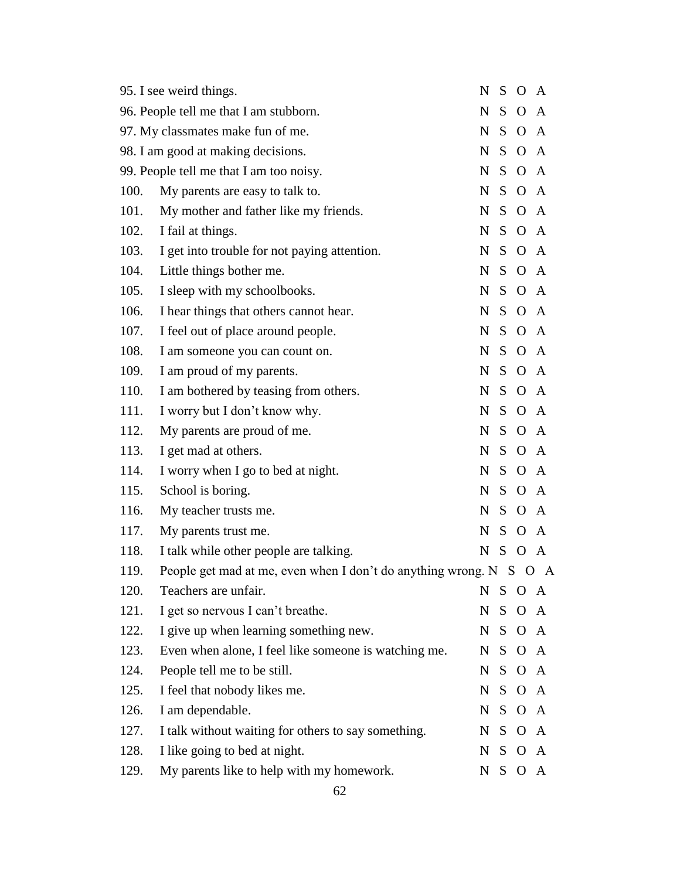95. I see weird things. N S O A
96. People tell me that I am stubborn. N S O A
97. My classmates make fun of me. N S O A
98. I am good at making decisions. N S O A
99. People tell me that I am too noisy. N S O A
100. My parents are easy to talk to. N S O A
101. My mother and father like my friends. N S O A
102. I fail at things. N S O A
103. I get into trouble for not paying attention. N S O A
104. Little things bother me. N S O A
105. I sleep with my schoolbooks. N S O A
106. I hear things that others cannot hear. N S O A
107. I feel out of place around people. N S O A
108. I am someone you can count on. N S O A
109. I am proud of my parents. N S O A
110. I am bothered by teasing from others. N S O A
111. I worry but I don't know why. N S O A
112. My parents are proud of me. N S O A
113. I get mad at others. N S O A
114. I worry when I go to bed at night. N S O A
115. School is boring. N S O A
116. My teacher trusts me. N S O A
117. My parents trust me. N S O A
118. I talk while other people are talking. N S O A
119. People get mad at me, even when I don't do anything wrong. N S O A
120. Teachers are unfair. N S O A
121. I get so nervous I can't breathe. N S O A
122. I give up when learning something new. N S O A
123. Even when alone, I feel like someone is watching me. N S O A
124. People tell me to be still. N S O A
125. I feel that nobody likes me. N S O A
126. I am dependable. N S O A
127. I talk without waiting for others to say something. N S O A
128. I like going to bed at night. N S O A
129. My parents like to help with my homework. N S O A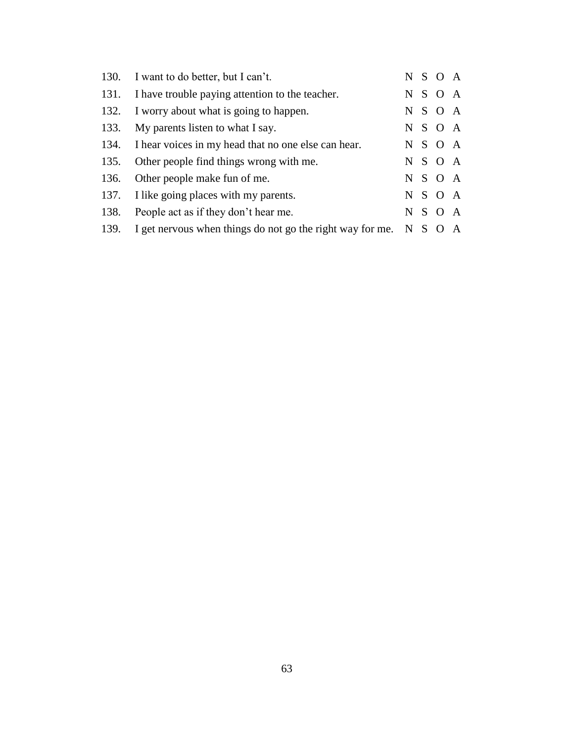130. I want to do better, but I can’t. N S O A

131. I have trouble paying attention to the teacher. N S O A

132. I worry about what is going to happen. N S O A

133. My parents listen to what I say. N S O A

134. I hear voices in my head that no one else can hear. N S O A

135. Other people find things wrong with me. N S O A

136. Other people make fun of me. N S O A

137. I like going places with my parents. N S O A

138. People act as if they don’t hear me. N S O A

139. I get nervous when things do not go the right way for me. N S O A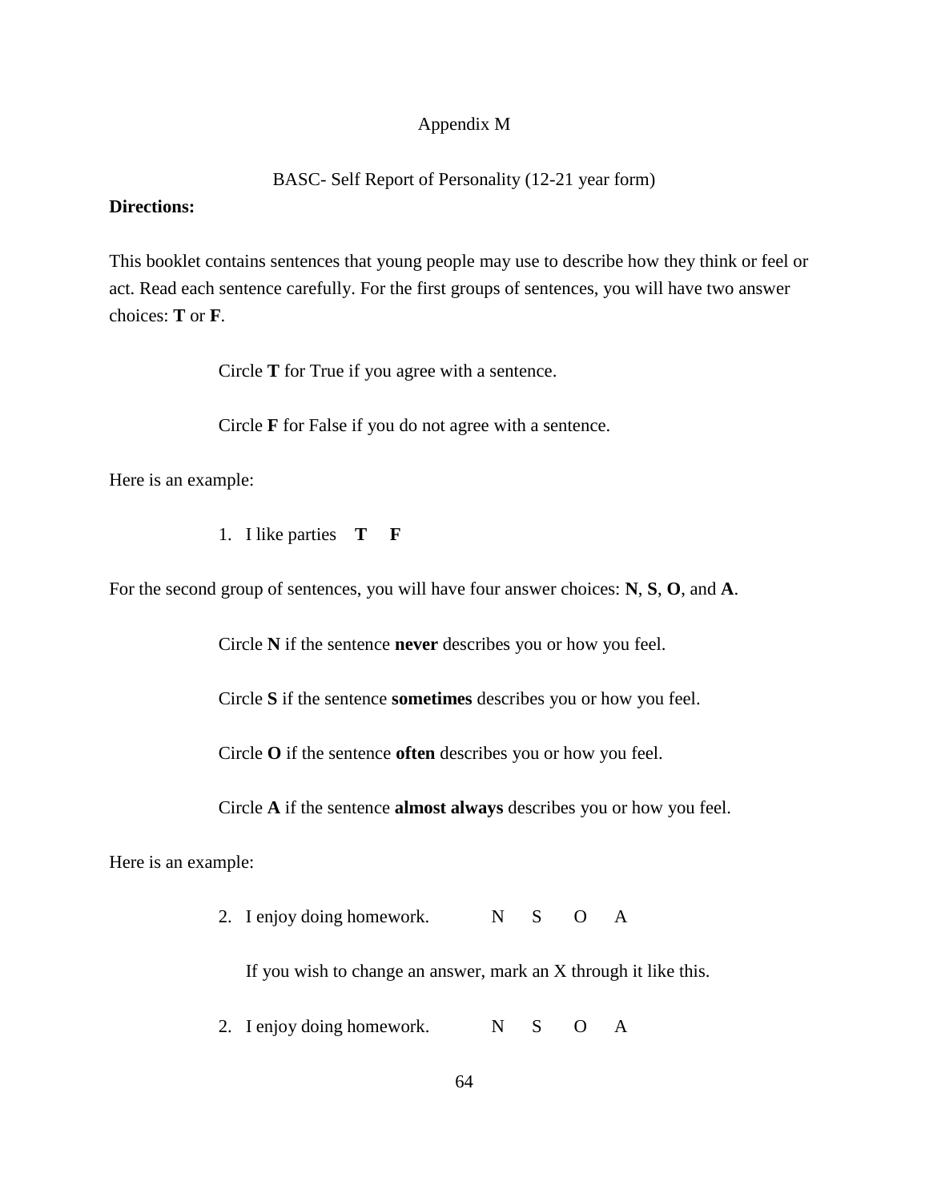Appendix M

BASC- Self Report of Personality (12-21 year form)

**Directions:**

This booklet contains sentences that young people may use to describe how they think or feel or act. Read each sentence carefully. For the first groups of sentences, you will have two answer choices: **T** or **F**.

Circle **T** for True if you agree with a sentence.

Circle **F** for False if you do not agree with a sentence.

Here is an example:

1. I like parties **T** **F**

For the second group of sentences, you will have four answer choices: **N**, **S**, **O**, and **A**.

Circle **N** if the sentence **never** describes you or how you feel.

Circle **S** if the sentence **sometimes** describes you or how you feel.

Circle **O** if the sentence **often** describes you or how you feel.

Circle **A** if the sentence **almost always** describes you or how you feel.

Here is an example:

2. I enjoy doing homework. N S O A

If you wish to change an answer, mark an X through it like this.

2. I enjoy doing homework. N S O A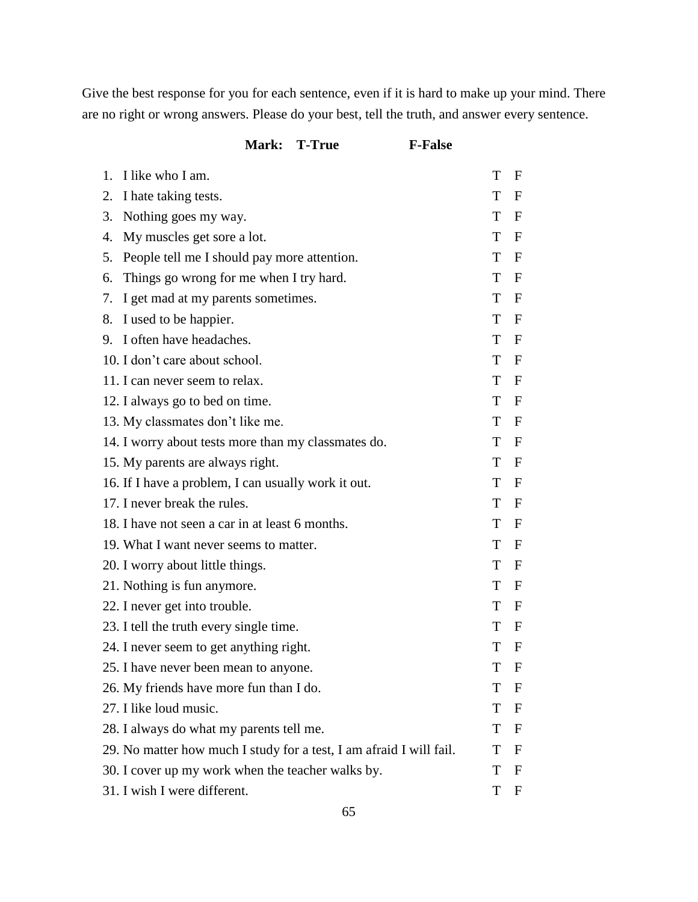Give the best response for you for each sentence, even if it is hard to make up your mind. There are no right or wrong answers. Please do your best, tell the truth, and answer every sentence.

**Mark: T-True F-False**

| | | | |
|---|---|---|---|
| 1. | I like who I am. | T | F |
| 2. | I hate taking tests. | T | F |
| 3. | Nothing goes my way. | T | F |
| 4. | My muscles get sore a lot. | T | F |
| 5. | People tell me I should pay more attention. | T | F |
| 6. | Things go wrong for me when I try hard. | T | F |
| 7. | I get mad at my parents sometimes. | T | F |
| 8. | I used to be happier. | T | F |
| 9. | I often have headaches. | T | F |
| 10. | I don't care about school. | T | F |
| 11. | I can never seem to relax. | T | F |
| 12. | I always go to bed on time. | T | F |
| 13. | My classmates don't like me. | T | F |
| 14. | I worry about tests more than my classmates do. | T | F |
| 15. | My parents are always right. | T | F |
| 16. | If I have a problem, I can usually work it out. | T | F |
| 17. | I never break the rules. | T | F |
| 18. | I have not seen a car in at least 6 months. | T | F |
| 19. | What I want never seems to matter. | T | F |
| 20. | I worry about little things. | T | F |
| 21. | Nothing is fun anymore. | T | F |
| 22. | I never get into trouble. | T | F |
| 23. | I tell the truth every single time. | T | F |
| 24. | I never seem to get anything right. | T | F |
| 25. | I have never been mean to anyone. | T | F |
| 26. | My friends have more fun than I do. | T | F |
| 27. | I like loud music. | T | F |
| 28. | I always do what my parents tell me. | T | F |
| 29. | No matter how much I study for a test, I am afraid I will fail. | T | F |
| 30. | I cover up my work when the teacher walks by. | T | F |
| 31. | I wish I were different. | T | F |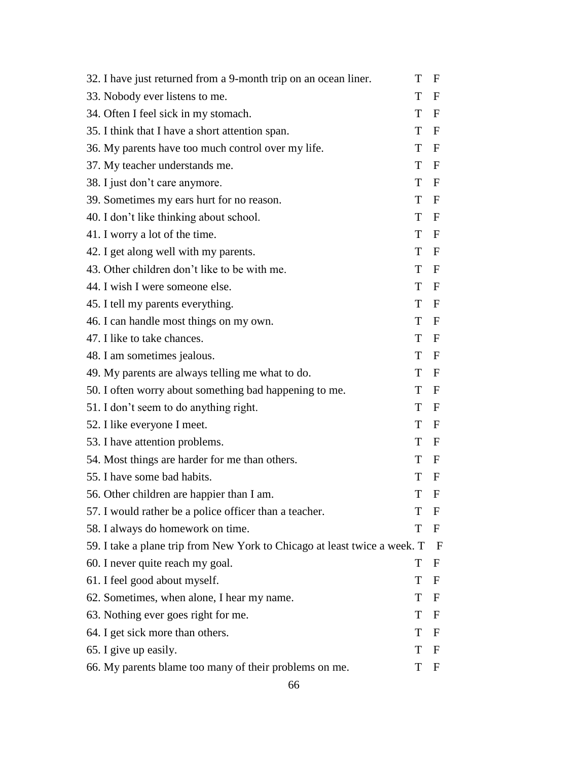32. I have just returned from a 9-month trip on an ocean liner. T F
33. Nobody ever listens to me. T F
34. Often I feel sick in my stomach. T F
35. I think that I have a short attention span. T F
36. My parents have too much control over my life. T F
37. My teacher understands me. T F
38. I just don't care anymore. T F
39. Sometimes my ears hurt for no reason. T F
40. I don't like thinking about school. T F
41. I worry a lot of the time. T F
42. I get along well with my parents. T F
43. Other children don't like to be with me. T F
44. I wish I were someone else. T F
45. I tell my parents everything. T F
46. I can handle most things on my own. T F
47. I like to take chances. T F
48. I am sometimes jealous. T F
49. My parents are always telling me what to do. T F
50. I often worry about something bad happening to me. T F
51. I don't seem to do anything right. T F
52. I like everyone I meet. T F
53. I have attention problems. T F
54. Most things are harder for me than others. T F
55. I have some bad habits. T F
56. Other children are happier than I am. T F
57. I would rather be a police officer than a teacher. T F
58. I always do homework on time. T F
59. I take a plane trip from New York to Chicago at least twice a week. T F
60. I never quite reach my goal. T F
61. I feel good about myself. T F
62. Sometimes, when alone, I hear my name. T F
63. Nothing ever goes right for me. T F
64. I get sick more than others. T F
65. I give up easily. T F
66. My parents blame too many of their problems on me. T F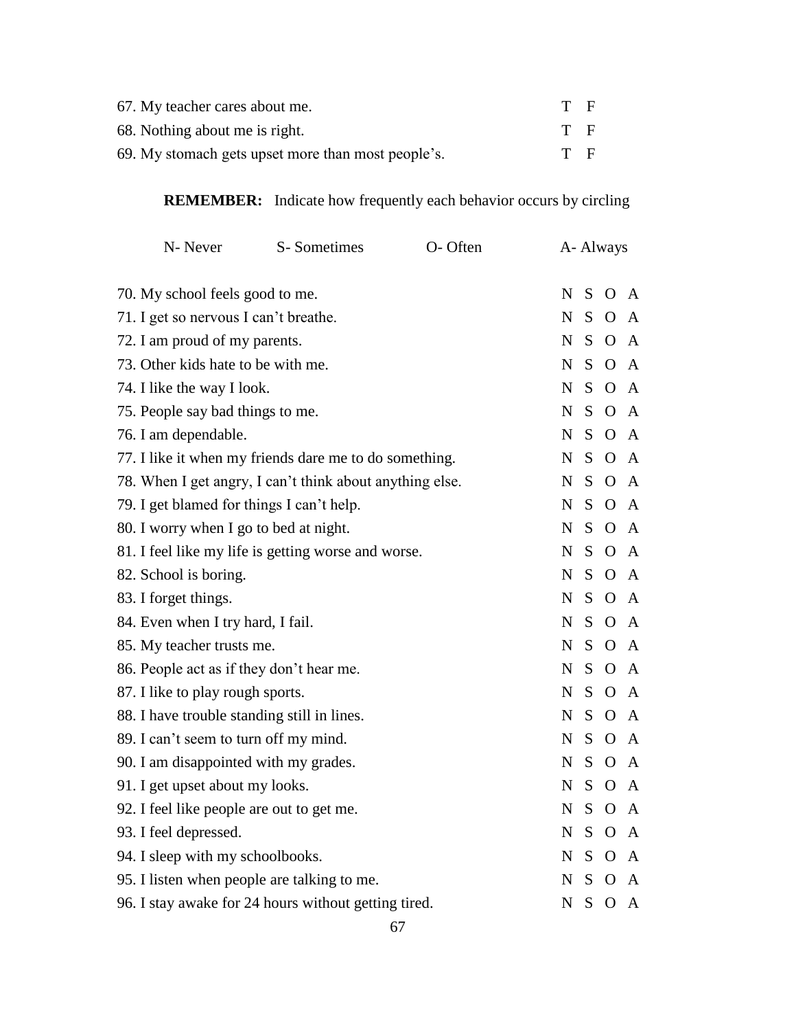67. My teacher cares about me. T F

68. Nothing about me is right. T F

69. My stomach gets upset more than most people's. T F

**REMEMBER:** Indicate how frequently each behavior occurs by circling

N- Never S- Sometimes O- Often A- Always

70. My school feels good to me. N S O A

71. I get so nervous I can't breathe. N S O A

72. I am proud of my parents. N S O A

73. Other kids hate to be with me. N S O A

74. I like the way I look. N S O A

75. People say bad things to me. N S O A

76. I am dependable. N S O A

77. I like it when my friends dare me to do something. N S O A

78. When I get angry, I can't think about anything else. N S O A

79. I get blamed for things I can't help. N S O A

80. I worry when I go to bed at night. N S O A

81. I feel like my life is getting worse and worse. N S O A

82. School is boring. N S O A

83. I forget things. N S O A

84. Even when I try hard, I fail. N S O A

85. My teacher trusts me. N S O A

86. People act as if they don't hear me. N S O A

87. I like to play rough sports. N S O A

88. I have trouble standing still in lines. N S O A

89. I can't seem to turn off my mind. N S O A

90. I am disappointed with my grades. N S O A

91. I get upset about my looks. N S O A

92. I feel like people are out to get me. N S O A

93. I feel depressed. N S O A

94. I sleep with my schoolbooks. N S O A

95. I listen when people are talking to me. N S O A

96. I stay awake for 24 hours without getting tired. N S O A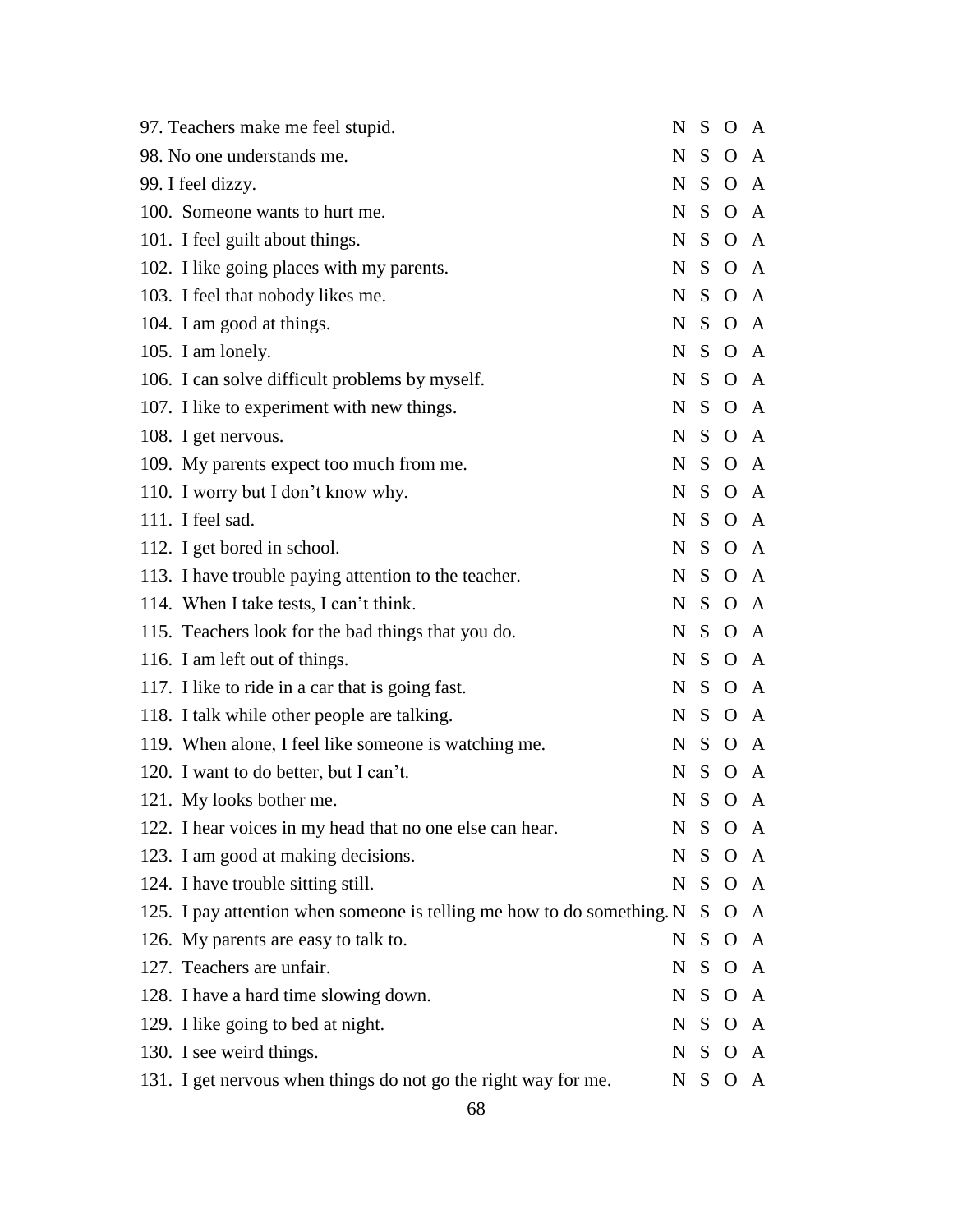| Item | | | | |
|---|---|---|---|---|
| 97. Teachers make me feel stupid. | N | S | O | A |
| 98. No one understands me. | N | S | O | A |
| 99. I feel dizzy. | N | S | O | A |
| 100. Someone wants to hurt me. | N | S | O | A |
| 101. I feel guilt about things. | N | S | O | A |
| 102. I like going places with my parents. | N | S | O | A |
| 103. I feel that nobody likes me. | N | S | O | A |
| 104. I am good at things. | N | S | O | A |
| 105. I am lonely. | N | S | O | A |
| 106. I can solve difficult problems by myself. | N | S | O | A |
| 107. I like to experiment with new things. | N | S | O | A |
| 108. I get nervous. | N | S | O | A |
| 109. My parents expect too much from me. | N | S | O | A |
| 110. I worry but I don't know why. | N | S | O | A |
| 111. I feel sad. | N | S | O | A |
| 112. I get bored in school. | N | S | O | A |
| 113. I have trouble paying attention to the teacher. | N | S | O | A |
| 114. When I take tests, I can't think. | N | S | O | A |
| 115. Teachers look for the bad things that you do. | N | S | O | A |
| 116. I am left out of things. | N | S | O | A |
| 117. I like to ride in a car that is going fast. | N | S | O | A |
| 118. I talk while other people are talking. | N | S | O | A |
| 119. When alone, I feel like someone is watching me. | N | S | O | A |
| 120. I want to do better, but I can't. | N | S | O | A |
| 121. My looks bother me. | N | S | O | A |
| 122. I hear voices in my head that no one else can hear. | N | S | O | A |
| 123. I am good at making decisions. | N | S | O | A |
| 124. I have trouble sitting still. | N | S | O | A |
| 125. I pay attention when someone is telling me how to do something. | N | S | O | A |
| 126. My parents are easy to talk to. | N | S | O | A |
| 127. Teachers are unfair. | N | S | O | A |
| 128. I have a hard time slowing down. | N | S | O | A |
| 129. I like going to bed at night. | N | S | O | A |
| 130. I see weird things. | N | S | O | A |
| 131. I get nervous when things do not go the right way for me. | N | S | O | A |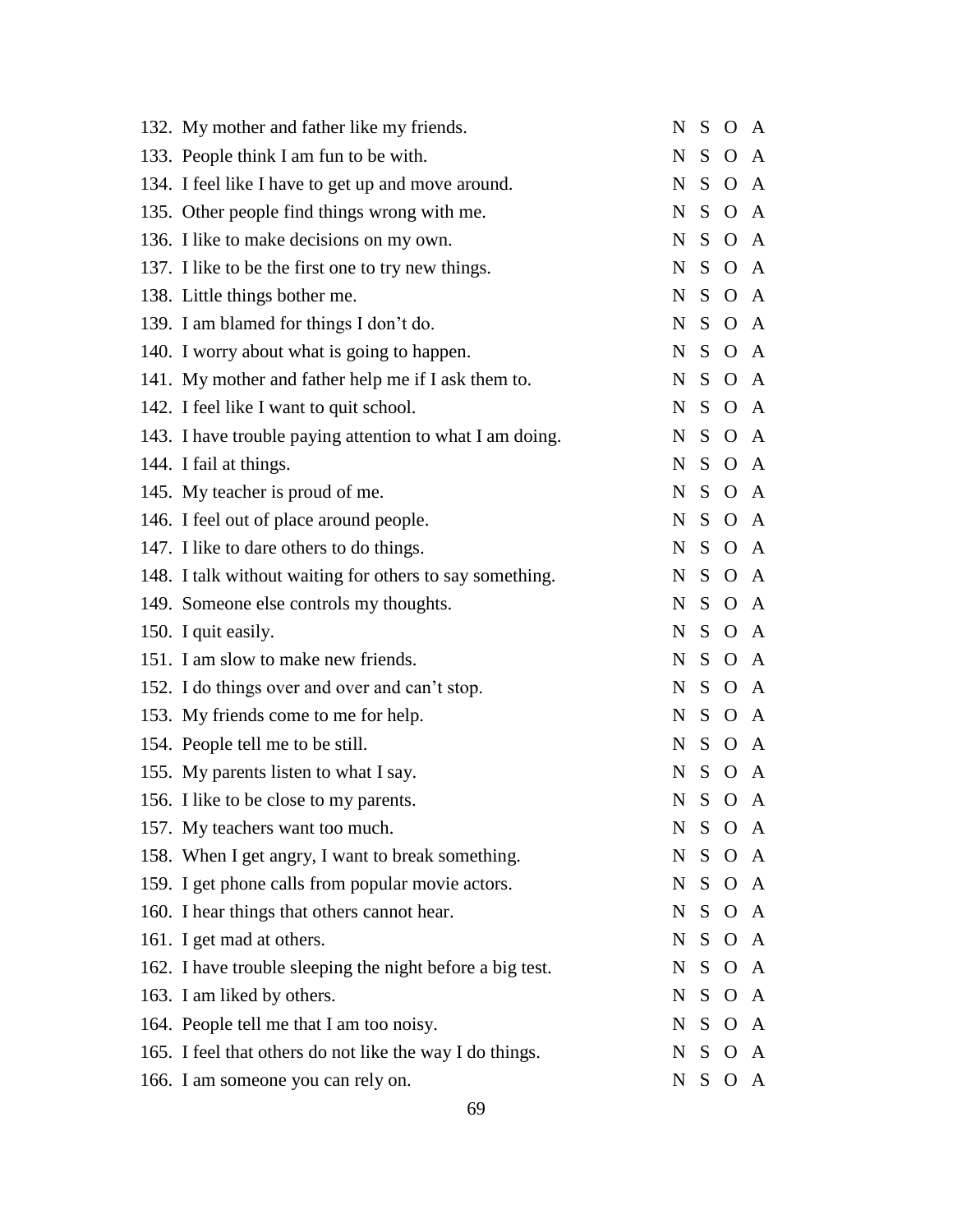132. My mother and father like my friends. N S O A
133. People think I am fun to be with. N S O A
134. I feel like I have to get up and move around. N S O A
135. Other people find things wrong with me. N S O A
136. I like to make decisions on my own. N S O A
137. I like to be the first one to try new things. N S O A
138. Little things bother me. N S O A
139. I am blamed for things I don't do. N S O A
140. I worry about what is going to happen. N S O A
141. My mother and father help me if I ask them to. N S O A
142. I feel like I want to quit school. N S O A
143. I have trouble paying attention to what I am doing. N S O A
144. I fail at things. N S O A
145. My teacher is proud of me. N S O A
146. I feel out of place around people. N S O A
147. I like to dare others to do things. N S O A
148. I talk without waiting for others to say something. N S O A
149. Someone else controls my thoughts. N S O A
150. I quit easily. N S O A
151. I am slow to make new friends. N S O A
152. I do things over and over and can't stop. N S O A
153. My friends come to me for help. N S O A
154. People tell me to be still. N S O A
155. My parents listen to what I say. N S O A
156. I like to be close to my parents. N S O A
157. My teachers want too much. N S O A
158. When I get angry, I want to break something. N S O A
159. I get phone calls from popular movie actors. N S O A
160. I hear things that others cannot hear. N S O A
161. I get mad at others. N S O A
162. I have trouble sleeping the night before a big test. N S O A
163. I am liked by others. N S O A
164. People tell me that I am too noisy. N S O A
165. I feel that others do not like the way I do things. N S O A
166. I am someone you can rely on. N S O A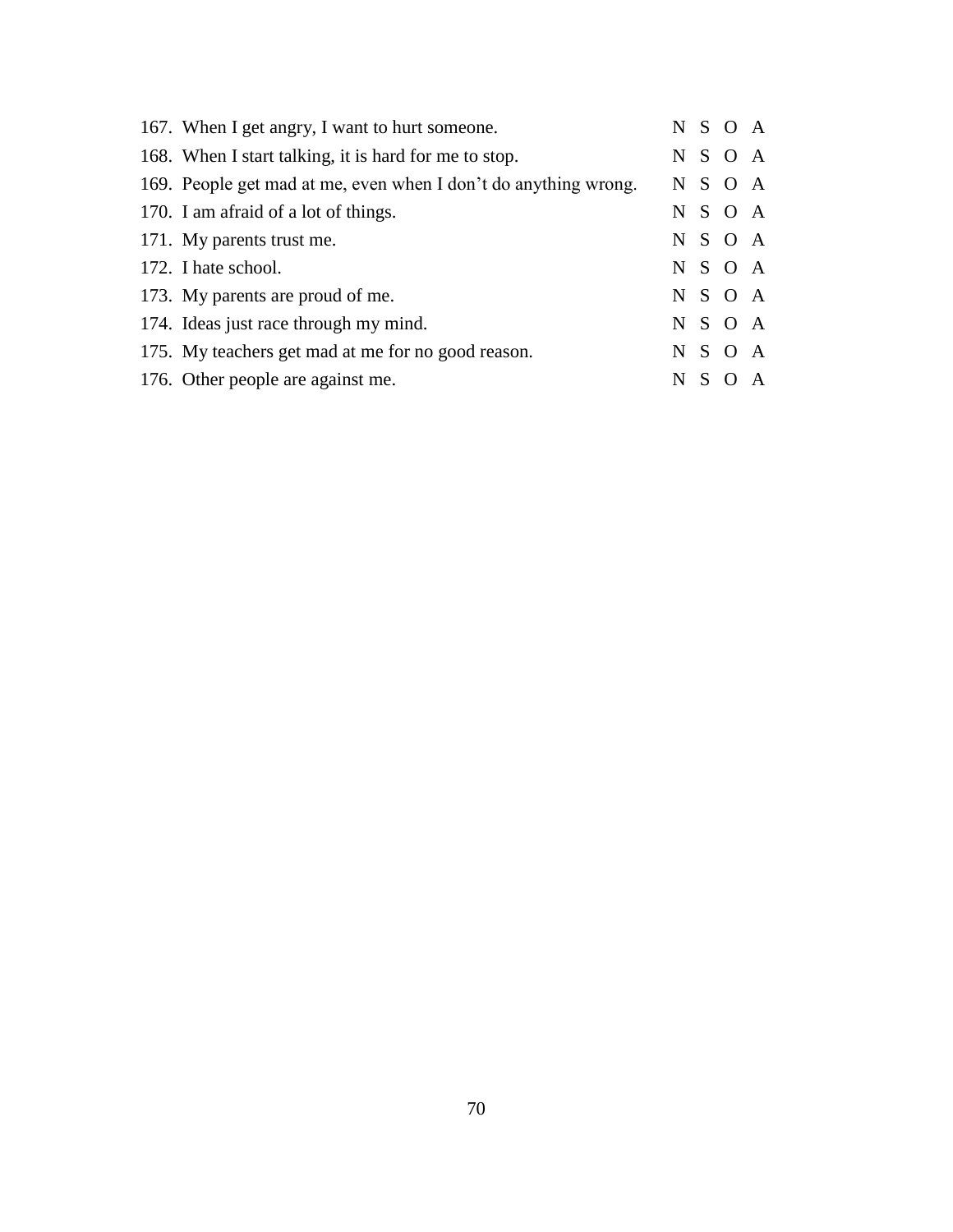167. When I get angry, I want to hurt someone. N S O A
168. When I start talking, it is hard for me to stop. N S O A
169. People get mad at me, even when I don’t do anything wrong. N S O A
170. I am afraid of a lot of things. N S O A
171. My parents trust me. N S O A
172. I hate school. N S O A
173. My parents are proud of me. N S O A
174. Ideas just race through my mind. N S O A
175. My teachers get mad at me for no good reason. N S O A
176. Other people are against me. N S O A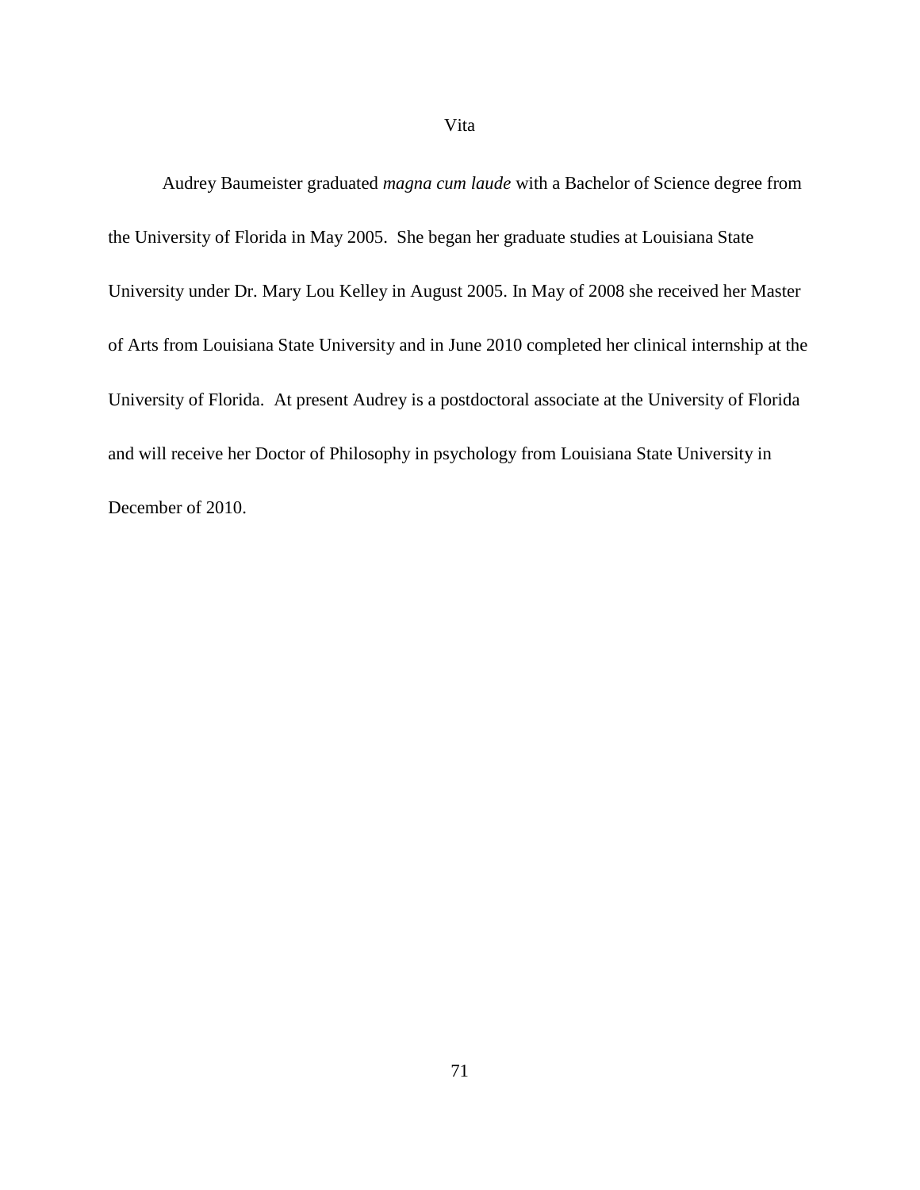# Vita

Audrey Baumeister graduated *magna cum laude* with a Bachelor of Science degree from the University of Florida in May 2005. She began her graduate studies at Louisiana State University under Dr. Mary Lou Kelley in August 2005. In May of 2008 she received her Master of Arts from Louisiana State University and in June 2010 completed her clinical internship at the University of Florida. At present Audrey is a postdoctoral associate at the University of Florida and will receive her Doctor of Philosophy in psychology from Louisiana State University in December of 2010.